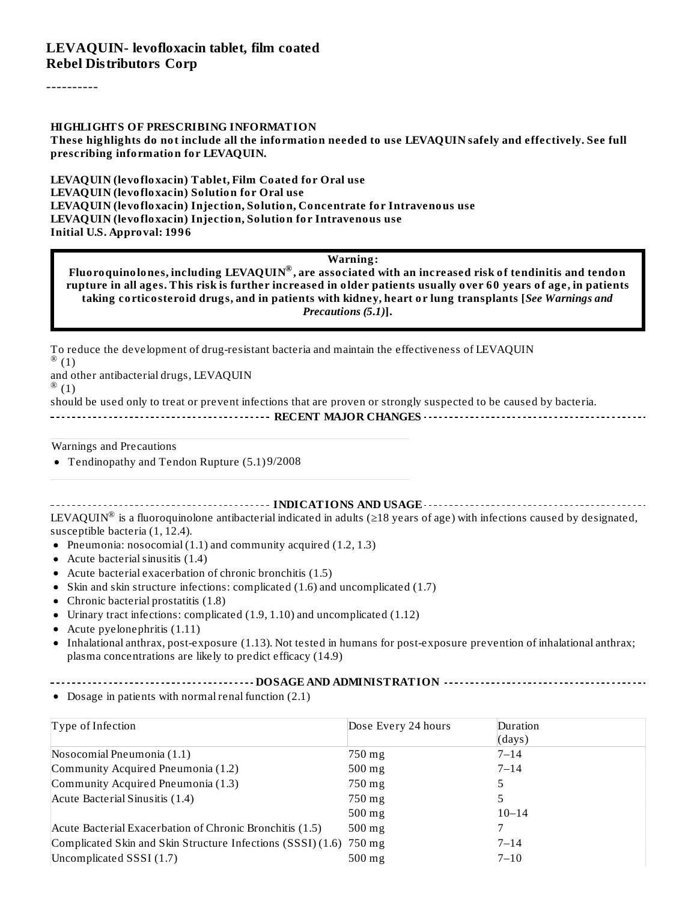# LEVAQUIN- levofloxacin tablet, film coated
**Rebel Distributors Corp**

----------

**HIGHLIGHTS OF PRESCRIBING INFORMATION**

**These highlights do not include all the information needed to use LEVAQUIN safely and effectively. See full prescribing information for LEVAQUIN.**

**LEVAQUIN (levofloxacin) Tablet, Film Coated for Oral use**
**LEVAQUIN (levofloxacin) Solution for Oral use**
**LEVAQUIN (levofloxacin) Injection, Solution, Concentrate for Intravenous use**
**LEVAQUIN (levofloxacin) Injection, Solution for Intravenous use**
**Initial U.S. Approval: 1996**

> **Warning:**
> **Fluoroquinolones, including LEVAQUIN®, are associated with an increased risk of tendinitis and tendon rupture in all ages. This risk is further increased in older patients usually over 60 years of age, in patients taking corticosteroid drugs, and in patients with kidney, heart or lung transplants [*See Warnings and Precautions (5.1)*].**

To reduce the development of drug-resistant bacteria and maintain the effectiveness of LEVAQUIN ® (1) and other antibacterial drugs, LEVAQUIN ® (1) should be used only to treat or prevent infections that are proven or strongly suspected to be caused by bacteria.

**RECENT MAJOR CHANGES**

Warnings and Precautions

- Tendinopathy and Tendon Rupture (5.1) 9/2008

**INDICATIONS AND USAGE**

LEVAQUIN® is a fluoroquinolone antibacterial indicated in adults (≥18 years of age) with infections caused by designated, susceptible bacteria (1, 12.4).

- Pneumonia: nosocomial (1.1) and community acquired (1.2, 1.3)
- Acute bacterial sinusitis (1.4)
- Acute bacterial exacerbation of chronic bronchitis (1.5)
- Skin and skin structure infections: complicated (1.6) and uncomplicated (1.7)
- Chronic bacterial prostatitis (1.8)
- Urinary tract infections: complicated (1.9, 1.10) and uncomplicated (1.12)
- Acute pyelonephritis (1.11)
- Inhalational anthrax, post-exposure (1.13). Not tested in humans for post-exposure prevention of inhalational anthrax; plasma concentrations are likely to predict efficacy (14.9)

**DOSAGE AND ADMINISTRATION**

- Dosage in patients with normal renal function (2.1)

| Type of Infection | Dose Every 24 hours | Duration (days) |
|---|---|---|
| Nosocomial Pneumonia (1.1) | 750 mg | 7–14 |
| Community Acquired Pneumonia (1.2) | 500 mg | 7–14 |
| Community Acquired Pneumonia (1.3) | 750 mg | 5 |
| Acute Bacterial Sinusitis (1.4) | 750 mg | 5 |
| | 500 mg | 10–14 |
| Acute Bacterial Exacerbation of Chronic Bronchitis (1.5) | 500 mg | 7 |
| Complicated Skin and Skin Structure Infections (SSSI) (1.6) | 750 mg | 7–14 |
| Uncomplicated SSSI (1.7) | 500 mg | 7–10 |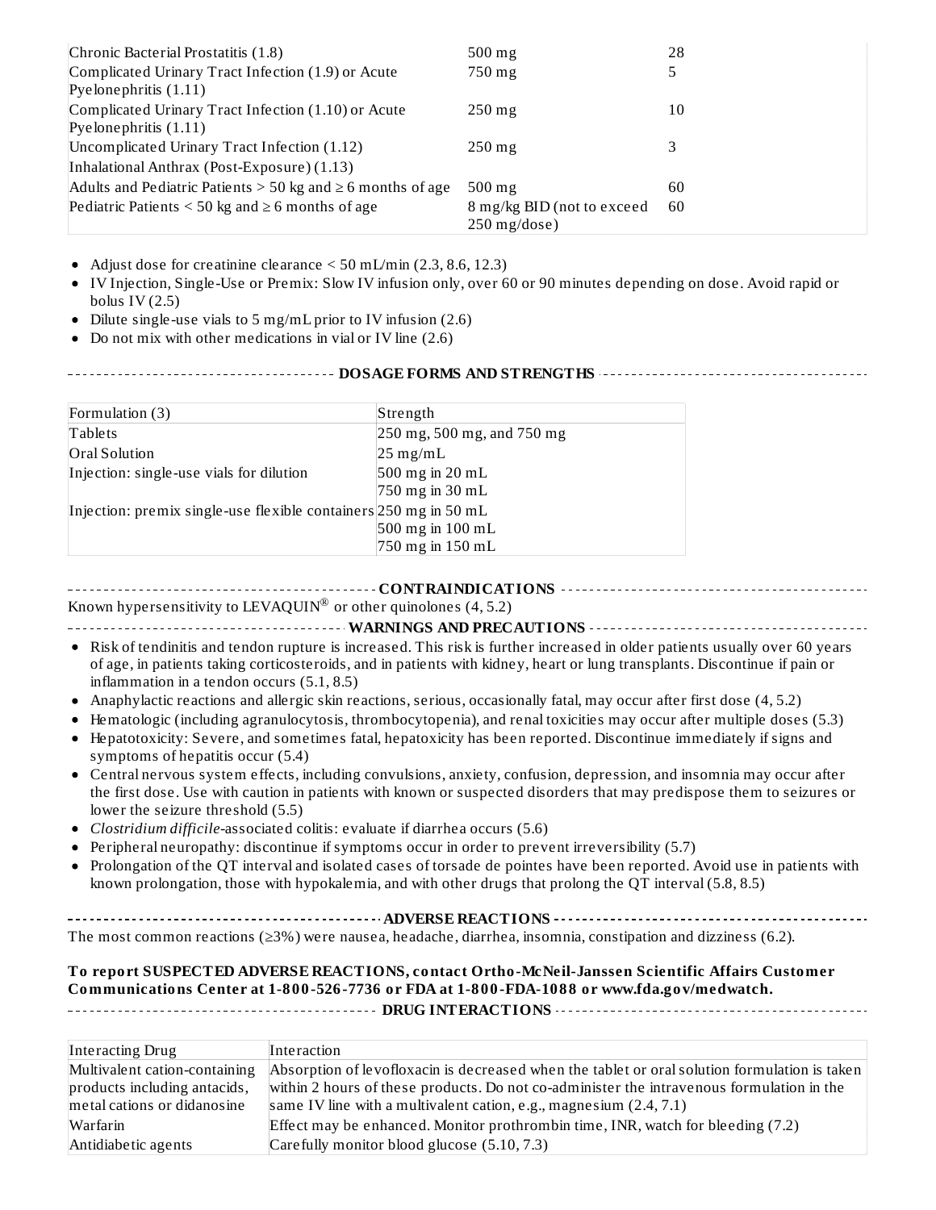| | | |
|---|---|---|
| Chronic Bacterial Prostatitis (1.8) | 500 mg | 28 |
| Complicated Urinary Tract Infection (1.9) or Acute Pyelonephritis (1.11) | 750 mg | 5 |
| Complicated Urinary Tract Infection (1.10) or Acute Pyelonephritis (1.11) | 250 mg | 10 |
| Uncomplicated Urinary Tract Infection (1.12) | 250 mg | 3 |
| Inhalational Anthrax (Post-Exposure) (1.13) | | |
| Adults and Pediatric Patients > 50 kg and ≥ 6 months of age | 500 mg | 60 |
| Pediatric Patients < 50 kg and ≥ 6 months of age | 8 mg/kg BID (not to exceed 250 mg/dose) | 60 |

- Adjust dose for creatinine clearance < 50 mL/min (2.3, 8.6, 12.3)
- IV Injection, Single-Use or Premix: Slow IV infusion only, over 60 or 90 minutes depending on dose. Avoid rapid or bolus IV (2.5)
- Dilute single-use vials to 5 mg/mL prior to IV infusion (2.6)
- Do not mix with other medications in vial or IV line (2.6)

## DOSAGE FORMS AND STRENGTHS

| Formulation (3) | Strength |
|---|---|
| Tablets | 250 mg, 500 mg, and 750 mg |
| Oral Solution | 25 mg/mL |
| Injection: single-use vials for dilution | 500 mg in 20 mL<br>750 mg in 30 mL |
| Injection: premix single-use flexible containers | 250 mg in 50 mL<br>500 mg in 100 mL<br>750 mg in 150 mL |

## CONTRAINDICATIONS

Known hypersensitivity to LEVAQUIN® or other quinolones (4, 5.2)

## WARNINGS AND PRECAUTIONS

- Risk of tendinitis and tendon rupture is increased. This risk is further increased in older patients usually over 60 years of age, in patients taking corticosteroids, and in patients with kidney, heart or lung transplants. Discontinue if pain or inflammation in a tendon occurs (5.1, 8.5)
- Anaphylactic reactions and allergic skin reactions, serious, occasionally fatal, may occur after first dose (4, 5.2)
- Hematologic (including agranulocytosis, thrombocytopenia), and renal toxicities may occur after multiple doses (5.3)
- Hepatotoxicity: Severe, and sometimes fatal, hepatoxicity has been reported. Discontinue immediately if signs and symptoms of hepatitis occur (5.4)
- Central nervous system effects, including convulsions, anxiety, confusion, depression, and insomnia may occur after the first dose. Use with caution in patients with known or suspected disorders that may predispose them to seizures or lower the seizure threshold (5.5)
- *Clostridium difficile*-associated colitis: evaluate if diarrhea occurs (5.6)
- Peripheral neuropathy: discontinue if symptoms occur in order to prevent irreversibility (5.7)
- Prolongation of the QT interval and isolated cases of torsade de pointes have been reported. Avoid use in patients with known prolongation, those with hypokalemia, and with other drugs that prolong the QT interval (5.8, 8.5)

## ADVERSE REACTIONS

The most common reactions (≥3%) were nausea, headache, diarrhea, insomnia, constipation and dizziness (6.2).

**To report SUSPECTED ADVERSE REACTIONS, contact Ortho-McNeil-Janssen Scientific Affairs Customer Communications Center at 1-800-526-7736 or FDA at 1-800-FDA-1088 or www.fda.gov/medwatch.**

## DRUG INTERACTIONS

| Interacting Drug | Interaction |
|---|---|
| Multivalent cation-containing products including antacids, metal cations or didanosine | Absorption of levofloxacin is decreased when the tablet or oral solution formulation is taken within 2 hours of these products. Do not co-administer the intravenous formulation in the same IV line with a multivalent cation, e.g., magnesium (2.4, 7.1) |
| Warfarin | Effect may be enhanced. Monitor prothrombin time, INR, watch for bleeding (7.2) |
| Antidiabetic agents | Carefully monitor blood glucose (5.10, 7.3) |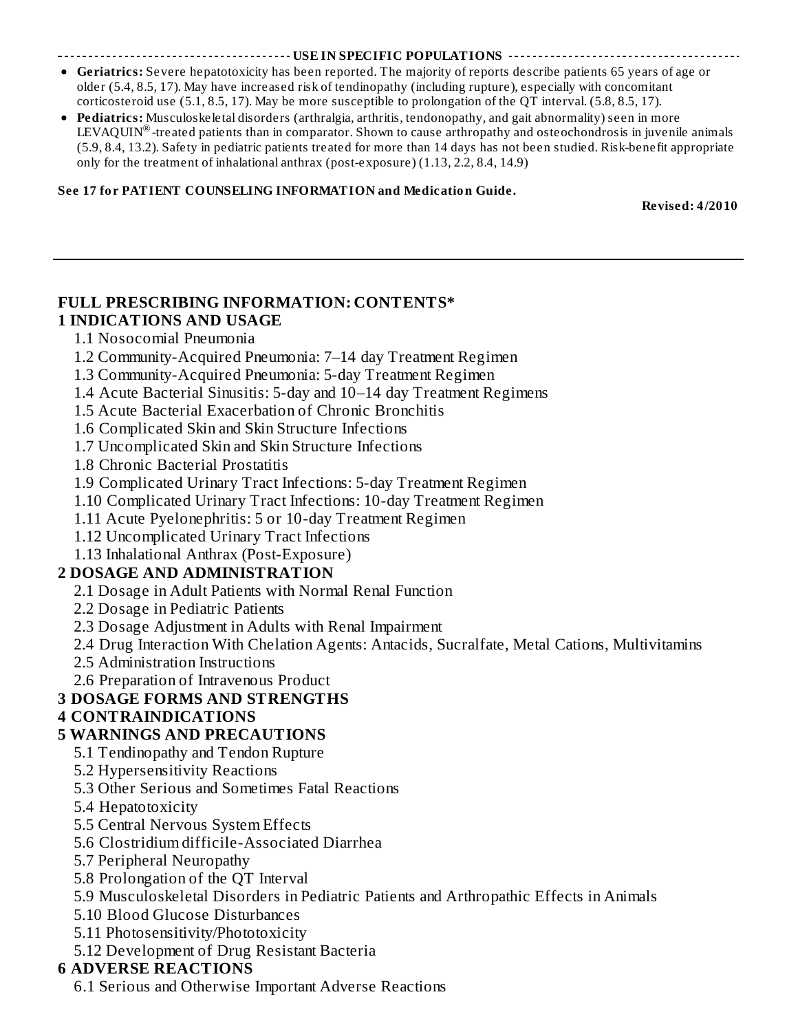## USE IN SPECIFIC POPULATIONS

- **Geriatrics:** Severe hepatotoxicity has been reported. The majority of reports describe patients 65 years of age or older (5.4, 8.5, 17). May have increased risk of tendinopathy (including rupture), especially with concomitant corticosteroid use (5.1, 8.5, 17). May be more susceptible to prolongation of the QT interval. (5.8, 8.5, 17).
- **Pediatrics:** Musculoskeletal disorders (arthralgia, arthritis, tendonopathy, and gait abnormality) seen in more LEVAQUIN®-treated patients than in comparator. Shown to cause arthropathy and osteochondrosis in juvenile animals (5.9, 8.4, 13.2). Safety in pediatric patients treated for more than 14 days has not been studied. Risk-benefit appropriate only for the treatment of inhalational anthrax (post-exposure) (1.13, 2.2, 8.4, 14.9)

**See 17 for PATIENT COUNSELING INFORMATION and Medication Guide.**

**Revised: 4/2010**

---

## FULL PRESCRIBING INFORMATION: CONTENTS*

### 1 INDICATIONS AND USAGE

1.1 Nosocomial Pneumonia
1.2 Community-Acquired Pneumonia: 7–14 day Treatment Regimen
1.3 Community-Acquired Pneumonia: 5-day Treatment Regimen
1.4 Acute Bacterial Sinusitis: 5-day and 10–14 day Treatment Regimens
1.5 Acute Bacterial Exacerbation of Chronic Bronchitis
1.6 Complicated Skin and Skin Structure Infections
1.7 Uncomplicated Skin and Skin Structure Infections
1.8 Chronic Bacterial Prostatitis
1.9 Complicated Urinary Tract Infections: 5-day Treatment Regimen
1.10 Complicated Urinary Tract Infections: 10-day Treatment Regimen
1.11 Acute Pyelonephritis: 5 or 10-day Treatment Regimen
1.12 Uncomplicated Urinary Tract Infections
1.13 Inhalational Anthrax (Post-Exposure)

### 2 DOSAGE AND ADMINISTRATION

2.1 Dosage in Adult Patients with Normal Renal Function
2.2 Dosage in Pediatric Patients
2.3 Dosage Adjustment in Adults with Renal Impairment
2.4 Drug Interaction With Chelation Agents: Antacids, Sucralfate, Metal Cations, Multivitamins
2.5 Administration Instructions
2.6 Preparation of Intravenous Product

### 3 DOSAGE FORMS AND STRENGTHS

### 4 CONTRAINDICATIONS

### 5 WARNINGS AND PRECAUTIONS

5.1 Tendinopathy and Tendon Rupture
5.2 Hypersensitivity Reactions
5.3 Other Serious and Sometimes Fatal Reactions
5.4 Hepatotoxicity
5.5 Central Nervous System Effects
5.6 Clostridium difficile-Associated Diarrhea
5.7 Peripheral Neuropathy
5.8 Prolongation of the QT Interval
5.9 Musculoskeletal Disorders in Pediatric Patients and Arthropathic Effects in Animals
5.10 Blood Glucose Disturbances
5.11 Photosensitivity/Phototoxicity
5.12 Development of Drug Resistant Bacteria

### 6 ADVERSE REACTIONS

6.1 Serious and Otherwise Important Adverse Reactions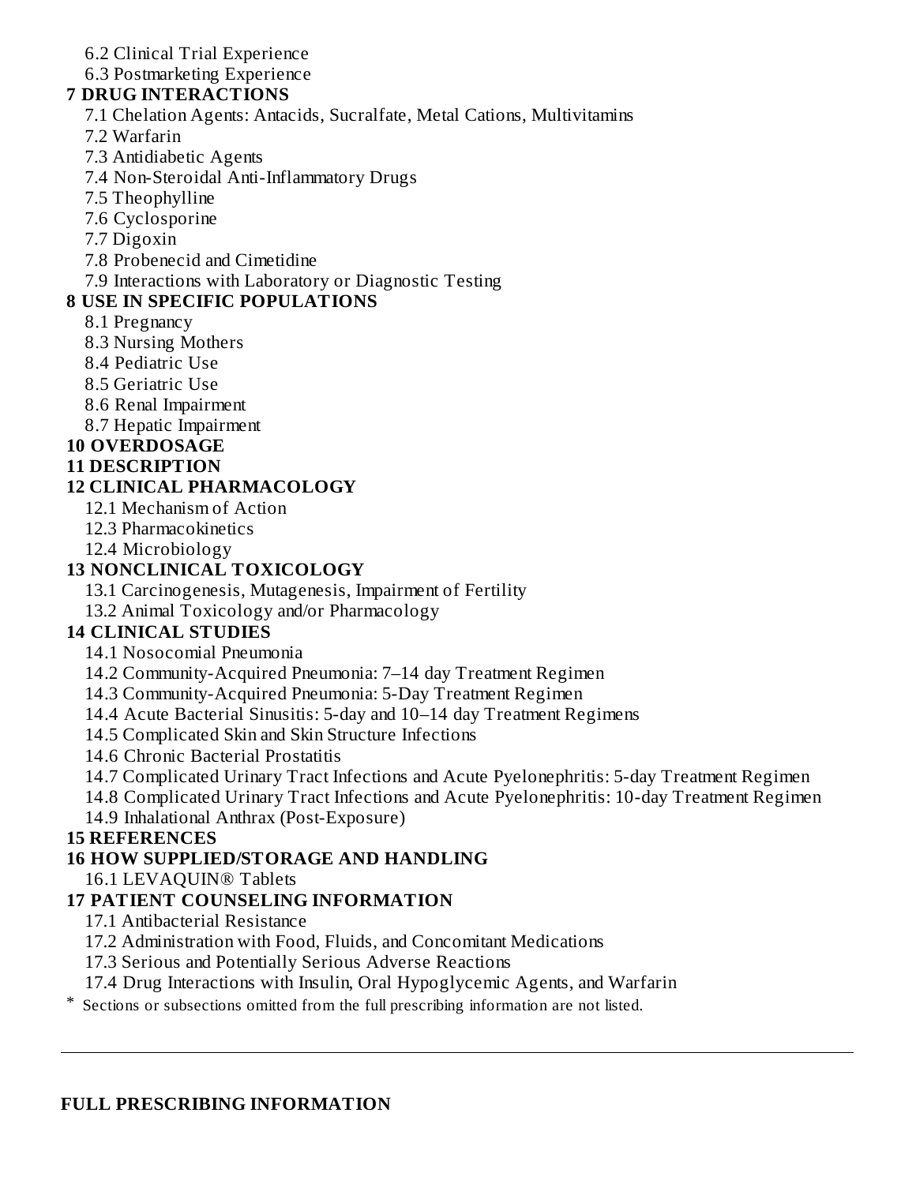6.2 Clinical Trial Experience

6.3 Postmarketing Experience

**7 DRUG INTERACTIONS**

7.1 Chelation Agents: Antacids, Sucralfate, Metal Cations, Multivitamins

7.2 Warfarin

7.3 Antidiabetic Agents

7.4 Non-Steroidal Anti-Inflammatory Drugs

7.5 Theophylline

7.6 Cyclosporine

7.7 Digoxin

7.8 Probenecid and Cimetidine

7.9 Interactions with Laboratory or Diagnostic Testing

**8 USE IN SPECIFIC POPULATIONS**

8.1 Pregnancy

8.3 Nursing Mothers

8.4 Pediatric Use

8.5 Geriatric Use

8.6 Renal Impairment

8.7 Hepatic Impairment

**10 OVERDOSAGE**

**11 DESCRIPTION**

**12 CLINICAL PHARMACOLOGY**

12.1 Mechanism of Action

12.3 Pharmacokinetics

12.4 Microbiology

**13 NONCLINICAL TOXICOLOGY**

13.1 Carcinogenesis, Mutagenesis, Impairment of Fertility

13.2 Animal Toxicology and/or Pharmacology

**14 CLINICAL STUDIES**

14.1 Nosocomial Pneumonia

14.2 Community-Acquired Pneumonia: 7–14 day Treatment Regimen

14.3 Community-Acquired Pneumonia: 5-Day Treatment Regimen

14.4 Acute Bacterial Sinusitis: 5-day and 10–14 day Treatment Regimens

14.5 Complicated Skin and Skin Structure Infections

14.6 Chronic Bacterial Prostatitis

14.7 Complicated Urinary Tract Infections and Acute Pyelonephritis: 5-day Treatment Regimen

14.8 Complicated Urinary Tract Infections and Acute Pyelonephritis: 10-day Treatment Regimen

14.9 Inhalational Anthrax (Post-Exposure)

**15 REFERENCES**

**16 HOW SUPPLIED/STORAGE AND HANDLING**

16.1 LEVAQUIN® Tablets

**17 PATIENT COUNSELING INFORMATION**

17.1 Antibacterial Resistance

17.2 Administration with Food, Fluids, and Concomitant Medications

17.3 Serious and Potentially Serious Adverse Reactions

17.4 Drug Interactions with Insulin, Oral Hypoglycemic Agents, and Warfarin

\* Sections or subsections omitted from the full prescribing information are not listed.

---

**FULL PRESCRIBING INFORMATION**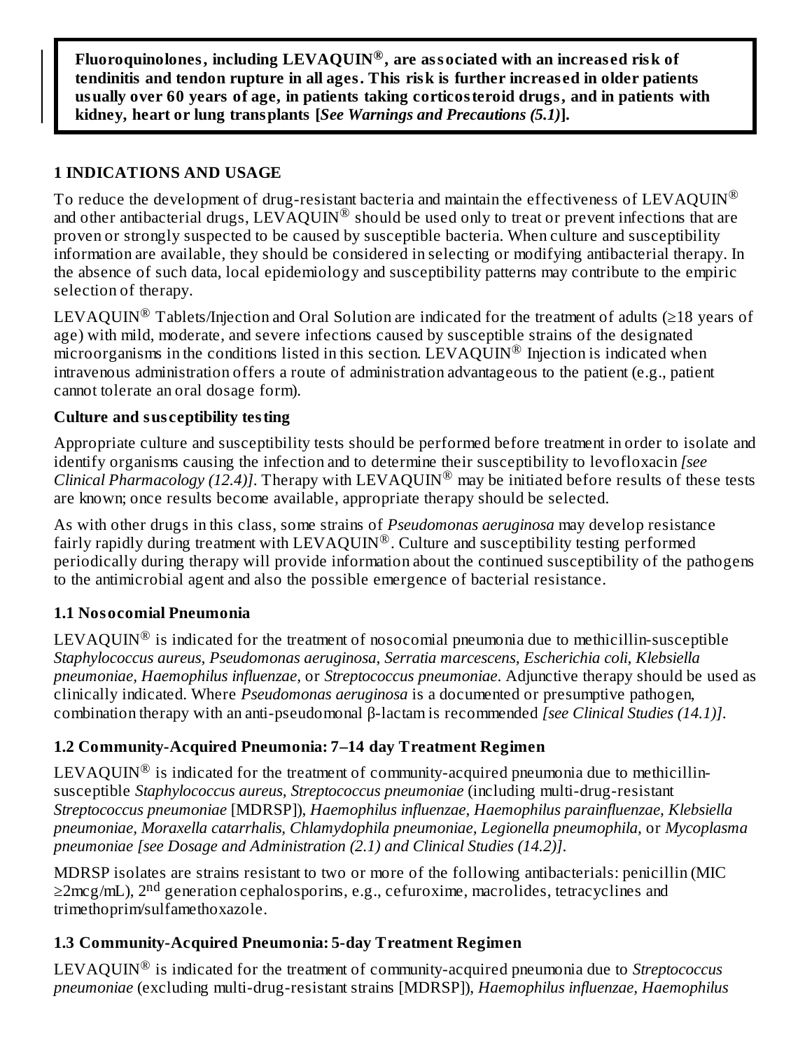**Fluoroquinolones, including LEVAQUIN®, are associated with an increased risk of tendinitis and tendon rupture in all ages. This risk is further increased in older patients usually over 60 years of age, in patients taking corticosteroid drugs, and in patients with kidney, heart or lung transplants [*See Warnings and Precautions (5.1)*].**

## 1 INDICATIONS AND USAGE

To reduce the development of drug-resistant bacteria and maintain the effectiveness of LEVAQUIN® and other antibacterial drugs, LEVAQUIN® should be used only to treat or prevent infections that are proven or strongly suspected to be caused by susceptible bacteria. When culture and susceptibility information are available, they should be considered in selecting or modifying antibacterial therapy. In the absence of such data, local epidemiology and susceptibility patterns may contribute to the empiric selection of therapy.

LEVAQUIN® Tablets/Injection and Oral Solution are indicated for the treatment of adults (≥18 years of age) with mild, moderate, and severe infections caused by susceptible strains of the designated microorganisms in the conditions listed in this section. LEVAQUIN® Injection is indicated when intravenous administration offers a route of administration advantageous to the patient (e.g., patient cannot tolerate an oral dosage form).

**Culture and susceptibility testing**

Appropriate culture and susceptibility tests should be performed before treatment in order to isolate and identify organisms causing the infection and to determine their susceptibility to levofloxacin *[see Clinical Pharmacology (12.4)]*. Therapy with LEVAQUIN® may be initiated before results of these tests are known; once results become available, appropriate therapy should be selected.

As with other drugs in this class, some strains of *Pseudomonas aeruginosa* may develop resistance fairly rapidly during treatment with LEVAQUIN®. Culture and susceptibility testing performed periodically during therapy will provide information about the continued susceptibility of the pathogens to the antimicrobial agent and also the possible emergence of bacterial resistance.

### 1.1 Nosocomial Pneumonia

LEVAQUIN® is indicated for the treatment of nosocomial pneumonia due to methicillin-susceptible *Staphylococcus aureus, Pseudomonas aeruginosa, Serratia marcescens, Escherichia coli, Klebsiella pneumoniae, Haemophilus influenzae,* or *Streptococcus pneumoniae*. Adjunctive therapy should be used as clinically indicated. Where *Pseudomonas aeruginosa* is a documented or presumptive pathogen, combination therapy with an anti-pseudomonal β-lactam is recommended *[see Clinical Studies (14.1)]*.

### 1.2 Community-Acquired Pneumonia: 7–14 day Treatment Regimen

LEVAQUIN® is indicated for the treatment of community-acquired pneumonia due to methicillin-susceptible *Staphylococcus aureus, Streptococcus pneumoniae* (including multi-drug-resistant *Streptococcus pneumoniae* [MDRSP]), *Haemophilus influenzae, Haemophilus parainfluenzae, Klebsiella pneumoniae, Moraxella catarrhalis, Chlamydophila pneumoniae, Legionella pneumophila,* or *Mycoplasma pneumoniae [see Dosage and Administration (2.1) and Clinical Studies (14.2)]*.

MDRSP isolates are strains resistant to two or more of the following antibacterials: penicillin (MIC ≥2mcg/mL), 2nd generation cephalosporins, e.g., cefuroxime, macrolides, tetracyclines and trimethoprim/sulfamethoxazole.

### 1.3 Community-Acquired Pneumonia: 5-day Treatment Regimen

LEVAQUIN® is indicated for the treatment of community-acquired pneumonia due to *Streptococcus pneumoniae* (excluding multi-drug-resistant strains [MDRSP]), *Haemophilus influenzae, Haemophilus*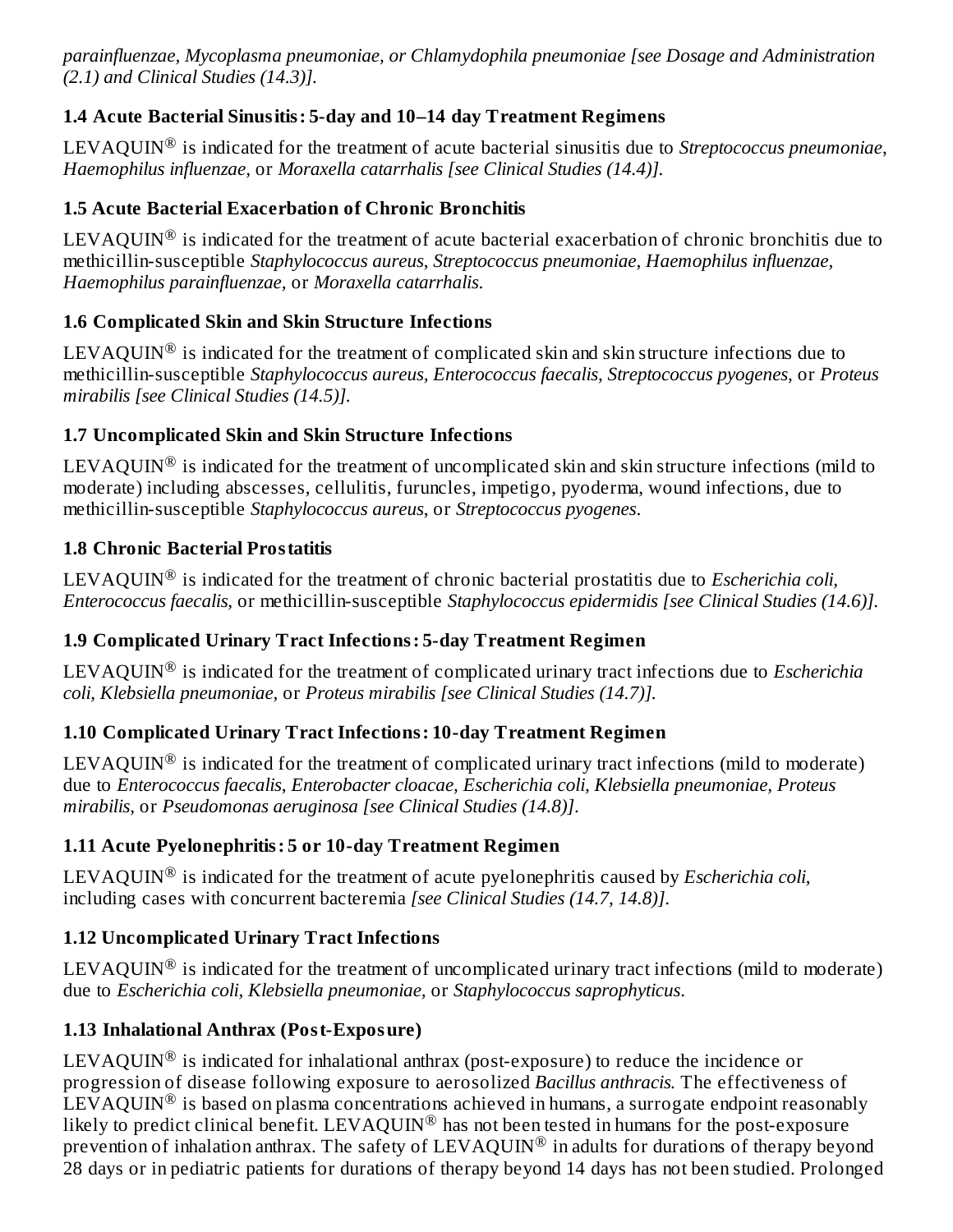*parainfluenzae, Mycoplasma pneumoniae, or Chlamydophila pneumoniae [see Dosage and Administration (2.1) and Clinical Studies (14.3)].*

### 1.4 Acute Bacterial Sinusitis: 5-day and 10–14 day Treatment Regimens

LEVAQUIN® is indicated for the treatment of acute bacterial sinusitis due to *Streptococcus pneumoniae*, *Haemophilus influenzae,* or *Moraxella catarrhalis [see Clinical Studies (14.4)].*

### 1.5 Acute Bacterial Exacerbation of Chronic Bronchitis

LEVAQUIN® is indicated for the treatment of acute bacterial exacerbation of chronic bronchitis due to methicillin-susceptible *Staphylococcus aureus*, *Streptococcus pneumoniae*, *Haemophilus influenzae*, *Haemophilus parainfluenzae,* or *Moraxella catarrhalis.*

### 1.6 Complicated Skin and Skin Structure Infections

LEVAQUIN® is indicated for the treatment of complicated skin and skin structure infections due to methicillin-susceptible *Staphylococcus aureus, Enterococcus faecalis, Streptococcus pyogenes,* or *Proteus mirabilis [see Clinical Studies (14.5)].*

### 1.7 Uncomplicated Skin and Skin Structure Infections

LEVAQUIN® is indicated for the treatment of uncomplicated skin and skin structure infections (mild to moderate) including abscesses, cellulitis, furuncles, impetigo, pyoderma, wound infections, due to methicillin-susceptible *Staphylococcus aureus,* or *Streptococcus pyogenes.*

### 1.8 Chronic Bacterial Prostatitis

LEVAQUIN® is indicated for the treatment of chronic bacterial prostatitis due to *Escherichia coli, Enterococcus faecalis,* or methicillin-susceptible *Staphylococcus epidermidis [see Clinical Studies (14.6)].*

### 1.9 Complicated Urinary Tract Infections: 5-day Treatment Regimen

LEVAQUIN® is indicated for the treatment of complicated urinary tract infections due to *Escherichia coli, Klebsiella pneumoniae,* or *Proteus mirabilis [see Clinical Studies (14.7)].*

### 1.10 Complicated Urinary Tract Infections: 10-day Treatment Regimen

LEVAQUIN® is indicated for the treatment of complicated urinary tract infections (mild to moderate) due to *Enterococcus faecalis, Enterobacter cloacae, Escherichia coli, Klebsiella pneumoniae, Proteus mirabilis,* or *Pseudomonas aeruginosa [see Clinical Studies (14.8)].*

### 1.11 Acute Pyelonephritis: 5 or 10-day Treatment Regimen

LEVAQUIN® is indicated for the treatment of acute pyelonephritis caused by *Escherichia coli*, including cases with concurrent bacteremia *[see Clinical Studies (14.7, 14.8)].*

### 1.12 Uncomplicated Urinary Tract Infections

LEVAQUIN® is indicated for the treatment of uncomplicated urinary tract infections (mild to moderate) due to *Escherichia coli, Klebsiella pneumoniae,* or *Staphylococcus saprophyticus.*

### 1.13 Inhalational Anthrax (Post-Exposure)

LEVAQUIN® is indicated for inhalational anthrax (post-exposure) to reduce the incidence or progression of disease following exposure to aerosolized *Bacillus anthracis.* The effectiveness of LEVAQUIN® is based on plasma concentrations achieved in humans, a surrogate endpoint reasonably likely to predict clinical benefit. LEVAQUIN® has not been tested in humans for the post-exposure prevention of inhalation anthrax. The safety of LEVAQUIN® in adults for durations of therapy beyond 28 days or in pediatric patients for durations of therapy beyond 14 days has not been studied. Prolonged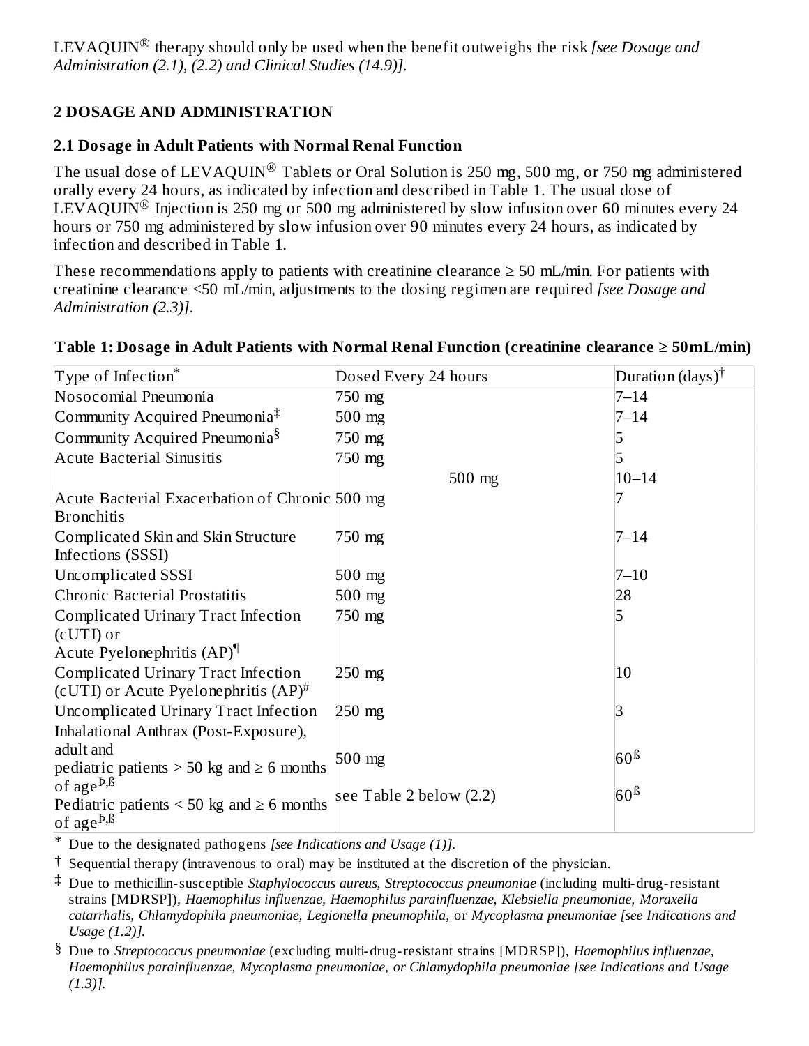LEVAQUIN® therapy should only be used when the benefit outweighs the risk *[see Dosage and Administration (2.1), (2.2) and Clinical Studies (14.9)].*

## 2 DOSAGE AND ADMINISTRATION

### 2.1 Dosage in Adult Patients with Normal Renal Function

The usual dose of LEVAQUIN® Tablets or Oral Solution is 250 mg, 500 mg, or 750 mg administered orally every 24 hours, as indicated by infection and described in Table 1. The usual dose of LEVAQUIN® Injection is 250 mg or 500 mg administered by slow infusion over 60 minutes every 24 hours or 750 mg administered by slow infusion over 90 minutes every 24 hours, as indicated by infection and described in Table 1.

These recommendations apply to patients with creatinine clearance ≥ 50 mL/min. For patients with creatinine clearance <50 mL/min, adjustments to the dosing regimen are required *[see Dosage and Administration (2.3)]*.

**Table 1: Dosage in Adult Patients with Normal Renal Function (creatinine clearance ≥ 50mL/min)**

| Type of Infection* | Dosed Every 24 hours | Duration (days)† |
|---|---|---|
| Nosocomial Pneumonia | 750 mg | 7–14 |
| Community Acquired Pneumonia‡ | 500 mg | 7–14 |
| Community Acquired Pneumonia§ | 750 mg | 5 |
| Acute Bacterial Sinusitis | 750 mg | 5 |
| | 500 mg | 10–14 |
| Acute Bacterial Exacerbation of Chronic Bronchitis | 500 mg | 7 |
| Complicated Skin and Skin Structure Infections (SSSI) | 750 mg | 7–14 |
| Uncomplicated SSSI | 500 mg | 7–10 |
| Chronic Bacterial Prostatitis | 500 mg | 28 |
| Complicated Urinary Tract Infection (cUTI) or Acute Pyelonephritis (AP)¶ | 750 mg | 5 |
| Complicated Urinary Tract Infection (cUTI) or Acute Pyelonephritis (AP)# | 250 mg | 10 |
| Uncomplicated Urinary Tract Infection | 250 mg | 3 |
| Inhalational Anthrax (Post-Exposure), adult and pediatric patients > 50 kg and ≥ 6 months of ageÞ,ß | 500 mg | 60ß |
| Pediatric patients < 50 kg and ≥ 6 months of ageÞ,ß | see Table 2 below (2.2) | 60ß |

\* Due to the designated pathogens *[see Indications and Usage (1)].*

† Sequential therapy (intravenous to oral) may be instituted at the discretion of the physician.

‡ Due to methicillin-susceptible *Staphylococcus aureus*, *Streptococcus pneumoniae* (including multi-drug-resistant strains [MDRSP]), *Haemophilus influenzae, Haemophilus parainfluenzae, Klebsiella pneumoniae, Moraxella catarrhalis, Chlamydophila pneumoniae, Legionella pneumophila,* or *Mycoplasma pneumoniae [see Indications and Usage (1.2)].*

§ Due to *Streptococcus pneumoniae* (excluding multi-drug-resistant strains [MDRSP]), *Haemophilus influenzae, Haemophilus parainfluenzae, Mycoplasma pneumoniae, or Chlamydophila pneumoniae [see Indications and Usage (1.3)].*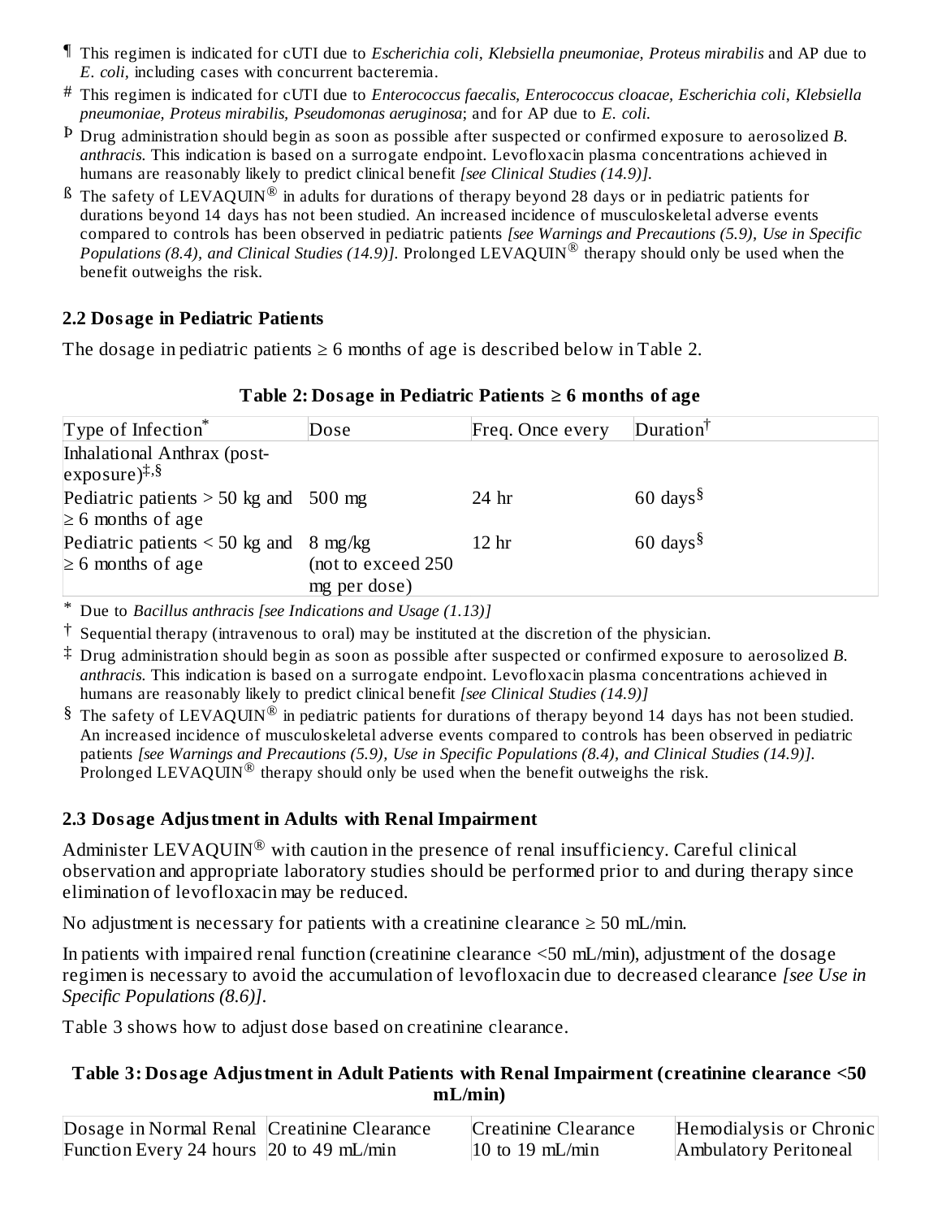¶ This regimen is indicated for cUTI due to *Escherichia coli, Klebsiella pneumoniae, Proteus mirabilis* and AP due to *E. coli,* including cases with concurrent bacteremia.

# This regimen is indicated for cUTI due to *Enterococcus faecalis, Enterococcus cloacae, Escherichia coli, Klebsiella pneumoniae, Proteus mirabilis, Pseudomonas aeruginosa*; and for AP due to *E. coli.*

Þ Drug administration should begin as soon as possible after suspected or confirmed exposure to aerosolized *B. anthracis.* This indication is based on a surrogate endpoint. Levofloxacin plasma concentrations achieved in humans are reasonably likely to predict clinical benefit *[see Clinical Studies (14.9)].*

ß The safety of LEVAQUIN® in adults for durations of therapy beyond 28 days or in pediatric patients for durations beyond 14 days has not been studied. An increased incidence of musculoskeletal adverse events compared to controls has been observed in pediatric patients *[see Warnings and Precautions (5.9), Use in Specific Populations (8.4), and Clinical Studies (14.9)].* Prolonged LEVAQUIN® therapy should only be used when the benefit outweighs the risk.

## 2.2 Dosage in Pediatric Patients

The dosage in pediatric patients ≥ 6 months of age is described below in Table 2.

**Table 2: Dosage in Pediatric Patients ≥ 6 months of age**

| Type of Infection* | Dose | Freq. Once every | Duration† |
|---|---|---|---|
| Inhalational Anthrax (post-exposure)‡,§ | | | |
| Pediatric patients > 50 kg and ≥ 6 months of age | 500 mg | 24 hr | 60 days§ |
| Pediatric patients < 50 kg and ≥ 6 months of age | 8 mg/kg (not to exceed 250 mg per dose) | 12 hr | 60 days§ |

\* Due to *Bacillus anthracis [see Indications and Usage (1.13)]*

† Sequential therapy (intravenous to oral) may be instituted at the discretion of the physician.

‡ Drug administration should begin as soon as possible after suspected or confirmed exposure to aerosolized *B. anthracis.* This indication is based on a surrogate endpoint. Levofloxacin plasma concentrations achieved in humans are reasonably likely to predict clinical benefit *[see Clinical Studies (14.9)]*

§ The safety of LEVAQUIN® in pediatric patients for durations of therapy beyond 14 days has not been studied. An increased incidence of musculoskeletal adverse events compared to controls has been observed in pediatric patients *[see Warnings and Precautions (5.9), Use in Specific Populations (8.4), and Clinical Studies (14.9)].* Prolonged LEVAQUIN® therapy should only be used when the benefit outweighs the risk.

## 2.3 Dosage Adjustment in Adults with Renal Impairment

Administer LEVAQUIN® with caution in the presence of renal insufficiency. Careful clinical observation and appropriate laboratory studies should be performed prior to and during therapy since elimination of levofloxacin may be reduced.

No adjustment is necessary for patients with a creatinine clearance ≥ 50 mL/min.

In patients with impaired renal function (creatinine clearance <50 mL/min), adjustment of the dosage regimen is necessary to avoid the accumulation of levofloxacin due to decreased clearance *[see Use in Specific Populations (8.6)].*

Table 3 shows how to adjust dose based on creatinine clearance.

**Table 3: Dosage Adjustment in Adult Patients with Renal Impairment (creatinine clearance <50 mL/min)**

| Dosage in Normal Renal Function Every 24 hours | Creatinine Clearance 20 to 49 mL/min | Creatinine Clearance 10 to 19 mL/min | Hemodialysis or Chronic Ambulatory Peritoneal |
|---|---|---|---|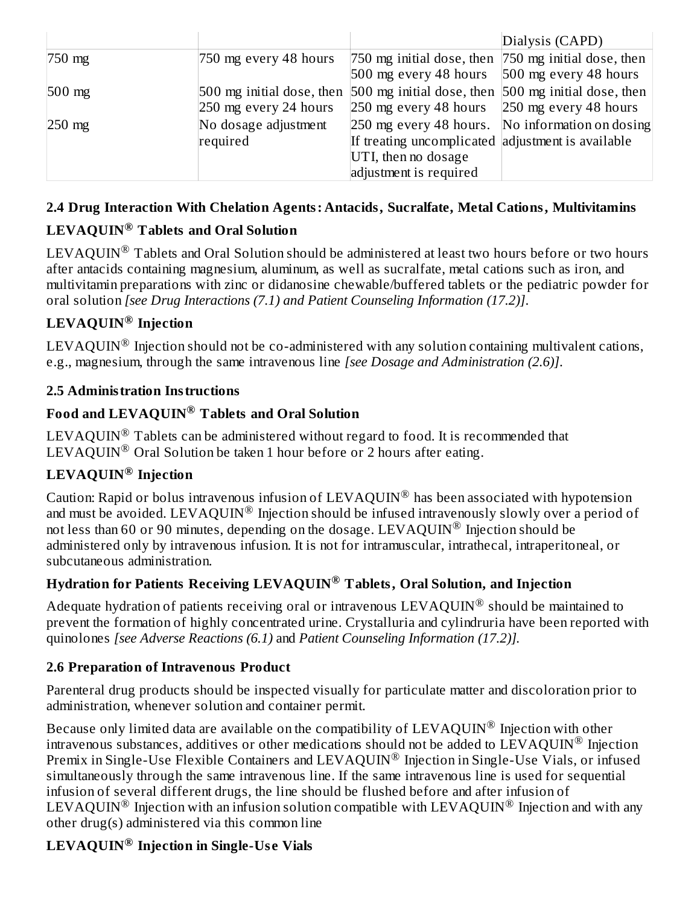| | | | Dialysis (CAPD) |
|---|---|---|---|
| 750 mg | 750 mg every 48 hours | 750 mg initial dose, then 500 mg every 48 hours | 750 mg initial dose, then 500 mg every 48 hours |
| 500 mg | 500 mg initial dose, then 250 mg every 24 hours | 500 mg initial dose, then 250 mg every 48 hours | 500 mg initial dose, then 250 mg every 48 hours |
| 250 mg | No dosage adjustment required | 250 mg every 48 hours. If treating uncomplicated UTI, then no dosage adjustment is required | No information on dosing adjustment is available |

### 2.4 Drug Interaction With Chelation Agents: Antacids, Sucralfate, Metal Cations, Multivitamins

**LEVAQUIN® Tablets and Oral Solution**

LEVAQUIN® Tablets and Oral Solution should be administered at least two hours before or two hours after antacids containing magnesium, aluminum, as well as sucralfate, metal cations such as iron, and multivitamin preparations with zinc or didanosine chewable/buffered tablets or the pediatric powder for oral solution *[see Drug Interactions (7.1) and Patient Counseling Information (17.2)].*

**LEVAQUIN® Injection**

LEVAQUIN® Injection should not be co-administered with any solution containing multivalent cations, e.g., magnesium, through the same intravenous line *[see Dosage and Administration (2.6)].*

### 2.5 Administration Instructions

**Food and LEVAQUIN® Tablets and Oral Solution**

LEVAQUIN® Tablets can be administered without regard to food. It is recommended that LEVAQUIN® Oral Solution be taken 1 hour before or 2 hours after eating.

**LEVAQUIN® Injection**

Caution: Rapid or bolus intravenous infusion of LEVAQUIN® has been associated with hypotension and must be avoided. LEVAQUIN® Injection should be infused intravenously slowly over a period of not less than 60 or 90 minutes, depending on the dosage. LEVAQUIN® Injection should be administered only by intravenous infusion. It is not for intramuscular, intrathecal, intraperitoneal, or subcutaneous administration.

**Hydration for Patients Receiving LEVAQUIN® Tablets, Oral Solution, and Injection**

Adequate hydration of patients receiving oral or intravenous LEVAQUIN® should be maintained to prevent the formation of highly concentrated urine. Crystalluria and cylindruria have been reported with quinolones *[see Adverse Reactions (6.1)* and *Patient Counseling Information (17.2)].*

### 2.6 Preparation of Intravenous Product

Parenteral drug products should be inspected visually for particulate matter and discoloration prior to administration, whenever solution and container permit.

Because only limited data are available on the compatibility of LEVAQUIN® Injection with other intravenous substances, additives or other medications should not be added to LEVAQUIN® Injection Premix in Single-Use Flexible Containers and LEVAQUIN® Injection in Single-Use Vials, or infused simultaneously through the same intravenous line. If the same intravenous line is used for sequential infusion of several different drugs, the line should be flushed before and after infusion of LEVAQUIN® Injection with an infusion solution compatible with LEVAQUIN® Injection and with any other drug(s) administered via this common line

**LEVAQUIN® Injection in Single-Use Vials**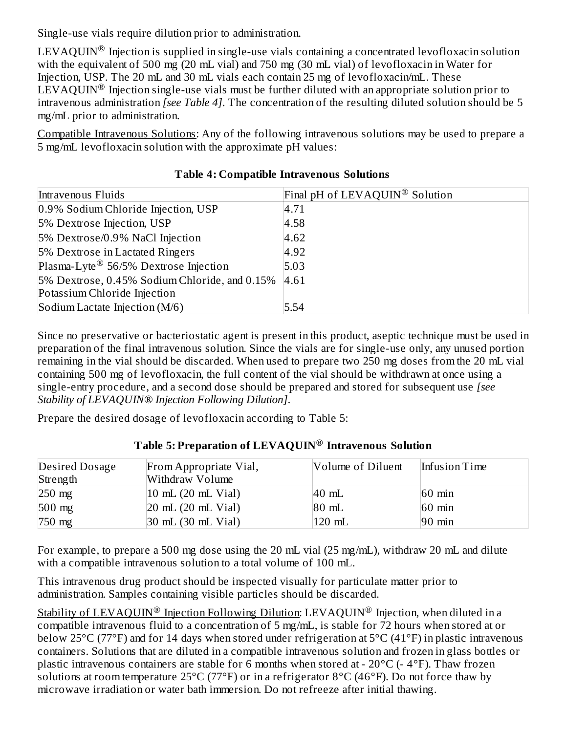Single-use vials require dilution prior to administration.

LEVAQUIN® Injection is supplied in single-use vials containing a concentrated levofloxacin solution with the equivalent of 500 mg (20 mL vial) and 750 mg (30 mL vial) of levofloxacin in Water for Injection, USP. The 20 mL and 30 mL vials each contain 25 mg of levofloxacin/mL. These LEVAQUIN® Injection single-use vials must be further diluted with an appropriate solution prior to intravenous administration *[see Table 4]*. The concentration of the resulting diluted solution should be 5 mg/mL prior to administration.

Compatible Intravenous Solutions: Any of the following intravenous solutions may be used to prepare a 5 mg/mL levofloxacin solution with the approximate pH values:

**Table 4: Compatible Intravenous Solutions**

| Intravenous Fluids | Final pH of LEVAQUIN® Solution |
|---|---|
| 0.9% Sodium Chloride Injection, USP | 4.71 |
| 5% Dextrose Injection, USP | 4.58 |
| 5% Dextrose/0.9% NaCl Injection | 4.62 |
| 5% Dextrose in Lactated Ringers | 4.92 |
| Plasma-Lyte® 56/5% Dextrose Injection | 5.03 |
| 5% Dextrose, 0.45% Sodium Chloride, and 0.15% Potassium Chloride Injection | 4.61 |
| Sodium Lactate Injection (M/6) | 5.54 |

Since no preservative or bacteriostatic agent is present in this product, aseptic technique must be used in preparation of the final intravenous solution. Since the vials are for single-use only, any unused portion remaining in the vial should be discarded. When used to prepare two 250 mg doses from the 20 mL vial containing 500 mg of levofloxacin, the full content of the vial should be withdrawn at once using a single-entry procedure, and a second dose should be prepared and stored for subsequent use *[see Stability of LEVAQUIN® Injection Following Dilution]*.

Prepare the desired dosage of levofloxacin according to Table 5:

**Table 5: Preparation of LEVAQUIN® Intravenous Solution**

| Desired Dosage Strength | From Appropriate Vial, Withdraw Volume | Volume of Diluent | Infusion Time |
|---|---|---|---|
| 250 mg | 10 mL (20 mL Vial) | 40 mL | 60 min |
| 500 mg | 20 mL (20 mL Vial) | 80 mL | 60 min |
| 750 mg | 30 mL (30 mL Vial) | 120 mL | 90 min |

For example, to prepare a 500 mg dose using the 20 mL vial (25 mg/mL), withdraw 20 mL and dilute with a compatible intravenous solution to a total volume of 100 mL.

This intravenous drug product should be inspected visually for particulate matter prior to administration. Samples containing visible particles should be discarded.

Stability of LEVAQUIN® Injection Following Dilution: LEVAQUIN® Injection, when diluted in a compatible intravenous fluid to a concentration of 5 mg/mL, is stable for 72 hours when stored at or below 25°C (77°F) and for 14 days when stored under refrigeration at 5°C (41°F) in plastic intravenous containers. Solutions that are diluted in a compatible intravenous solution and frozen in glass bottles or plastic intravenous containers are stable for 6 months when stored at - 20°C (- 4°F). Thaw frozen solutions at room temperature 25°C (77°F) or in a refrigerator 8°C (46°F). Do not force thaw by microwave irradiation or water bath immersion. Do not refreeze after initial thawing.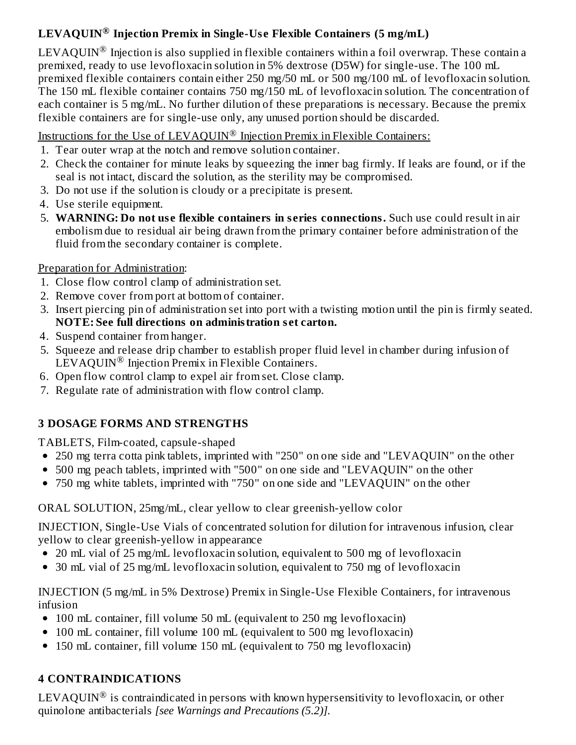**LEVAQUIN® Injection Premix in Single-Use Flexible Containers (5 mg/mL)**

LEVAQUIN® Injection is also supplied in flexible containers within a foil overwrap. These contain a premixed, ready to use levofloxacin solution in 5% dextrose (D5W) for single-use. The 100 mL premixed flexible containers contain either 250 mg/50 mL or 500 mg/100 mL of levofloxacin solution. The 150 mL flexible container contains 750 mg/150 mL of levofloxacin solution. The concentration of each container is 5 mg/mL. No further dilution of these preparations is necessary. Because the premix flexible containers are for single-use only, any unused portion should be discarded.

Instructions for the Use of LEVAQUIN® Injection Premix in Flexible Containers:

1. Tear outer wrap at the notch and remove solution container.
2. Check the container for minute leaks by squeezing the inner bag firmly. If leaks are found, or if the seal is not intact, discard the solution, as the sterility may be compromised.
3. Do not use if the solution is cloudy or a precipitate is present.
4. Use sterile equipment.
5. **WARNING: Do not use flexible containers in series connections.** Such use could result in air embolism due to residual air being drawn from the primary container before administration of the fluid from the secondary container is complete.

Preparation for Administration:

1. Close flow control clamp of administration set.
2. Remove cover from port at bottom of container.
3. Insert piercing pin of administration set into port with a twisting motion until the pin is firmly seated. **NOTE: See full directions on administration set carton.**
4. Suspend container from hanger.
5. Squeeze and release drip chamber to establish proper fluid level in chamber during infusion of LEVAQUIN® Injection Premix in Flexible Containers.
6. Open flow control clamp to expel air from set. Close clamp.
7. Regulate rate of administration with flow control clamp.

## 3 DOSAGE FORMS AND STRENGTHS

TABLETS, Film-coated, capsule-shaped

- 250 mg terra cotta pink tablets, imprinted with "250" on one side and "LEVAQUIN" on the other
- 500 mg peach tablets, imprinted with "500" on one side and "LEVAQUIN" on the other
- 750 mg white tablets, imprinted with "750" on one side and "LEVAQUIN" on the other

ORAL SOLUTION, 25mg/mL, clear yellow to clear greenish-yellow color

INJECTION, Single-Use Vials of concentrated solution for dilution for intravenous infusion, clear yellow to clear greenish-yellow in appearance

- 20 mL vial of 25 mg/mL levofloxacin solution, equivalent to 500 mg of levofloxacin
- 30 mL vial of 25 mg/mL levofloxacin solution, equivalent to 750 mg of levofloxacin

INJECTION (5 mg/mL in 5% Dextrose) Premix in Single-Use Flexible Containers, for intravenous infusion

- 100 mL container, fill volume 50 mL (equivalent to 250 mg levofloxacin)
- 100 mL container, fill volume 100 mL (equivalent to 500 mg levofloxacin)
- 150 mL container, fill volume 150 mL (equivalent to 750 mg levofloxacin)

## 4 CONTRAINDICATIONS

LEVAQUIN® is contraindicated in persons with known hypersensitivity to levofloxacin, or other quinolone antibacterials *[see Warnings and Precautions (5.2)]*.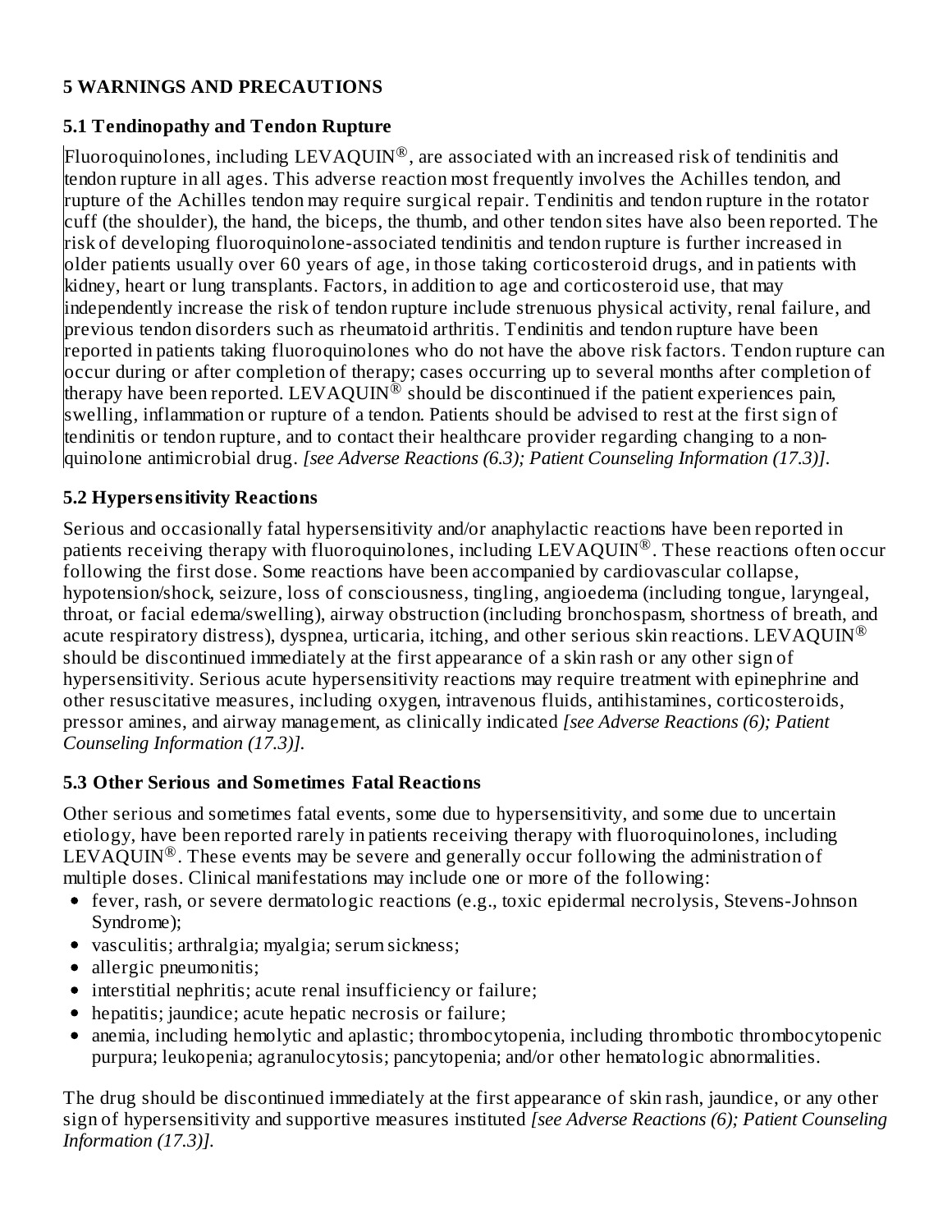## 5 WARNINGS AND PRECAUTIONS

### 5.1 Tendinopathy and Tendon Rupture

Fluoroquinolones, including LEVAQUIN®, are associated with an increased risk of tendinitis and tendon rupture in all ages. This adverse reaction most frequently involves the Achilles tendon, and rupture of the Achilles tendon may require surgical repair. Tendinitis and tendon rupture in the rotator cuff (the shoulder), the hand, the biceps, the thumb, and other tendon sites have also been reported. The risk of developing fluoroquinolone-associated tendinitis and tendon rupture is further increased in older patients usually over 60 years of age, in those taking corticosteroid drugs, and in patients with kidney, heart or lung transplants. Factors, in addition to age and corticosteroid use, that may independently increase the risk of tendon rupture include strenuous physical activity, renal failure, and previous tendon disorders such as rheumatoid arthritis. Tendinitis and tendon rupture have been reported in patients taking fluoroquinolones who do not have the above risk factors. Tendon rupture can occur during or after completion of therapy; cases occurring up to several months after completion of therapy have been reported. LEVAQUIN® should be discontinued if the patient experiences pain, swelling, inflammation or rupture of a tendon. Patients should be advised to rest at the first sign of tendinitis or tendon rupture, and to contact their healthcare provider regarding changing to a non-quinolone antimicrobial drug. *[see Adverse Reactions (6.3); Patient Counseling Information (17.3)]*.

### 5.2 Hypersensitivity Reactions

Serious and occasionally fatal hypersensitivity and/or anaphylactic reactions have been reported in patients receiving therapy with fluoroquinolones, including LEVAQUIN®. These reactions often occur following the first dose. Some reactions have been accompanied by cardiovascular collapse, hypotension/shock, seizure, loss of consciousness, tingling, angioedema (including tongue, laryngeal, throat, or facial edema/swelling), airway obstruction (including bronchospasm, shortness of breath, and acute respiratory distress), dyspnea, urticaria, itching, and other serious skin reactions. LEVAQUIN® should be discontinued immediately at the first appearance of a skin rash or any other sign of hypersensitivity. Serious acute hypersensitivity reactions may require treatment with epinephrine and other resuscitative measures, including oxygen, intravenous fluids, antihistamines, corticosteroids, pressor amines, and airway management, as clinically indicated *[see Adverse Reactions (6); Patient Counseling Information (17.3)]*.

### 5.3 Other Serious and Sometimes Fatal Reactions

Other serious and sometimes fatal events, some due to hypersensitivity, and some due to uncertain etiology, have been reported rarely in patients receiving therapy with fluoroquinolones, including LEVAQUIN®. These events may be severe and generally occur following the administration of multiple doses. Clinical manifestations may include one or more of the following:

- fever, rash, or severe dermatologic reactions (e.g., toxic epidermal necrolysis, Stevens-Johnson Syndrome);
- vasculitis; arthralgia; myalgia; serum sickness;
- allergic pneumonitis;
- interstitial nephritis; acute renal insufficiency or failure;
- hepatitis; jaundice; acute hepatic necrosis or failure;
- anemia, including hemolytic and aplastic; thrombocytopenia, including thrombotic thrombocytopenic purpura; leukopenia; agranulocytosis; pancytopenia; and/or other hematologic abnormalities.

The drug should be discontinued immediately at the first appearance of skin rash, jaundice, or any other sign of hypersensitivity and supportive measures instituted *[see Adverse Reactions (6); Patient Counseling Information (17.3)]*.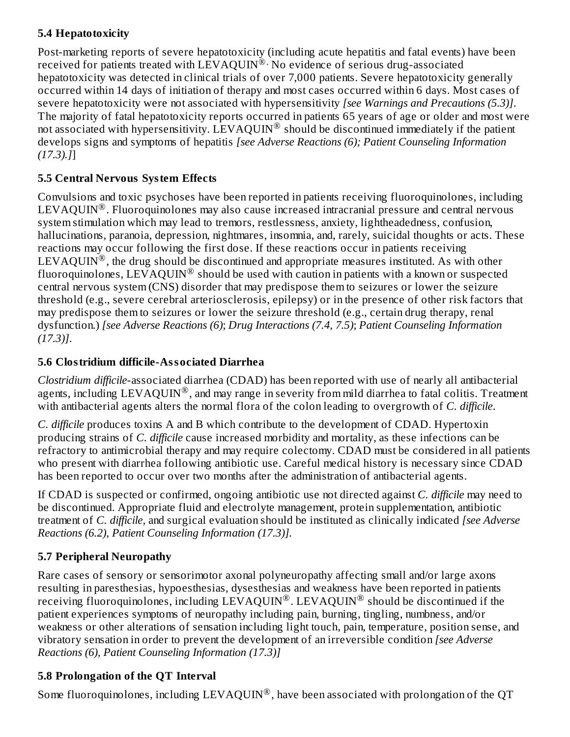### 5.4 Hepatotoxicity

Post-marketing reports of severe hepatotoxicity (including acute hepatitis and fatal events) have been received for patients treated with LEVAQUIN®. No evidence of serious drug-associated hepatotoxicity was detected in clinical trials of over 7,000 patients. Severe hepatotoxicity generally occurred within 14 days of initiation of therapy and most cases occurred within 6 days. Most cases of severe hepatotoxicity were not associated with hypersensitivity *[see Warnings and Precautions (5.3)]*. The majority of fatal hepatotoxicity reports occurred in patients 65 years of age or older and most were not associated with hypersensitivity. LEVAQUIN® should be discontinued immediately if the patient develops signs and symptoms of hepatitis *[see Adverse Reactions (6); Patient Counseling Information (17.3).]*]

### 5.5 Central Nervous System Effects

Convulsions and toxic psychoses have been reported in patients receiving fluoroquinolones, including LEVAQUIN®. Fluoroquinolones may also cause increased intracranial pressure and central nervous system stimulation which may lead to tremors, restlessness, anxiety, lightheadedness, confusion, hallucinations, paranoia, depression, nightmares, insomnia, and, rarely, suicidal thoughts or acts. These reactions may occur following the first dose. If these reactions occur in patients receiving LEVAQUIN®, the drug should be discontinued and appropriate measures instituted. As with other fluoroquinolones, LEVAQUIN® should be used with caution in patients with a known or suspected central nervous system (CNS) disorder that may predispose them to seizures or lower the seizure threshold (e.g., severe cerebral arteriosclerosis, epilepsy) or in the presence of other risk factors that may predispose them to seizures or lower the seizure threshold (e.g., certain drug therapy, renal dysfunction.) *[see Adverse Reactions (6)*; *Drug Interactions (7.4, 7.5)*; *Patient Counseling Information (17.3)]*.

### 5.6 Clostridium difficile-Associated Diarrhea

*Clostridium difficile*-associated diarrhea (CDAD) has been reported with use of nearly all antibacterial agents, including LEVAQUIN®, and may range in severity from mild diarrhea to fatal colitis. Treatment with antibacterial agents alters the normal flora of the colon leading to overgrowth of *C. difficile*.

*C. difficile* produces toxins A and B which contribute to the development of CDAD. Hypertoxin producing strains of *C. difficile* cause increased morbidity and mortality, as these infections can be refractory to antimicrobial therapy and may require colectomy. CDAD must be considered in all patients who present with diarrhea following antibiotic use. Careful medical history is necessary since CDAD has been reported to occur over two months after the administration of antibacterial agents.

If CDAD is suspected or confirmed, ongoing antibiotic use not directed against *C. difficile* may need to be discontinued. Appropriate fluid and electrolyte management, protein supplementation, antibiotic treatment of *C. difficile*, and surgical evaluation should be instituted as clinically indicated *[see Adverse Reactions (6.2), Patient Counseling Information (17.3)]*.

### 5.7 Peripheral Neuropathy

Rare cases of sensory or sensorimotor axonal polyneuropathy affecting small and/or large axons resulting in paresthesias, hypoesthesias, dysesthesias and weakness have been reported in patients receiving fluoroquinolones, including LEVAQUIN®. LEVAQUIN® should be discontinued if the patient experiences symptoms of neuropathy including pain, burning, tingling, numbness, and/or weakness or other alterations of sensation including light touch, pain, temperature, position sense, and vibratory sensation in order to prevent the development of an irreversible condition *[see Adverse Reactions (6), Patient Counseling Information (17.3)]*

### 5.8 Prolongation of the QT Interval

Some fluoroquinolones, including LEVAQUIN®, have been associated with prolongation of the QT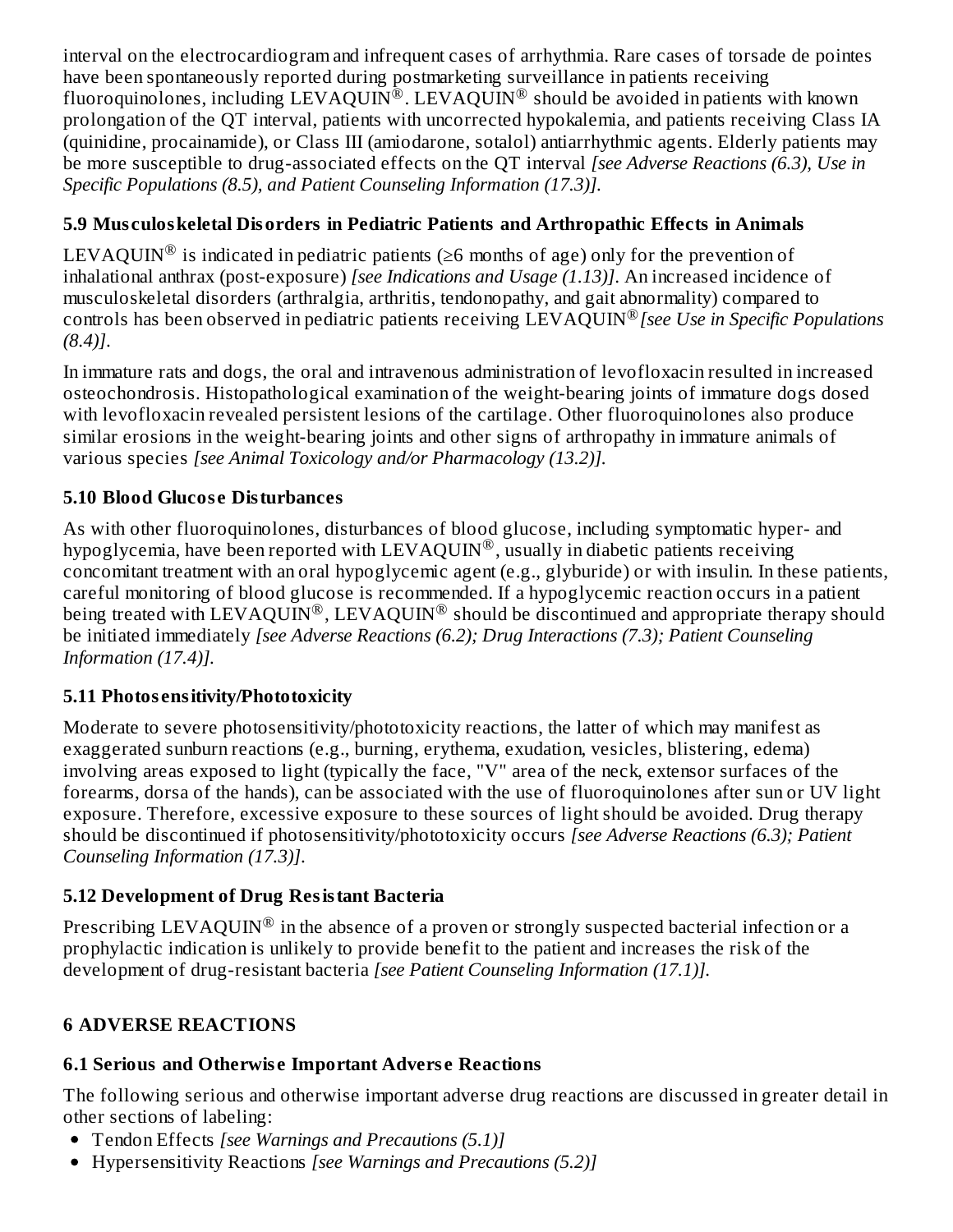interval on the electrocardiogram and infrequent cases of arrhythmia. Rare cases of torsade de pointes have been spontaneously reported during postmarketing surveillance in patients receiving fluoroquinolones, including LEVAQUIN®. LEVAQUIN® should be avoided in patients with known prolongation of the QT interval, patients with uncorrected hypokalemia, and patients receiving Class IA (quinidine, procainamide), or Class III (amiodarone, sotalol) antiarrhythmic agents. Elderly patients may be more susceptible to drug-associated effects on the QT interval *[see Adverse Reactions (6.3), Use in Specific Populations (8.5), and Patient Counseling Information (17.3)].*

### 5.9 Musculoskeletal Disorders in Pediatric Patients and Arthropathic Effects in Animals

LEVAQUIN® is indicated in pediatric patients (≥6 months of age) only for the prevention of inhalational anthrax (post-exposure) *[see Indications and Usage (1.13)]*. An increased incidence of musculoskeletal disorders (arthralgia, arthritis, tendonopathy, and gait abnormality) compared to controls has been observed in pediatric patients receiving LEVAQUIN® *[see Use in Specific Populations (8.4)]*.

In immature rats and dogs, the oral and intravenous administration of levofloxacin resulted in increased osteochondrosis. Histopathological examination of the weight-bearing joints of immature dogs dosed with levofloxacin revealed persistent lesions of the cartilage. Other fluoroquinolones also produce similar erosions in the weight-bearing joints and other signs of arthropathy in immature animals of various species *[see Animal Toxicology and/or Pharmacology (13.2)].*

### 5.10 Blood Glucose Disturbances

As with other fluoroquinolones, disturbances of blood glucose, including symptomatic hyper- and hypoglycemia, have been reported with LEVAQUIN®, usually in diabetic patients receiving concomitant treatment with an oral hypoglycemic agent (e.g., glyburide) or with insulin. In these patients, careful monitoring of blood glucose is recommended. If a hypoglycemic reaction occurs in a patient being treated with LEVAQUIN®, LEVAQUIN® should be discontinued and appropriate therapy should be initiated immediately *[see Adverse Reactions (6.2); Drug Interactions (7.3); Patient Counseling Information (17.4)].*

### 5.11 Photosensitivity/Phototoxicity

Moderate to severe photosensitivity/phototoxicity reactions, the latter of which may manifest as exaggerated sunburn reactions (e.g., burning, erythema, exudation, vesicles, blistering, edema) involving areas exposed to light (typically the face, "V" area of the neck, extensor surfaces of the forearms, dorsa of the hands), can be associated with the use of fluoroquinolones after sun or UV light exposure. Therefore, excessive exposure to these sources of light should be avoided. Drug therapy should be discontinued if photosensitivity/phototoxicity occurs *[see Adverse Reactions (6.3); Patient Counseling Information (17.3)].*

### 5.12 Development of Drug Resistant Bacteria

Prescribing LEVAQUIN® in the absence of a proven or strongly suspected bacterial infection or a prophylactic indication is unlikely to provide benefit to the patient and increases the risk of the development of drug-resistant bacteria *[see Patient Counseling Information (17.1)].*

## 6 ADVERSE REACTIONS

### 6.1 Serious and Otherwise Important Adverse Reactions

The following serious and otherwise important adverse drug reactions are discussed in greater detail in other sections of labeling:

- Tendon Effects *[see Warnings and Precautions (5.1)]*
- Hypersensitivity Reactions *[see Warnings and Precautions (5.2)]*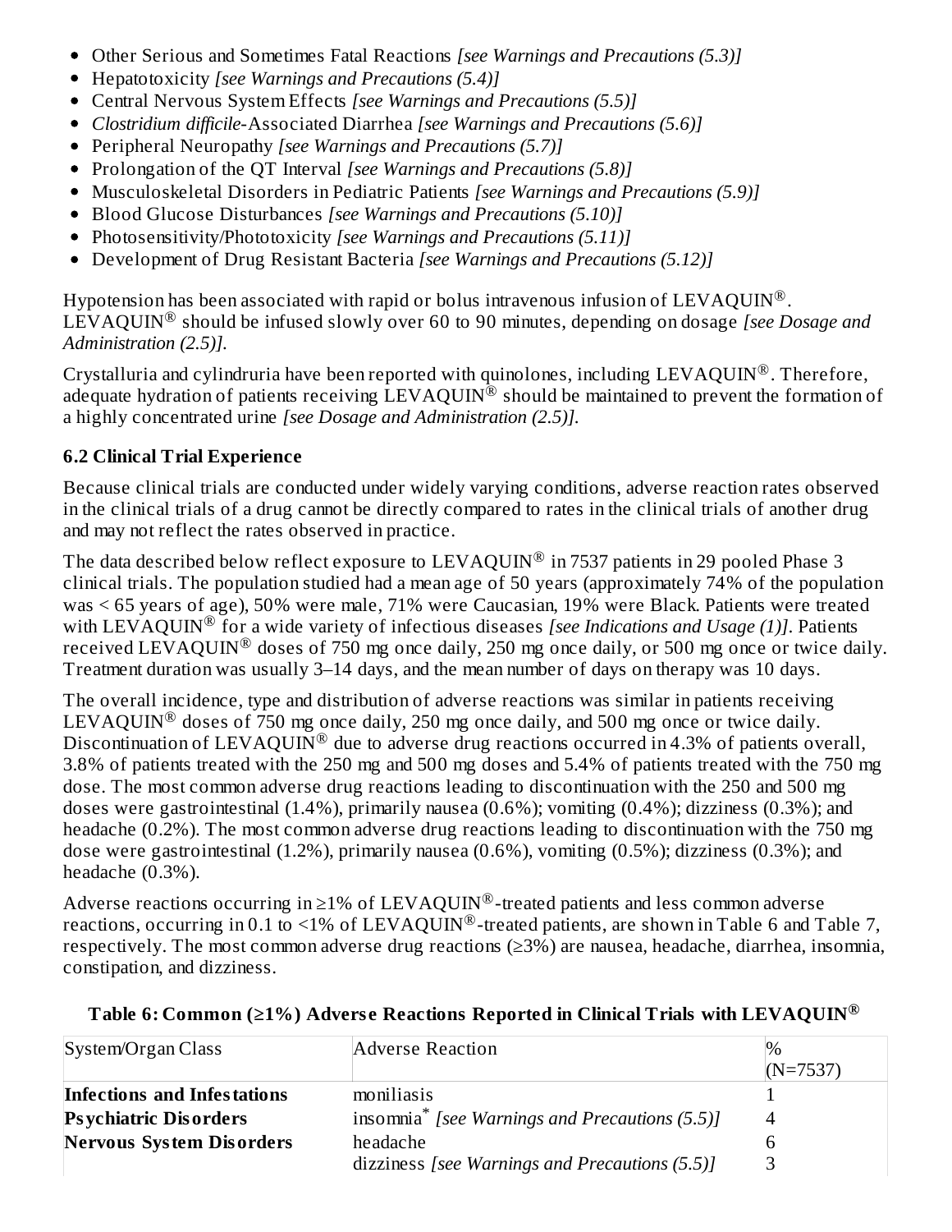- Other Serious and Sometimes Fatal Reactions *[see Warnings and Precautions (5.3)]*
- Hepatotoxicity *[see Warnings and Precautions (5.4)]*
- Central Nervous System Effects *[see Warnings and Precautions (5.5)]*
- *Clostridium difficile*-Associated Diarrhea *[see Warnings and Precautions (5.6)]*
- Peripheral Neuropathy *[see Warnings and Precautions (5.7)]*
- Prolongation of the QT Interval *[see Warnings and Precautions (5.8)]*
- Musculoskeletal Disorders in Pediatric Patients *[see Warnings and Precautions (5.9)]*
- Blood Glucose Disturbances *[see Warnings and Precautions (5.10)]*
- Photosensitivity/Phototoxicity *[see Warnings and Precautions (5.11)]*
- Development of Drug Resistant Bacteria *[see Warnings and Precautions (5.12)]*

Hypotension has been associated with rapid or bolus intravenous infusion of LEVAQUIN®. LEVAQUIN® should be infused slowly over 60 to 90 minutes, depending on dosage *[see Dosage and Administration (2.5)]*.

Crystalluria and cylindruria have been reported with quinolones, including LEVAQUIN®. Therefore, adequate hydration of patients receiving LEVAQUIN® should be maintained to prevent the formation of a highly concentrated urine *[see Dosage and Administration (2.5)]*.

### 6.2 Clinical Trial Experience

Because clinical trials are conducted under widely varying conditions, adverse reaction rates observed in the clinical trials of a drug cannot be directly compared to rates in the clinical trials of another drug and may not reflect the rates observed in practice.

The data described below reflect exposure to LEVAQUIN® in 7537 patients in 29 pooled Phase 3 clinical trials. The population studied had a mean age of 50 years (approximately 74% of the population was < 65 years of age), 50% were male, 71% were Caucasian, 19% were Black. Patients were treated with LEVAQUIN® for a wide variety of infectious diseases *[see Indications and Usage (1)]*. Patients received LEVAQUIN® doses of 750 mg once daily, 250 mg once daily, or 500 mg once or twice daily. Treatment duration was usually 3–14 days, and the mean number of days on therapy was 10 days.

The overall incidence, type and distribution of adverse reactions was similar in patients receiving LEVAQUIN® doses of 750 mg once daily, 250 mg once daily, and 500 mg once or twice daily. Discontinuation of LEVAQUIN® due to adverse drug reactions occurred in 4.3% of patients overall, 3.8% of patients treated with the 250 mg and 500 mg doses and 5.4% of patients treated with the 750 mg dose. The most common adverse drug reactions leading to discontinuation with the 250 and 500 mg doses were gastrointestinal (1.4%), primarily nausea (0.6%); vomiting (0.4%); dizziness (0.3%); and headache (0.2%). The most common adverse drug reactions leading to discontinuation with the 750 mg dose were gastrointestinal (1.2%), primarily nausea (0.6%), vomiting (0.5%); dizziness (0.3%); and headache (0.3%).

Adverse reactions occurring in ≥1% of LEVAQUIN®-treated patients and less common adverse reactions, occurring in 0.1 to <1% of LEVAQUIN®-treated patients, are shown in Table 6 and Table 7, respectively. The most common adverse drug reactions (≥3%) are nausea, headache, diarrhea, insomnia, constipation, and dizziness.

**Table 6: Common (≥1%) Adverse Reactions Reported in Clinical Trials with LEVAQUIN®**

| System/Organ Class | Adverse Reaction | % (N=7537) |
|---|---|---|
| **Infections and Infestations** | moniliasis | 1 |
| **Psychiatric Disorders** | insomnia* *[see Warnings and Precautions (5.5)]* | 4 |
| **Nervous System Disorders** | headache | 6 |
| | dizziness *[see Warnings and Precautions (5.5)]* | 3 |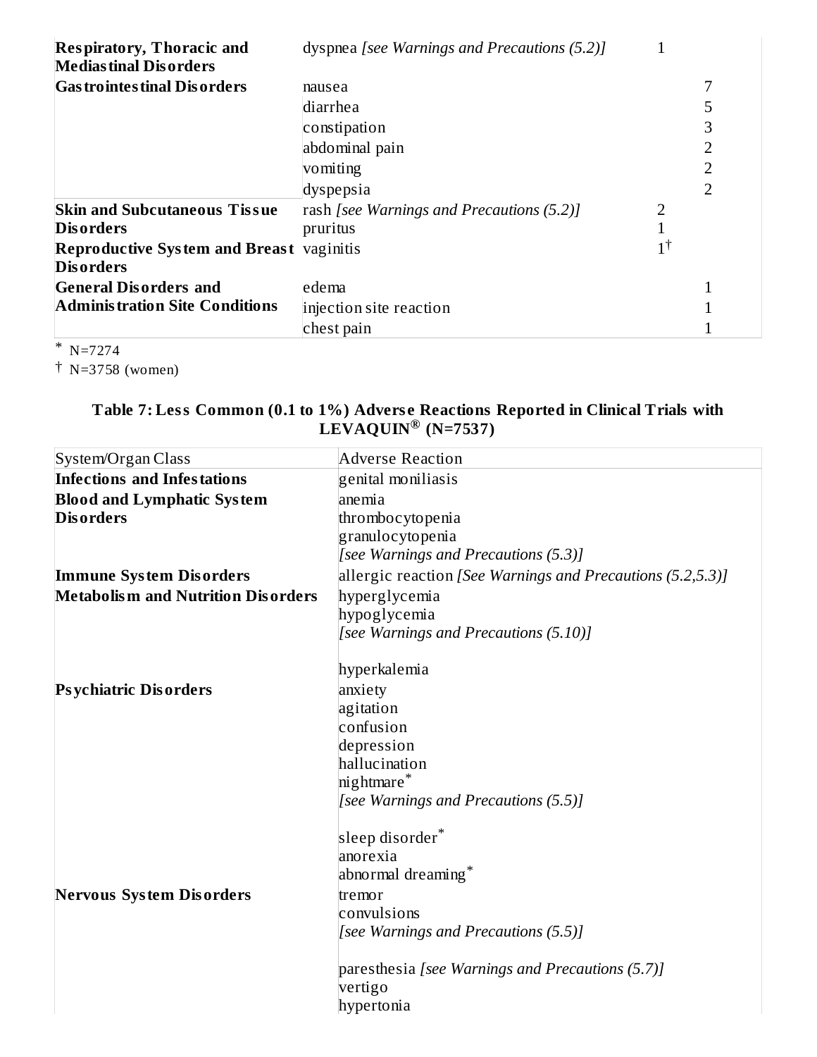| | | | |
|---|---|---|---|
| **Respiratory, Thoracic and Mediastinal Disorders** | dyspnea *[see Warnings and Precautions (5.2)]* | 1 | |
| **Gastrointestinal Disorders** | nausea | | 7 |
| | diarrhea | | 5 |
| | constipation | | 3 |
| | abdominal pain | | 2 |
| | vomiting | | 2 |
| | dyspepsia | | 2 |
| **Skin and Subcutaneous Tissue Disorders** | rash *[see Warnings and Precautions (5.2)]* | 2 | |
| | pruritus | 1 | |
| **Reproductive System and Breast Disorders** | vaginitis | 1[†] | |
| **General Disorders and Administration Site Conditions** | edema | | 1 |
| | injection site reaction | | 1 |
| | chest pain | | 1 |

[*] N=7274

[†] N=3758 (women)

**Table 7: Less Common (0.1 to 1%) Adverse Reactions Reported in Clinical Trials with LEVAQUIN® (N=7537)**

| System/Organ Class | Adverse Reaction |
|---|---|
| **Infections and Infestations** | genital moniliasis |
| **Blood and Lymphatic System Disorders** | anemia<br>thrombocytopenia<br>granulocytopenia<br>*[see Warnings and Precautions (5.3)]* |
| **Immune System Disorders** | allergic reaction *[See Warnings and Precautions (5.2,5.3)]* |
| **Metabolism and Nutrition Disorders** | hyperglycemia<br>hypoglycemia<br>*[see Warnings and Precautions (5.10)]*<br><br>hyperkalemia |
| **Psychiatric Disorders** | anxiety<br>agitation<br>confusion<br>depression<br>hallucination<br>nightmare[*]<br>*[see Warnings and Precautions (5.5)]*<br><br>sleep disorder[*]<br>anorexia<br>abnormal dreaming[*] |
| **Nervous System Disorders** | tremor<br>convulsions<br>*[see Warnings and Precautions (5.5)]*<br><br>paresthesia *[see Warnings and Precautions (5.7)]*<br>vertigo<br>hypertonia |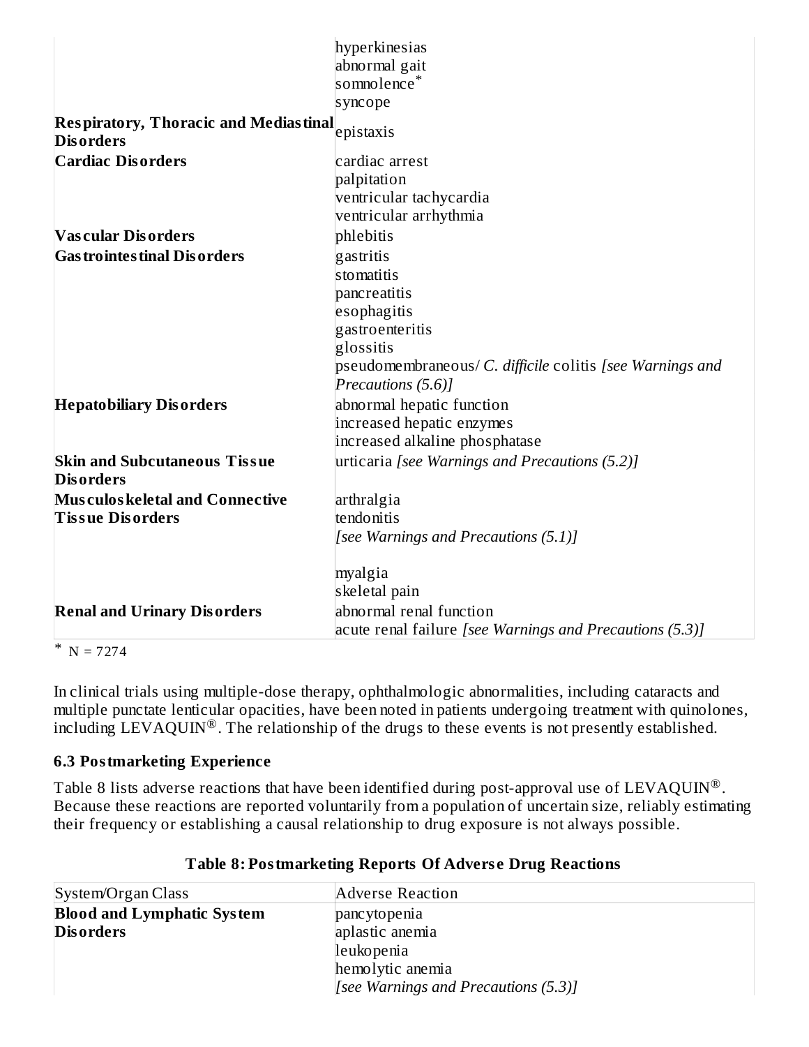| | |
|---|---|
| | hyperkinesias<br>abnormal gait<br>somnolence*<br>syncope |
| **Respiratory, Thoracic and Mediastinal Disorders** | epistaxis |
| **Cardiac Disorders** | cardiac arrest<br>palpitation<br>ventricular tachycardia<br>ventricular arrhythmia |
| **Vascular Disorders** | phlebitis |
| **Gastrointestinal Disorders** | gastritis<br>stomatitis<br>pancreatitis<br>esophagitis<br>gastroenteritis<br>glossitis<br>pseudomembraneous/ *C. difficile* colitis *[see Warnings and Precautions (5.6)]* |
| **Hepatobiliary Disorders** | abnormal hepatic function<br>increased hepatic enzymes<br>increased alkaline phosphatase |
| **Skin and Subcutaneous Tissue Disorders** | urticaria *[see Warnings and Precautions (5.2)]* |
| **Musculoskeletal and Connective Tissue Disorders** | arthralgia<br>tendonitis<br>*[see Warnings and Precautions (5.1)]*<br><br>myalgia<br>skeletal pain |
| **Renal and Urinary Disorders** | abnormal renal function<br>acute renal failure *[see Warnings and Precautions (5.3)]* |

* N = 7274

In clinical trials using multiple-dose therapy, ophthalmologic abnormalities, including cataracts and multiple punctate lenticular opacities, have been noted in patients undergoing treatment with quinolones, including LEVAQUIN®. The relationship of the drugs to these events is not presently established.

### 6.3 Postmarketing Experience

Table 8 lists adverse reactions that have been identified during post-approval use of LEVAQUIN®. Because these reactions are reported voluntarily from a population of uncertain size, reliably estimating their frequency or establishing a causal relationship to drug exposure is not always possible.

**Table 8: Postmarketing Reports Of Adverse Drug Reactions**

| System/Organ Class | Adverse Reaction |
|---|---|
| **Blood and Lymphatic System Disorders** | pancytopenia<br>aplastic anemia<br>leukopenia<br>hemolytic anemia<br>*[see Warnings and Precautions (5.3)]* |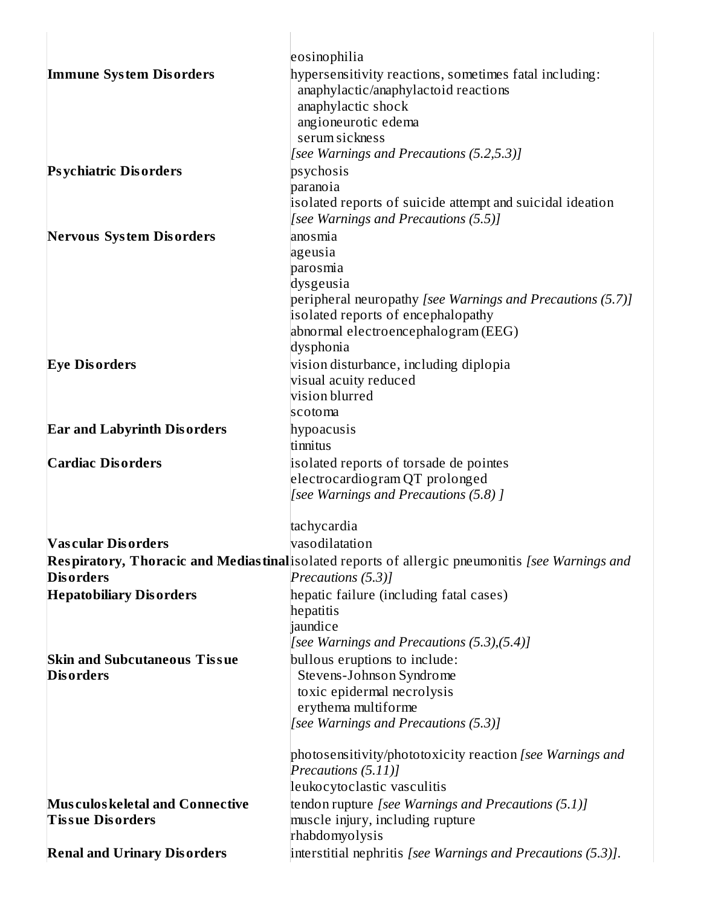| | |
|---|---|
| | eosinophilia |
| **Immune System Disorders** | hypersensitivity reactions, sometimes fatal including:<br>anaphylactic/anaphylactoid reactions<br>anaphylactic shock<br>angioneurotic edema<br>serum sickness<br>*[see Warnings and Precautions (5.2,5.3)]* |
| **Psychiatric Disorders** | psychosis<br>paranoia<br>isolated reports of suicide attempt and suicidal ideation<br>*[see Warnings and Precautions (5.5)]* |
| **Nervous System Disorders** | anosmia<br>ageusia<br>parosmia<br>dysgeusia<br>peripheral neuropathy *[see Warnings and Precautions (5.7)]*<br>isolated reports of encephalopathy<br>abnormal electroencephalogram (EEG)<br>dysphonia |
| **Eye Disorders** | vision disturbance, including diplopia<br>visual acuity reduced<br>vision blurred<br>scotoma |
| **Ear and Labyrinth Disorders** | hypoacusis<br>tinnitus |
| **Cardiac Disorders** | isolated reports of torsade de pointes<br>electrocardiogram QT prolonged<br>*[see Warnings and Precautions (5.8) ]*<br><br>tachycardia |
| **Vascular Disorders** | vasodilatation |
| **Respiratory, Thoracic and Mediastinal Disorders** | isolated reports of allergic pneumonitis *[see Warnings and Precautions (5.3)]* |
| **Hepatobiliary Disorders** | hepatic failure (including fatal cases)<br>hepatitis<br>jaundice<br>*[see Warnings and Precautions (5.3),(5.4)]* |
| **Skin and Subcutaneous Tissue Disorders** | bullous eruptions to include:<br>Stevens-Johnson Syndrome<br>toxic epidermal necrolysis<br>erythema multiforme<br>*[see Warnings and Precautions (5.3)]*<br><br>photosensitivity/phototoxicity reaction *[see Warnings and Precautions (5.11)]*<br>leukocytoclastic vasculitis |
| **Musculoskeletal and Connective Tissue Disorders** | tendon rupture *[see Warnings and Precautions (5.1)]*<br>muscle injury, including rupture<br>rhabdomyolysis |
| **Renal and Urinary Disorders** | interstitial nephritis *[see Warnings and Precautions (5.3)]*. |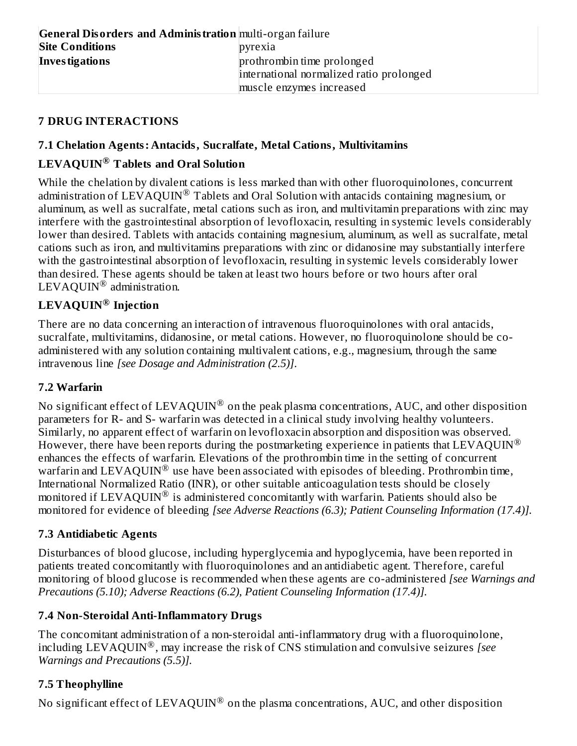| | |
|---|---|
| **General Disorders and Administration Site Conditions** | multi-organ failure<br>pyrexia |
| **Investigations** | prothrombin time prolonged<br>international normalized ratio prolonged<br>muscle enzymes increased |

## 7 DRUG INTERACTIONS

### 7.1 Chelation Agents: Antacids, Sucralfate, Metal Cations, Multivitamins

### LEVAQUIN® Tablets and Oral Solution

While the chelation by divalent cations is less marked than with other fluoroquinolones, concurrent administration of LEVAQUIN® Tablets and Oral Solution with antacids containing magnesium, or aluminum, as well as sucralfate, metal cations such as iron, and multivitamin preparations with zinc may interfere with the gastrointestinal absorption of levofloxacin, resulting in systemic levels considerably lower than desired. Tablets with antacids containing magnesium, aluminum, as well as sucralfate, metal cations such as iron, and multivitamins preparations with zinc or didanosine may substantially interfere with the gastrointestinal absorption of levofloxacin, resulting in systemic levels considerably lower than desired. These agents should be taken at least two hours before or two hours after oral LEVAQUIN® administration.

### LEVAQUIN® Injection

There are no data concerning an interaction of intravenous fluoroquinolones with oral antacids, sucralfate, multivitamins, didanosine, or metal cations. However, no fluoroquinolone should be co-administered with any solution containing multivalent cations, e.g., magnesium, through the same intravenous line *[see Dosage and Administration (2.5)]*.

### 7.2 Warfarin

No significant effect of LEVAQUIN® on the peak plasma concentrations, AUC, and other disposition parameters for R- and S- warfarin was detected in a clinical study involving healthy volunteers. Similarly, no apparent effect of warfarin on levofloxacin absorption and disposition was observed. However, there have been reports during the postmarketing experience in patients that LEVAQUIN® enhances the effects of warfarin. Elevations of the prothrombin time in the setting of concurrent warfarin and LEVAQUIN® use have been associated with episodes of bleeding. Prothrombin time, International Normalized Ratio (INR), or other suitable anticoagulation tests should be closely monitored if LEVAQUIN® is administered concomitantly with warfarin. Patients should also be monitored for evidence of bleeding *[see Adverse Reactions (6.3); Patient Counseling Information (17.4)]*.

### 7.3 Antidiabetic Agents

Disturbances of blood glucose, including hyperglycemia and hypoglycemia, have been reported in patients treated concomitantly with fluoroquinolones and an antidiabetic agent. Therefore, careful monitoring of blood glucose is recommended when these agents are co-administered *[see Warnings and Precautions (5.10); Adverse Reactions (6.2), Patient Counseling Information (17.4)]*.

### 7.4 Non-Steroidal Anti-Inflammatory Drugs

The concomitant administration of a non-steroidal anti-inflammatory drug with a fluoroquinolone, including LEVAQUIN®, may increase the risk of CNS stimulation and convulsive seizures *[see Warnings and Precautions (5.5)]*.

### 7.5 Theophylline

No significant effect of LEVAQUIN® on the plasma concentrations, AUC, and other disposition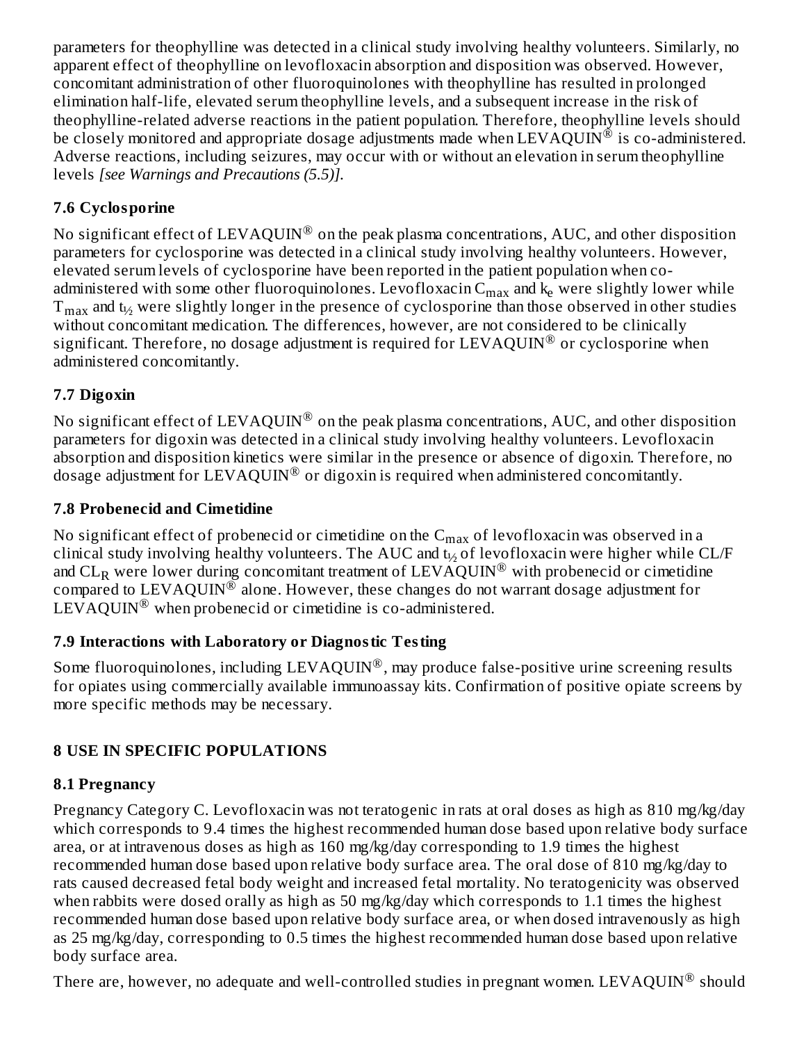parameters for theophylline was detected in a clinical study involving healthy volunteers. Similarly, no apparent effect of theophylline on levofloxacin absorption and disposition was observed. However, concomitant administration of other fluoroquinolones with theophylline has resulted in prolonged elimination half-life, elevated serum theophylline levels, and a subsequent increase in the risk of theophylline-related adverse reactions in the patient population. Therefore, theophylline levels should be closely monitored and appropriate dosage adjustments made when LEVAQUIN® is co-administered. Adverse reactions, including seizures, may occur with or without an elevation in serum theophylline levels *[see Warnings and Precautions (5.5)]*.

### 7.6 Cyclosporine

No significant effect of LEVAQUIN® on the peak plasma concentrations, AUC, and other disposition parameters for cyclosporine was detected in a clinical study involving healthy volunteers. However, elevated serum levels of cyclosporine have been reported in the patient population when co-administered with some other fluoroquinolones. Levofloxacin $C_{max}$ and $k_e$ were slightly lower while $T_{max}$ and $t_{½}$ were slightly longer in the presence of cyclosporine than those observed in other studies without concomitant medication. The differences, however, are not considered to be clinically significant. Therefore, no dosage adjustment is required for LEVAQUIN® or cyclosporine when administered concomitantly.

### 7.7 Digoxin

No significant effect of LEVAQUIN® on the peak plasma concentrations, AUC, and other disposition parameters for digoxin was detected in a clinical study involving healthy volunteers. Levofloxacin absorption and disposition kinetics were similar in the presence or absence of digoxin. Therefore, no dosage adjustment for LEVAQUIN® or digoxin is required when administered concomitantly.

### 7.8 Probenecid and Cimetidine

No significant effect of probenecid or cimetidine on the $C_{max}$ of levofloxacin was observed in a clinical study involving healthy volunteers. The AUC and $t_{½}$ of levofloxacin were higher while CL/F and $CL_R$ were lower during concomitant treatment of LEVAQUIN® with probenecid or cimetidine compared to LEVAQUIN® alone. However, these changes do not warrant dosage adjustment for LEVAQUIN® when probenecid or cimetidine is co-administered.

### 7.9 Interactions with Laboratory or Diagnostic Testing

Some fluoroquinolones, including LEVAQUIN®, may produce false-positive urine screening results for opiates using commercially available immunoassay kits. Confirmation of positive opiate screens by more specific methods may be necessary.

## 8 USE IN SPECIFIC POPULATIONS

### 8.1 Pregnancy

Pregnancy Category C. Levofloxacin was not teratogenic in rats at oral doses as high as 810 mg/kg/day which corresponds to 9.4 times the highest recommended human dose based upon relative body surface area, or at intravenous doses as high as 160 mg/kg/day corresponding to 1.9 times the highest recommended human dose based upon relative body surface area. The oral dose of 810 mg/kg/day to rats caused decreased fetal body weight and increased fetal mortality. No teratogenicity was observed when rabbits were dosed orally as high as 50 mg/kg/day which corresponds to 1.1 times the highest recommended human dose based upon relative body surface area, or when dosed intravenously as high as 25 mg/kg/day, corresponding to 0.5 times the highest recommended human dose based upon relative body surface area.

There are, however, no adequate and well-controlled studies in pregnant women. LEVAQUIN® should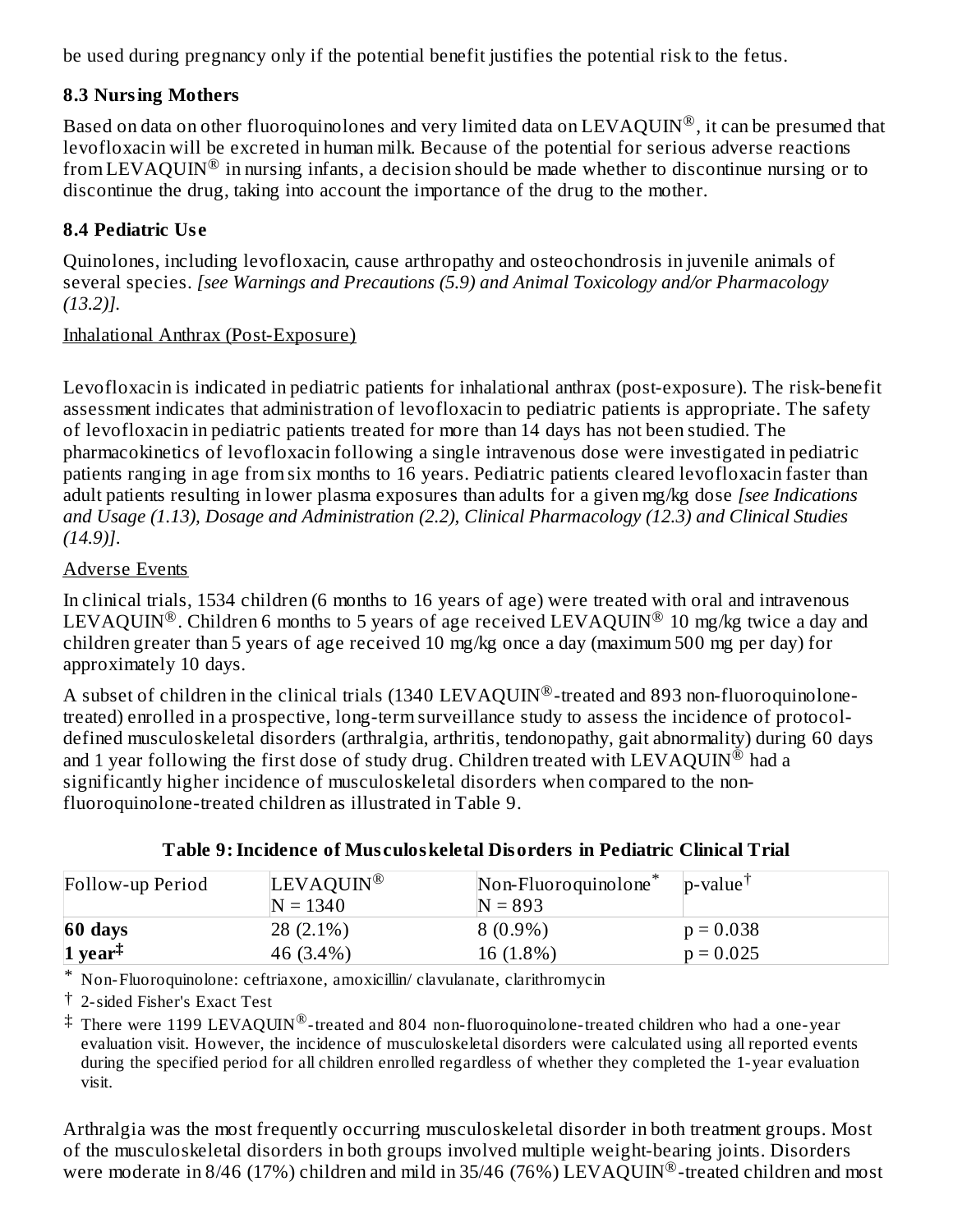be used during pregnancy only if the potential benefit justifies the potential risk to the fetus.

### 8.3 Nursing Mothers

Based on data on other fluoroquinolones and very limited data on LEVAQUIN®, it can be presumed that levofloxacin will be excreted in human milk. Because of the potential for serious adverse reactions from LEVAQUIN® in nursing infants, a decision should be made whether to discontinue nursing or to discontinue the drug, taking into account the importance of the drug to the mother.

### 8.4 Pediatric Use

Quinolones, including levofloxacin, cause arthropathy and osteochondrosis in juvenile animals of several species. *[see Warnings and Precautions (5.9) and Animal Toxicology and/or Pharmacology (13.2)].*

Inhalational Anthrax (Post-Exposure)

Levofloxacin is indicated in pediatric patients for inhalational anthrax (post-exposure). The risk-benefit assessment indicates that administration of levofloxacin to pediatric patients is appropriate. The safety of levofloxacin in pediatric patients treated for more than 14 days has not been studied. The pharmacokinetics of levofloxacin following a single intravenous dose were investigated in pediatric patients ranging in age from six months to 16 years. Pediatric patients cleared levofloxacin faster than adult patients resulting in lower plasma exposures than adults for a given mg/kg dose *[see Indications and Usage (1.13), Dosage and Administration (2.2), Clinical Pharmacology (12.3) and Clinical Studies (14.9)].*

Adverse Events

In clinical trials, 1534 children (6 months to 16 years of age) were treated with oral and intravenous LEVAQUIN®. Children 6 months to 5 years of age received LEVAQUIN® 10 mg/kg twice a day and children greater than 5 years of age received 10 mg/kg once a day (maximum 500 mg per day) for approximately 10 days.

A subset of children in the clinical trials (1340 LEVAQUIN®-treated and 893 non-fluoroquinolone-treated) enrolled in a prospective, long-term surveillance study to assess the incidence of protocol-defined musculoskeletal disorders (arthralgia, arthritis, tendonopathy, gait abnormality) during 60 days and 1 year following the first dose of study drug. Children treated with LEVAQUIN® had a significantly higher incidence of musculoskeletal disorders when compared to the non-fluoroquinolone-treated children as illustrated in Table 9.

**Table 9: Incidence of Musculoskeletal Disorders in Pediatric Clinical Trial**

| Follow-up Period | LEVAQUIN® N = 1340 | Non-Fluoroquinolone* N = 893 | p-value† |
|---|---|---|---|
| **60 days** | 28 (2.1%) | 8 (0.9%) | p = 0.038 |
| **1 year‡** | 46 (3.4%) | 16 (1.8%) | p = 0.025 |

\* Non-Fluoroquinolone: ceftriaxone, amoxicillin/ clavulanate, clarithromycin

† 2-sided Fisher's Exact Test

‡ There were 1199 LEVAQUIN®-treated and 804 non-fluoroquinolone-treated children who had a one-year evaluation visit. However, the incidence of musculoskeletal disorders were calculated using all reported events during the specified period for all children enrolled regardless of whether they completed the 1-year evaluation visit.

Arthralgia was the most frequently occurring musculoskeletal disorder in both treatment groups. Most of the musculoskeletal disorders in both groups involved multiple weight-bearing joints. Disorders were moderate in 8/46 (17%) children and mild in 35/46 (76%) LEVAQUIN®-treated children and most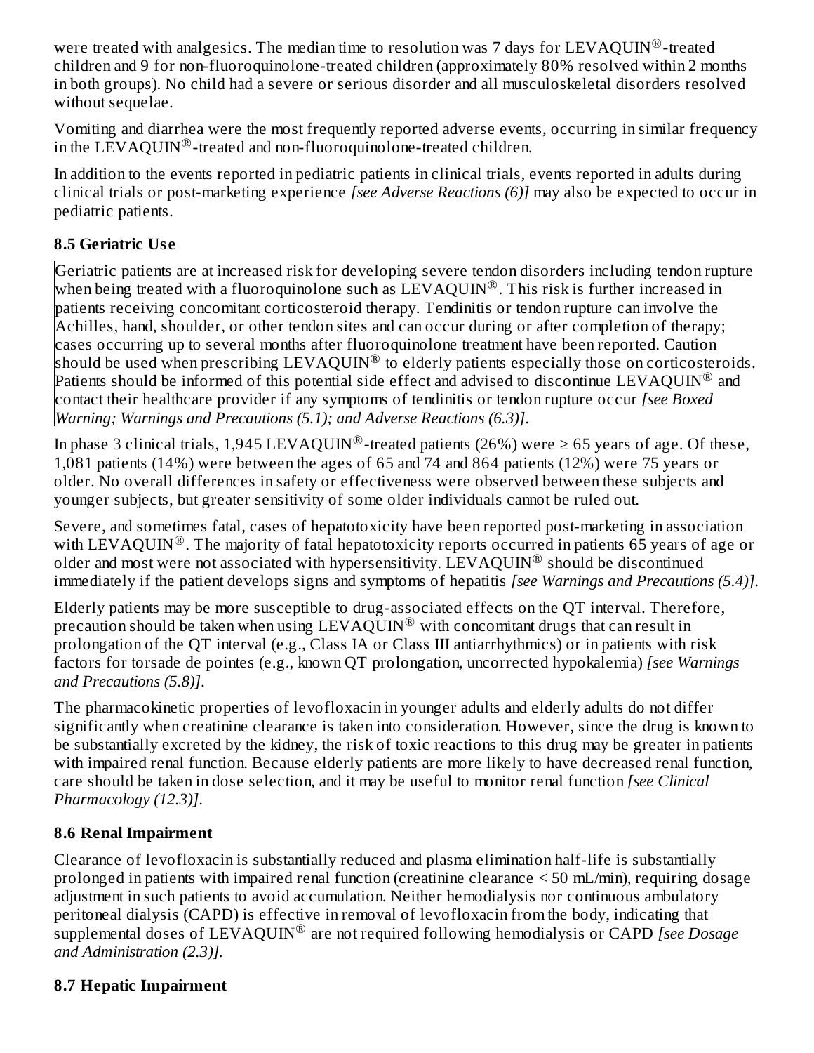were treated with analgesics. The median time to resolution was 7 days for LEVAQUIN®-treated children and 9 for non-fluoroquinolone-treated children (approximately 80% resolved within 2 months in both groups). No child had a severe or serious disorder and all musculoskeletal disorders resolved without sequelae.

Vomiting and diarrhea were the most frequently reported adverse events, occurring in similar frequency in the LEVAQUIN®-treated and non-fluoroquinolone-treated children.

In addition to the events reported in pediatric patients in clinical trials, events reported in adults during clinical trials or post-marketing experience *[see Adverse Reactions (6)]* may also be expected to occur in pediatric patients.

### 8.5 Geriatric Use

Geriatric patients are at increased risk for developing severe tendon disorders including tendon rupture when being treated with a fluoroquinolone such as LEVAQUIN®. This risk is further increased in patients receiving concomitant corticosteroid therapy. Tendinitis or tendon rupture can involve the Achilles, hand, shoulder, or other tendon sites and can occur during or after completion of therapy; cases occurring up to several months after fluoroquinolone treatment have been reported. Caution should be used when prescribing LEVAQUIN® to elderly patients especially those on corticosteroids. Patients should be informed of this potential side effect and advised to discontinue LEVAQUIN® and contact their healthcare provider if any symptoms of tendinitis or tendon rupture occur *[see Boxed Warning; Warnings and Precautions (5.1); and Adverse Reactions (6.3)]*.

In phase 3 clinical trials, 1,945 LEVAQUIN®-treated patients (26%) were ≥ 65 years of age. Of these, 1,081 patients (14%) were between the ages of 65 and 74 and 864 patients (12%) were 75 years or older. No overall differences in safety or effectiveness were observed between these subjects and younger subjects, but greater sensitivity of some older individuals cannot be ruled out.

Severe, and sometimes fatal, cases of hepatotoxicity have been reported post-marketing in association with LEVAQUIN®. The majority of fatal hepatotoxicity reports occurred in patients 65 years of age or older and most were not associated with hypersensitivity. LEVAQUIN® should be discontinued immediately if the patient develops signs and symptoms of hepatitis *[see Warnings and Precautions (5.4)]*.

Elderly patients may be more susceptible to drug-associated effects on the QT interval. Therefore, precaution should be taken when using LEVAQUIN® with concomitant drugs that can result in prolongation of the QT interval (e.g., Class IA or Class III antiarrhythmics) or in patients with risk factors for torsade de pointes (e.g., known QT prolongation, uncorrected hypokalemia) *[see Warnings and Precautions (5.8)]*.

The pharmacokinetic properties of levofloxacin in younger adults and elderly adults do not differ significantly when creatinine clearance is taken into consideration. However, since the drug is known to be substantially excreted by the kidney, the risk of toxic reactions to this drug may be greater in patients with impaired renal function. Because elderly patients are more likely to have decreased renal function, care should be taken in dose selection, and it may be useful to monitor renal function *[see Clinical Pharmacology (12.3)]*.

### 8.6 Renal Impairment

Clearance of levofloxacin is substantially reduced and plasma elimination half-life is substantially prolonged in patients with impaired renal function (creatinine clearance < 50 mL/min), requiring dosage adjustment in such patients to avoid accumulation. Neither hemodialysis nor continuous ambulatory peritoneal dialysis (CAPD) is effective in removal of levofloxacin from the body, indicating that supplemental doses of LEVAQUIN® are not required following hemodialysis or CAPD *[see Dosage and Administration (2.3)]*.

### 8.7 Hepatic Impairment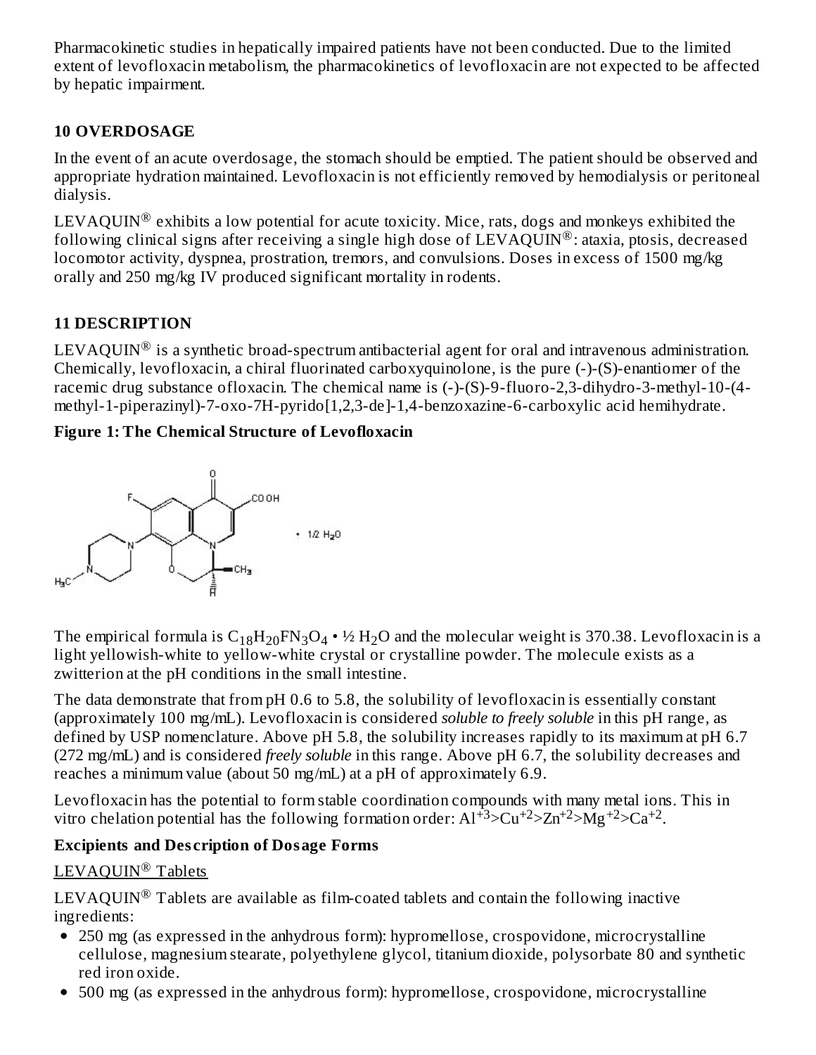Pharmacokinetic studies in hepatically impaired patients have not been conducted. Due to the limited extent of levofloxacin metabolism, the pharmacokinetics of levofloxacin are not expected to be affected by hepatic impairment.

## 10 OVERDOSAGE

In the event of an acute overdosage, the stomach should be emptied. The patient should be observed and appropriate hydration maintained. Levofloxacin is not efficiently removed by hemodialysis or peritoneal dialysis.

LEVAQUIN® exhibits a low potential for acute toxicity. Mice, rats, dogs and monkeys exhibited the following clinical signs after receiving a single high dose of LEVAQUIN®: ataxia, ptosis, decreased locomotor activity, dyspnea, prostration, tremors, and convulsions. Doses in excess of 1500 mg/kg orally and 250 mg/kg IV produced significant mortality in rodents.

## 11 DESCRIPTION

LEVAQUIN® is a synthetic broad-spectrum antibacterial agent for oral and intravenous administration. Chemically, levofloxacin, a chiral fluorinated carboxyquinolone, is the pure (-)-(S)-enantiomer of the racemic drug substance ofloxacin. The chemical name is (-)-(S)-9-fluoro-2,3-dihydro-3-methyl-10-(4-methyl-1-piperazinyl)-7-oxo-7H-pyrido[1,2,3-de]-1,4-benzoxazine-6-carboxylic acid hemihydrate.

**Figure 1: The Chemical Structure of Levofloxacin**

The empirical formula is $C_{18}H_{20}FN_3O_4 \cdot ½ H_2O$ and the molecular weight is 370.38. Levofloxacin is a light yellowish-white to yellow-white crystal or crystalline powder. The molecule exists as a zwitterion at the pH conditions in the small intestine.

The data demonstrate that from pH 0.6 to 5.8, the solubility of levofloxacin is essentially constant (approximately 100 mg/mL). Levofloxacin is considered *soluble to freely soluble* in this pH range, as defined by USP nomenclature. Above pH 5.8, the solubility increases rapidly to its maximum at pH 6.7 (272 mg/mL) and is considered *freely soluble* in this range. Above pH 6.7, the solubility decreases and reaches a minimum value (about 50 mg/mL) at a pH of approximately 6.9.

Levofloxacin has the potential to form stable coordination compounds with many metal ions. This in vitro chelation potential has the following formation order: $Al^{+3}$>$Cu^{+2}$>$Zn^{+2}$>$Mg^{+2}$>$Ca^{+2}$.

**Excipients and Description of Dosage Forms**

LEVAQUIN® Tablets

LEVAQUIN® Tablets are available as film-coated tablets and contain the following inactive ingredients:

- 250 mg (as expressed in the anhydrous form): hypromellose, crospovidone, microcrystalline cellulose, magnesium stearate, polyethylene glycol, titanium dioxide, polysorbate 80 and synthetic red iron oxide.
- 500 mg (as expressed in the anhydrous form): hypromellose, crospovidone, microcrystalline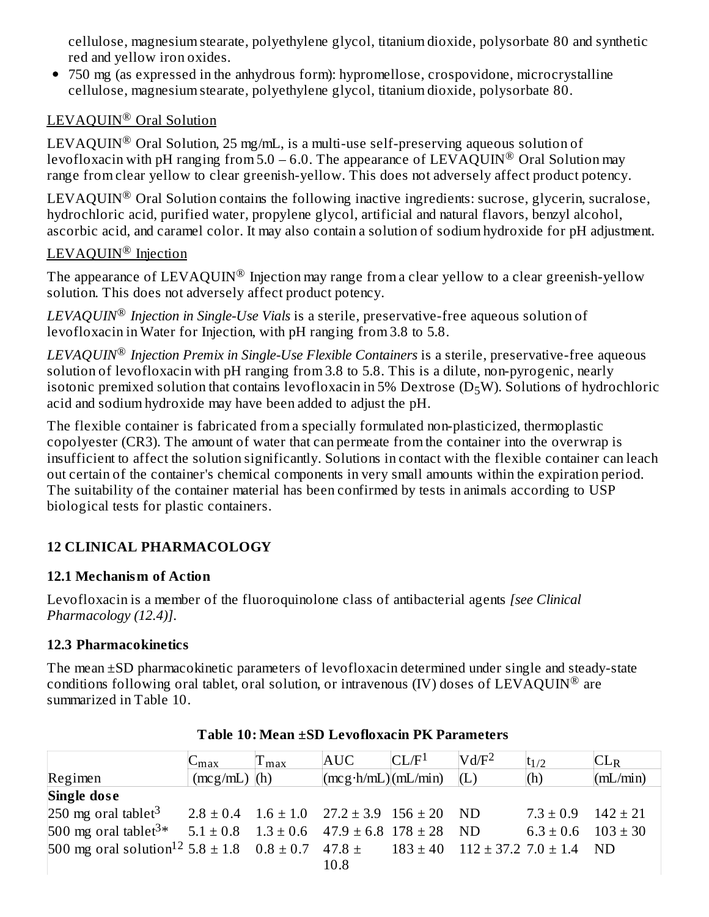cellulose, magnesium stearate, polyethylene glycol, titanium dioxide, polysorbate 80 and synthetic red and yellow iron oxides.

- 750 mg (as expressed in the anhydrous form): hypromellose, crospovidone, microcrystalline cellulose, magnesium stearate, polyethylene glycol, titanium dioxide, polysorbate 80.

LEVAQUIN® Oral Solution

LEVAQUIN® Oral Solution, 25 mg/mL, is a multi-use self-preserving aqueous solution of levofloxacin with pH ranging from 5.0 – 6.0. The appearance of LEVAQUIN® Oral Solution may range from clear yellow to clear greenish-yellow. This does not adversely affect product potency.

LEVAQUIN® Oral Solution contains the following inactive ingredients: sucrose, glycerin, sucralose, hydrochloric acid, purified water, propylene glycol, artificial and natural flavors, benzyl alcohol, ascorbic acid, and caramel color. It may also contain a solution of sodium hydroxide for pH adjustment.

LEVAQUIN® Injection

The appearance of LEVAQUIN® Injection may range from a clear yellow to a clear greenish-yellow solution. This does not adversely affect product potency.

*LEVAQUIN® Injection in Single-Use Vials* is a sterile, preservative-free aqueous solution of levofloxacin in Water for Injection, with pH ranging from 3.8 to 5.8.

*LEVAQUIN® Injection Premix in Single-Use Flexible Containers* is a sterile, preservative-free aqueous solution of levofloxacin with pH ranging from 3.8 to 5.8. This is a dilute, non-pyrogenic, nearly isotonic premixed solution that contains levofloxacin in 5% Dextrose ($D_5W$). Solutions of hydrochloric acid and sodium hydroxide may have been added to adjust the pH.

The flexible container is fabricated from a specially formulated non-plasticized, thermoplastic copolyester (CR3). The amount of water that can permeate from the container into the overwrap is insufficient to affect the solution significantly. Solutions in contact with the flexible container can leach out certain of the container's chemical components in very small amounts within the expiration period. The suitability of the container material has been confirmed by tests in animals according to USP biological tests for plastic containers.

## 12 CLINICAL PHARMACOLOGY

### 12.1 Mechanism of Action

Levofloxacin is a member of the fluoroquinolone class of antibacterial agents *[see Clinical Pharmacology (12.4)]*.

### 12.3 Pharmacokinetics

The mean ±SD pharmacokinetic parameters of levofloxacin determined under single and steady-state conditions following oral tablet, oral solution, or intravenous (IV) doses of LEVAQUIN® are summarized in Table 10.

**Table 10: Mean ±SD Levofloxacin PK Parameters**

| Regimen | $C_{max}$ (mcg/mL) | $T_{max}$ (h) | AUC (mcg·h/mL) | CL/F[1] (mL/min) | Vd/F[2] (L) | $t_{1/2}$ (h) | $CL_R$ (mL/min) |
|---|---|---|---|---|---|---|---|
| **Single dose** | | | | | | | |
| 250 mg oral tablet[3] | 2.8 ± 0.4 | 1.6 ± 1.0 | 27.2 ± 3.9 | 156 ± 20 | ND | 7.3 ± 0.9 | 142 ± 21 |
| 500 mg oral tablet[3]* | 5.1 ± 0.8 | 1.3 ± 0.6 | 47.9 ± 6.8 | 178 ± 28 | ND | 6.3 ± 0.6 | 103 ± 30 |
| 500 mg oral solution[12] | 5.8 ± 1.8 | 0.8 ± 0.7 | 47.8 ± 10.8 | 183 ± 40 | 112 ± 37.2 | 7.0 ± 1.4 | ND |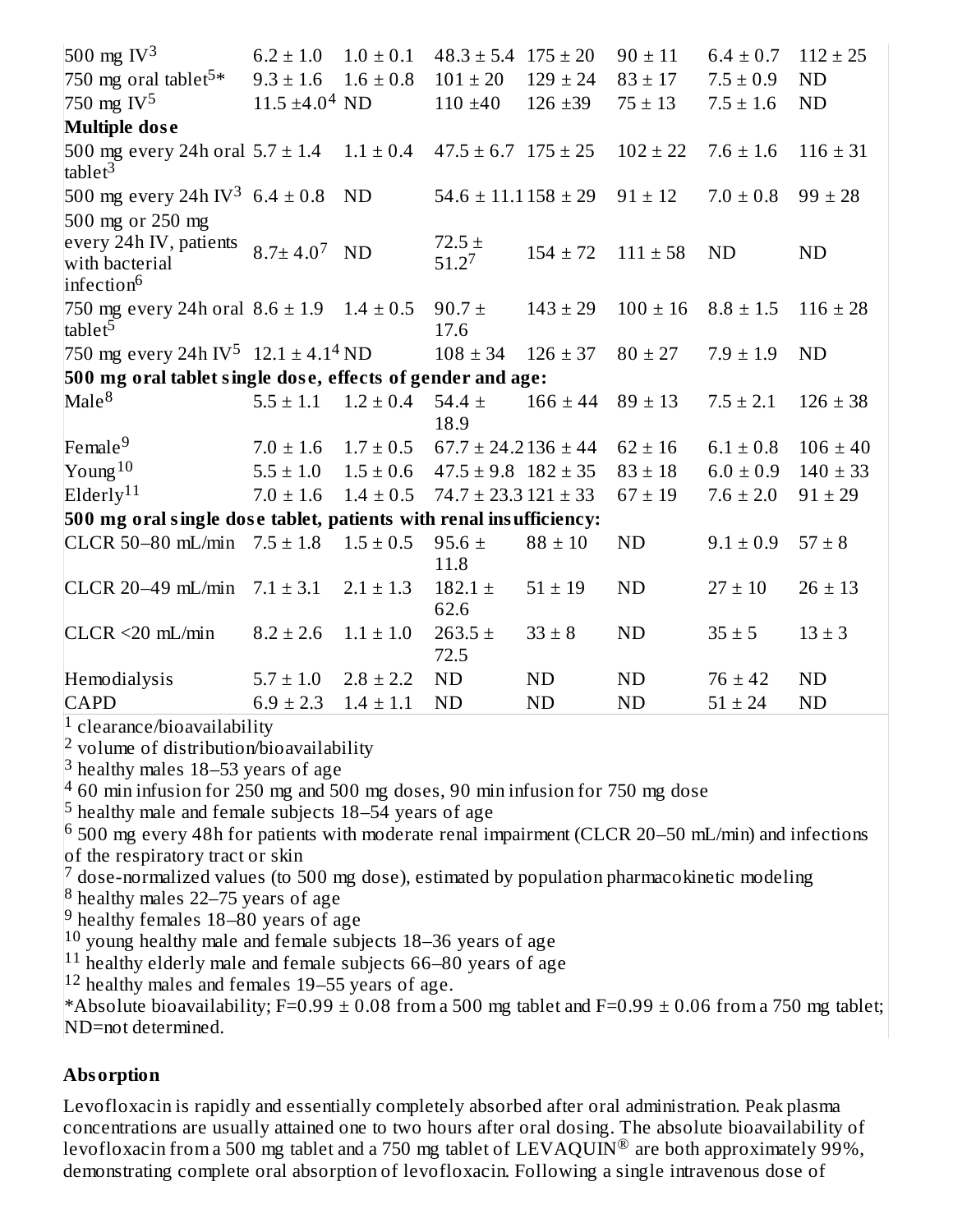| | | | | | | | |
|---|---|---|---|---|---|---|---|
| 500 mg IV[3] | 6.2 ± 1.0 | 1.0 ± 0.1 | 48.3 ± 5.4 | 175 ± 20 | 90 ± 11 | 6.4 ± 0.7 | 112 ± 25 |
| 750 mg oral tablet[5]* | 9.3 ± 1.6 | 1.6 ± 0.8 | 101 ± 20 | 129 ± 24 | 83 ± 17 | 7.5 ± 0.9 | ND |
| 750 mg IV[5] | 11.5 ±4.0[4] | ND | 110 ±40 | 126 ±39 | 75 ± 13 | 7.5 ± 1.6 | ND |
| **Multiple dose** | | | | | | | |
| 500 mg every 24h oral tablet[3] | 5.7 ± 1.4 | 1.1 ± 0.4 | 47.5 ± 6.7 | 175 ± 25 | 102 ± 22 | 7.6 ± 1.6 | 116 ± 31 |
| 500 mg every 24h IV[3] | 6.4 ± 0.8 | ND | 54.6 ± 11.1 | 158 ± 29 | 91 ± 12 | 7.0 ± 0.8 | 99 ± 28 |
| 500 mg or 250 mg every 24h IV, patients with bacterial infection[6] | 8.7± 4.0[7] | ND | 72.5 ± 51.2[7] | 154 ± 72 | 111 ± 58 | ND | ND |
| 750 mg every 24h oral tablet[5] | 8.6 ± 1.9 | 1.4 ± 0.5 | 90.7 ± 17.6 | 143 ± 29 | 100 ± 16 | 8.8 ± 1.5 | 116 ± 28 |
| 750 mg every 24h IV[5] | 12.1 ± 4.1[4] | ND | 108 ± 34 | 126 ± 37 | 80 ± 27 | 7.9 ± 1.9 | ND |
| **500 mg oral tablet single dose, effects of gender and age:** | | | | | | | |
| Male[8] | 5.5 ± 1.1 | 1.2 ± 0.4 | 54.4 ± 18.9 | 166 ± 44 | 89 ± 13 | 7.5 ± 2.1 | 126 ± 38 |
| Female[9] | 7.0 ± 1.6 | 1.7 ± 0.5 | 67.7 ± 24.2 | 136 ± 44 | 62 ± 16 | 6.1 ± 0.8 | 106 ± 40 |
| Young[10] | 5.5 ± 1.0 | 1.5 ± 0.6 | 47.5 ± 9.8 | 182 ± 35 | 83 ± 18 | 6.0 ± 0.9 | 140 ± 33 |
| Elderly[11] | 7.0 ± 1.6 | 1.4 ± 0.5 | 74.7 ± 23.3 | 121 ± 33 | 67 ± 19 | 7.6 ± 2.0 | 91 ± 29 |
| **500 mg oral single dose tablet, patients with renal insufficiency:** | | | | | | | |
| CLCR 50–80 mL/min | 7.5 ± 1.8 | 1.5 ± 0.5 | 95.6 ± 11.8 | 88 ± 10 | ND | 9.1 ± 0.9 | 57 ± 8 |
| CLCR 20–49 mL/min | 7.1 ± 3.1 | 2.1 ± 1.3 | 182.1 ± 62.6 | 51 ± 19 | ND | 27 ± 10 | 26 ± 13 |
| CLCR <20 mL/min | 8.2 ± 2.6 | 1.1 ± 1.0 | 263.5 ± 72.5 | 33 ± 8 | ND | 35 ± 5 | 13 ± 3 |
| Hemodialysis | 5.7 ± 1.0 | 2.8 ± 2.2 | ND | ND | ND | 76 ± 42 | ND |
| CAPD | 6.9 ± 2.3 | 1.4 ± 1.1 | ND | ND | ND | 51 ± 24 | ND |

[1] clearance/bioavailability
[2] volume of distribution/bioavailability
[3] healthy males 18–53 years of age
[4] 60 min infusion for 250 mg and 500 mg doses, 90 min infusion for 750 mg dose
[5] healthy male and female subjects 18–54 years of age
[6] 500 mg every 48h for patients with moderate renal impairment (CLCR 20–50 mL/min) and infections of the respiratory tract or skin
[7] dose-normalized values (to 500 mg dose), estimated by population pharmacokinetic modeling
[8] healthy males 22–75 years of age
[9] healthy females 18–80 years of age
[10] young healthy male and female subjects 18–36 years of age
[11] healthy elderly male and female subjects 66–80 years of age
[12] healthy males and females 19–55 years of age.
*Absolute bioavailability; F=0.99 ± 0.08 from a 500 mg tablet and F=0.99 ± 0.06 from a 750 mg tablet; ND=not determined.

**Absorption**

Levofloxacin is rapidly and essentially completely absorbed after oral administration. Peak plasma concentrations are usually attained one to two hours after oral dosing. The absolute bioavailability of levofloxacin from a 500 mg tablet and a 750 mg tablet of LEVAQUIN® are both approximately 99%, demonstrating complete oral absorption of levofloxacin. Following a single intravenous dose of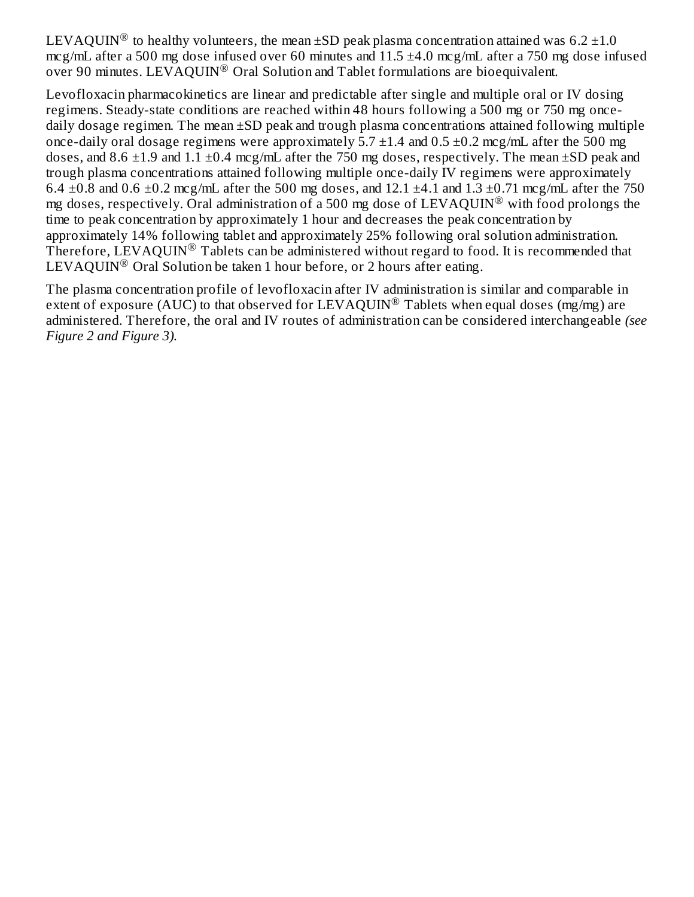LEVAQUIN® to healthy volunteers, the mean ±SD peak plasma concentration attained was 6.2 ±1.0 mcg/mL after a 500 mg dose infused over 60 minutes and 11.5 ±4.0 mcg/mL after a 750 mg dose infused over 90 minutes. LEVAQUIN® Oral Solution and Tablet formulations are bioequivalent.

Levofloxacin pharmacokinetics are linear and predictable after single and multiple oral or IV dosing regimens. Steady-state conditions are reached within 48 hours following a 500 mg or 750 mg once-daily dosage regimen. The mean ±SD peak and trough plasma concentrations attained following multiple once-daily oral dosage regimens were approximately 5.7 ±1.4 and 0.5 ±0.2 mcg/mL after the 500 mg doses, and 8.6 ±1.9 and 1.1 ±0.4 mcg/mL after the 750 mg doses, respectively. The mean ±SD peak and trough plasma concentrations attained following multiple once-daily IV regimens were approximately 6.4 ±0.8 and 0.6 ±0.2 mcg/mL after the 500 mg doses, and 12.1 ±4.1 and 1.3 ±0.71 mcg/mL after the 750 mg doses, respectively. Oral administration of a 500 mg dose of LEVAQUIN® with food prolongs the time to peak concentration by approximately 1 hour and decreases the peak concentration by approximately 14% following tablet and approximately 25% following oral solution administration. Therefore, LEVAQUIN® Tablets can be administered without regard to food. It is recommended that LEVAQUIN® Oral Solution be taken 1 hour before, or 2 hours after eating.

The plasma concentration profile of levofloxacin after IV administration is similar and comparable in extent of exposure (AUC) to that observed for LEVAQUIN® Tablets when equal doses (mg/mg) are administered. Therefore, the oral and IV routes of administration can be considered interchangeable *(see Figure 2 and Figure 3).*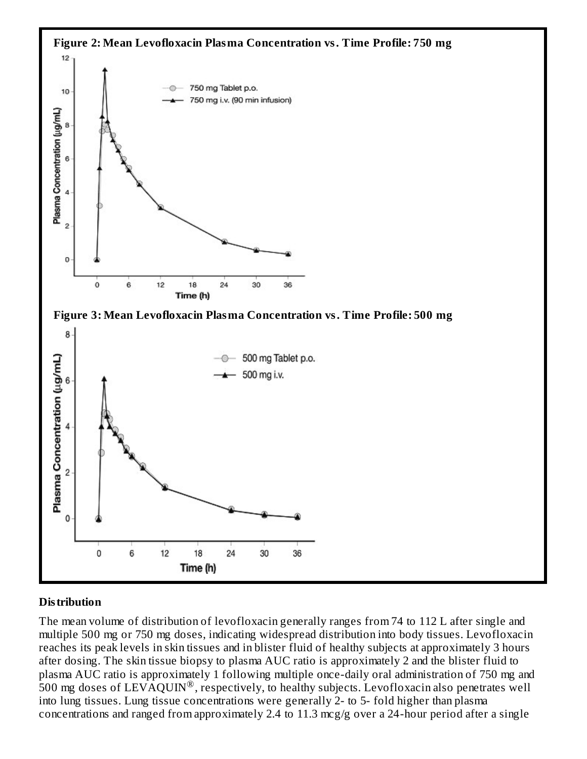**Figure 2: Mean Levofloxacin Plasma Concentration vs. Time Profile: 750 mg**

**Figure 3: Mean Levofloxacin Plasma Concentration vs. Time Profile: 500 mg**

**Distribution**

The mean volume of distribution of levofloxacin generally ranges from 74 to 112 L after single and multiple 500 mg or 750 mg doses, indicating widespread distribution into body tissues. Levofloxacin reaches its peak levels in skin tissues and in blister fluid of healthy subjects at approximately 3 hours after dosing. The skin tissue biopsy to plasma AUC ratio is approximately 2 and the blister fluid to plasma AUC ratio is approximately 1 following multiple once-daily oral administration of 750 mg and 500 mg doses of LEVAQUIN®, respectively, to healthy subjects. Levofloxacin also penetrates well into lung tissues. Lung tissue concentrations were generally 2- to 5- fold higher than plasma concentrations and ranged from approximately 2.4 to 11.3 mcg/g over a 24-hour period after a single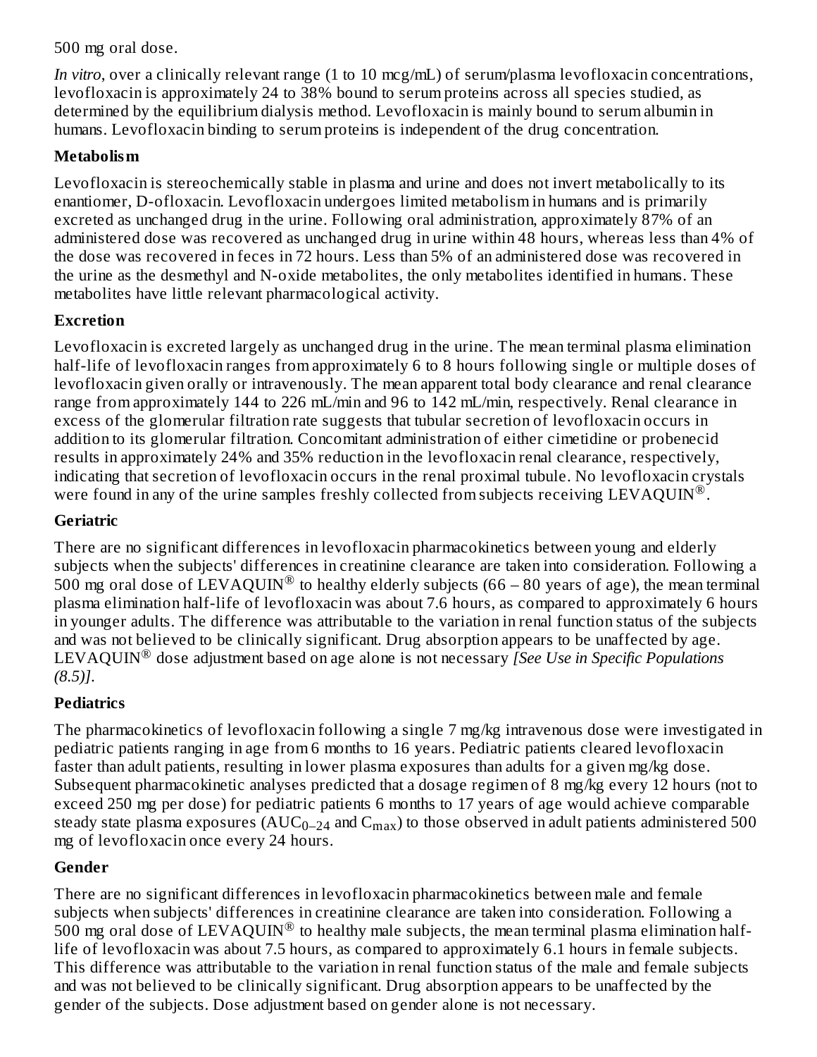500 mg oral dose.

*In vitro*, over a clinically relevant range (1 to 10 mcg/mL) of serum/plasma levofloxacin concentrations, levofloxacin is approximately 24 to 38% bound to serum proteins across all species studied, as determined by the equilibrium dialysis method. Levofloxacin is mainly bound to serum albumin in humans. Levofloxacin binding to serum proteins is independent of the drug concentration.

**Metabolism**

Levofloxacin is stereochemically stable in plasma and urine and does not invert metabolically to its enantiomer, D-ofloxacin. Levofloxacin undergoes limited metabolism in humans and is primarily excreted as unchanged drug in the urine. Following oral administration, approximately 87% of an administered dose was recovered as unchanged drug in urine within 48 hours, whereas less than 4% of the dose was recovered in feces in 72 hours. Less than 5% of an administered dose was recovered in the urine as the desmethyl and N-oxide metabolites, the only metabolites identified in humans. These metabolites have little relevant pharmacological activity.

**Excretion**

Levofloxacin is excreted largely as unchanged drug in the urine. The mean terminal plasma elimination half-life of levofloxacin ranges from approximately 6 to 8 hours following single or multiple doses of levofloxacin given orally or intravenously. The mean apparent total body clearance and renal clearance range from approximately 144 to 226 mL/min and 96 to 142 mL/min, respectively. Renal clearance in excess of the glomerular filtration rate suggests that tubular secretion of levofloxacin occurs in addition to its glomerular filtration. Concomitant administration of either cimetidine or probenecid results in approximately 24% and 35% reduction in the levofloxacin renal clearance, respectively, indicating that secretion of levofloxacin occurs in the renal proximal tubule. No levofloxacin crystals were found in any of the urine samples freshly collected from subjects receiving LEVAQUIN®.

**Geriatric**

There are no significant differences in levofloxacin pharmacokinetics between young and elderly subjects when the subjects' differences in creatinine clearance are taken into consideration. Following a 500 mg oral dose of LEVAQUIN® to healthy elderly subjects (66 – 80 years of age), the mean terminal plasma elimination half-life of levofloxacin was about 7.6 hours, as compared to approximately 6 hours in younger adults. The difference was attributable to the variation in renal function status of the subjects and was not believed to be clinically significant. Drug absorption appears to be unaffected by age. LEVAQUIN® dose adjustment based on age alone is not necessary *[See Use in Specific Populations (8.5)]*.

**Pediatrics**

The pharmacokinetics of levofloxacin following a single 7 mg/kg intravenous dose were investigated in pediatric patients ranging in age from 6 months to 16 years. Pediatric patients cleared levofloxacin faster than adult patients, resulting in lower plasma exposures than adults for a given mg/kg dose. Subsequent pharmacokinetic analyses predicted that a dosage regimen of 8 mg/kg every 12 hours (not to exceed 250 mg per dose) for pediatric patients 6 months to 17 years of age would achieve comparable steady state plasma exposures ($AUC_{0-24}$ and $C_{max}$) to those observed in adult patients administered 500 mg of levofloxacin once every 24 hours.

**Gender**

There are no significant differences in levofloxacin pharmacokinetics between male and female subjects when subjects' differences in creatinine clearance are taken into consideration. Following a 500 mg oral dose of LEVAQUIN® to healthy male subjects, the mean terminal plasma elimination half-life of levofloxacin was about 7.5 hours, as compared to approximately 6.1 hours in female subjects. This difference was attributable to the variation in renal function status of the male and female subjects and was not believed to be clinically significant. Drug absorption appears to be unaffected by the gender of the subjects. Dose adjustment based on gender alone is not necessary.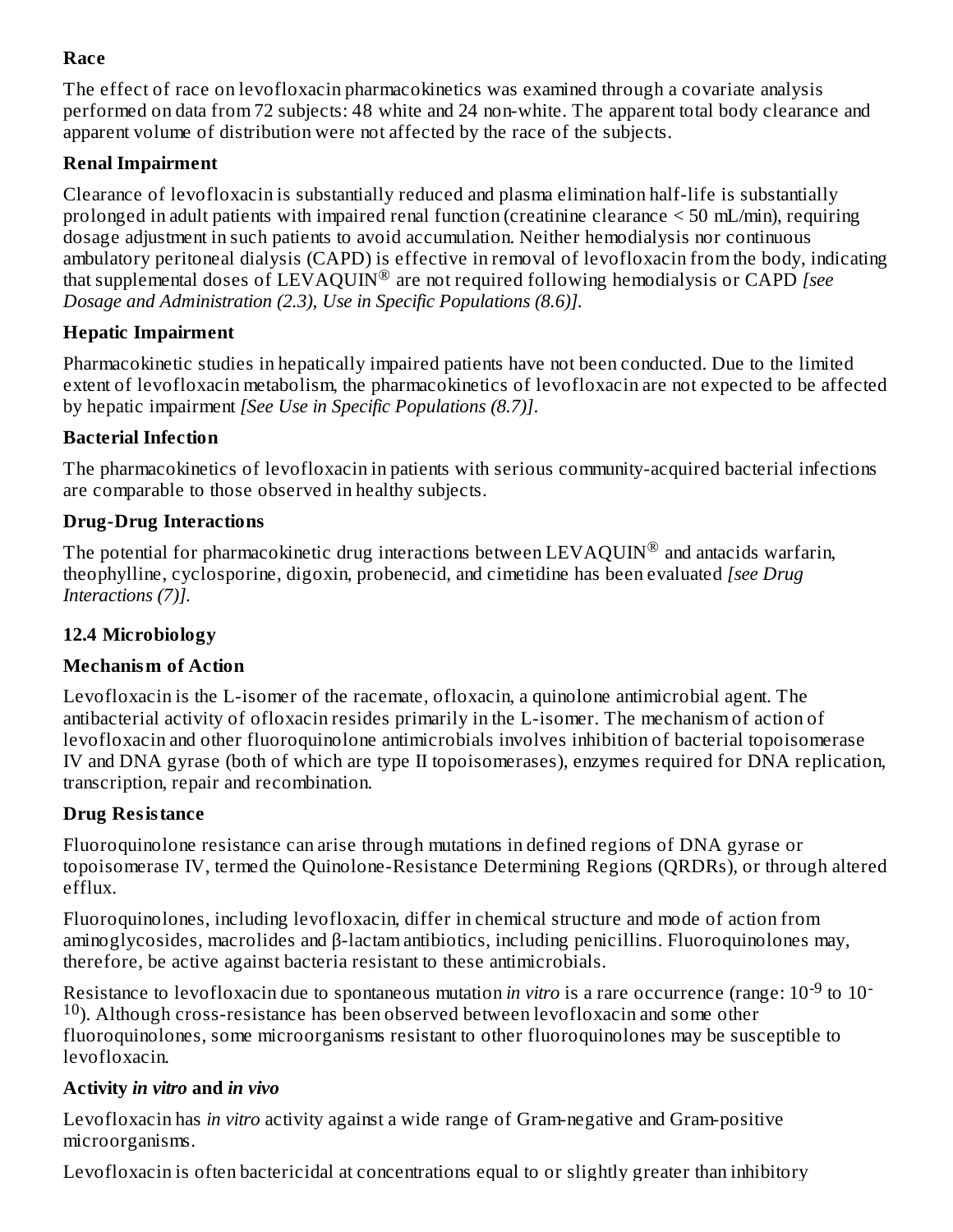**Race**

The effect of race on levofloxacin pharmacokinetics was examined through a covariate analysis performed on data from 72 subjects: 48 white and 24 non-white. The apparent total body clearance and apparent volume of distribution were not affected by the race of the subjects.

**Renal Impairment**

Clearance of levofloxacin is substantially reduced and plasma elimination half-life is substantially prolonged in adult patients with impaired renal function (creatinine clearance < 50 mL/min), requiring dosage adjustment in such patients to avoid accumulation. Neither hemodialysis nor continuous ambulatory peritoneal dialysis (CAPD) is effective in removal of levofloxacin from the body, indicating that supplemental doses of LEVAQUIN® are not required following hemodialysis or CAPD *[see Dosage and Administration (2.3), Use in Specific Populations (8.6)]*.

**Hepatic Impairment**

Pharmacokinetic studies in hepatically impaired patients have not been conducted. Due to the limited extent of levofloxacin metabolism, the pharmacokinetics of levofloxacin are not expected to be affected by hepatic impairment *[See Use in Specific Populations (8.7)]*.

**Bacterial Infection**

The pharmacokinetics of levofloxacin in patients with serious community-acquired bacterial infections are comparable to those observed in healthy subjects.

**Drug-Drug Interactions**

The potential for pharmacokinetic drug interactions between LEVAQUIN® and antacids warfarin, theophylline, cyclosporine, digoxin, probenecid, and cimetidine has been evaluated *[see Drug Interactions (7)]*.

## 12.4 Microbiology

**Mechanism of Action**

Levofloxacin is the L-isomer of the racemate, ofloxacin, a quinolone antimicrobial agent. The antibacterial activity of ofloxacin resides primarily in the L-isomer. The mechanism of action of levofloxacin and other fluoroquinolone antimicrobials involves inhibition of bacterial topoisomerase IV and DNA gyrase (both of which are type II topoisomerases), enzymes required for DNA replication, transcription, repair and recombination.

**Drug Resistance**

Fluoroquinolone resistance can arise through mutations in defined regions of DNA gyrase or topoisomerase IV, termed the Quinolone-Resistance Determining Regions (QRDRs), or through altered efflux.

Fluoroquinolones, including levofloxacin, differ in chemical structure and mode of action from aminoglycosides, macrolides and β-lactam antibiotics, including penicillins. Fluoroquinolones may, therefore, be active against bacteria resistant to these antimicrobials.

Resistance to levofloxacin due to spontaneous mutation *in vitro* is a rare occurrence (range: $10^{-9}$ to $10^{-10}$). Although cross-resistance has been observed between levofloxacin and some other fluoroquinolones, some microorganisms resistant to other fluoroquinolones may be susceptible to levofloxacin.

**Activity *in vitro* and *in vivo***

Levofloxacin has *in vitro* activity against a wide range of Gram-negative and Gram-positive microorganisms.

Levofloxacin is often bactericidal at concentrations equal to or slightly greater than inhibitory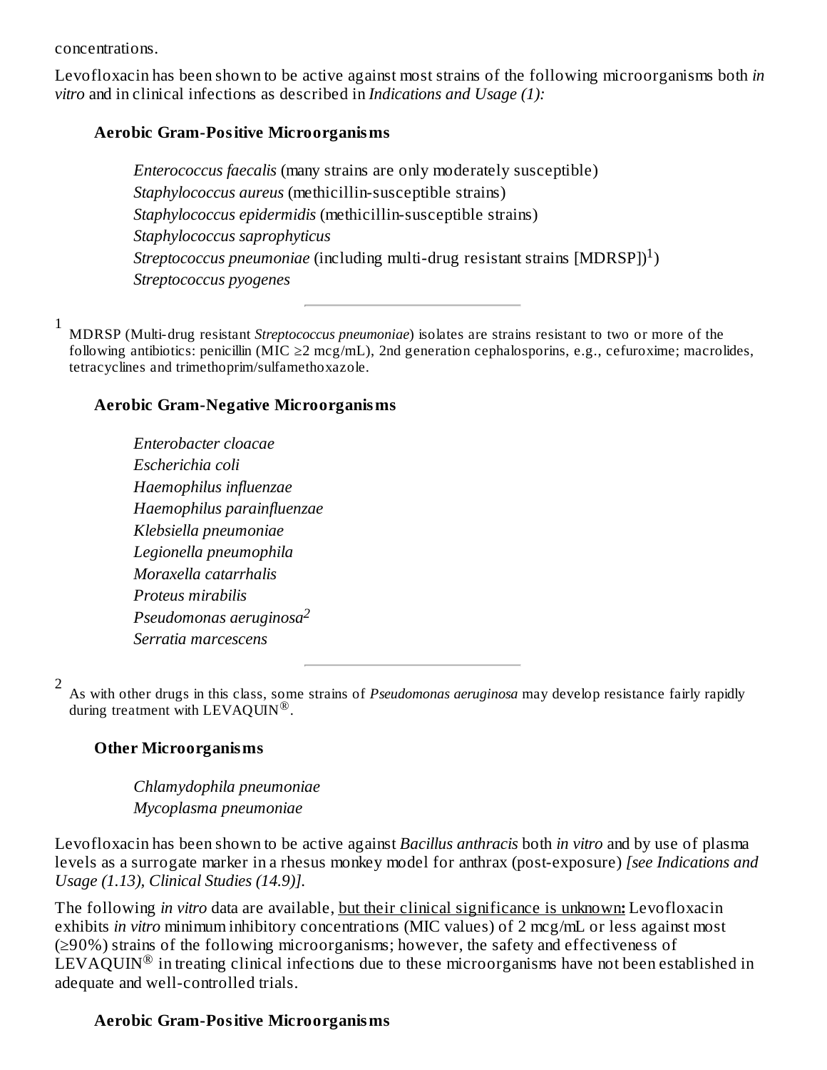concentrations.

Levofloxacin has been shown to be active against most strains of the following microorganisms both *in vitro* and in clinical infections as described in *Indications and Usage (1):*

**Aerobic Gram-Positive Microorganisms**

*Enterococcus faecalis* (many strains are only moderately susceptible)
*Staphylococcus aureus* (methicillin-susceptible strains)
*Staphylococcus epidermidis* (methicillin-susceptible strains)
*Staphylococcus saprophyticus*
*Streptococcus pneumoniae* (including multi-drug resistant strains [MDRSP])[1])
*Streptococcus pyogenes*

---

[1] MDRSP (Multi-drug resistant *Streptococcus pneumoniae*) isolates are strains resistant to two or more of the following antibiotics: penicillin (MIC ≥2 mcg/mL), 2nd generation cephalosporins, e.g., cefuroxime; macrolides, tetracyclines and trimethoprim/sulfamethoxazole.

**Aerobic Gram-Negative Microorganisms**

*Enterobacter cloacae*
*Escherichia coli*
*Haemophilus influenzae*
*Haemophilus parainfluenzae*
*Klebsiella pneumoniae*
*Legionella pneumophila*
*Moraxella catarrhalis*
*Proteus mirabilis*
*Pseudomonas aeruginosa*[2]
*Serratia marcescens*

---

[2] As with other drugs in this class, some strains of *Pseudomonas aeruginosa* may develop resistance fairly rapidly during treatment with LEVAQUIN®.

**Other Microorganisms**

*Chlamydophila pneumoniae*
*Mycoplasma pneumoniae*

Levofloxacin has been shown to be active against *Bacillus anthracis* both *in vitro* and by use of plasma levels as a surrogate marker in a rhesus monkey model for anthrax (post-exposure) *[see Indications and Usage (1.13), Clinical Studies (14.9)].*

The following *in vitro* data are available, <u>but their clinical significance is unknown</u>**:** Levofloxacin exhibits *in vitro* minimum inhibitory concentrations (MIC values) of 2 mcg/mL or less against most (≥90%) strains of the following microorganisms; however, the safety and effectiveness of LEVAQUIN® in treating clinical infections due to these microorganisms have not been established in adequate and well-controlled trials.

**Aerobic Gram-Positive Microorganisms**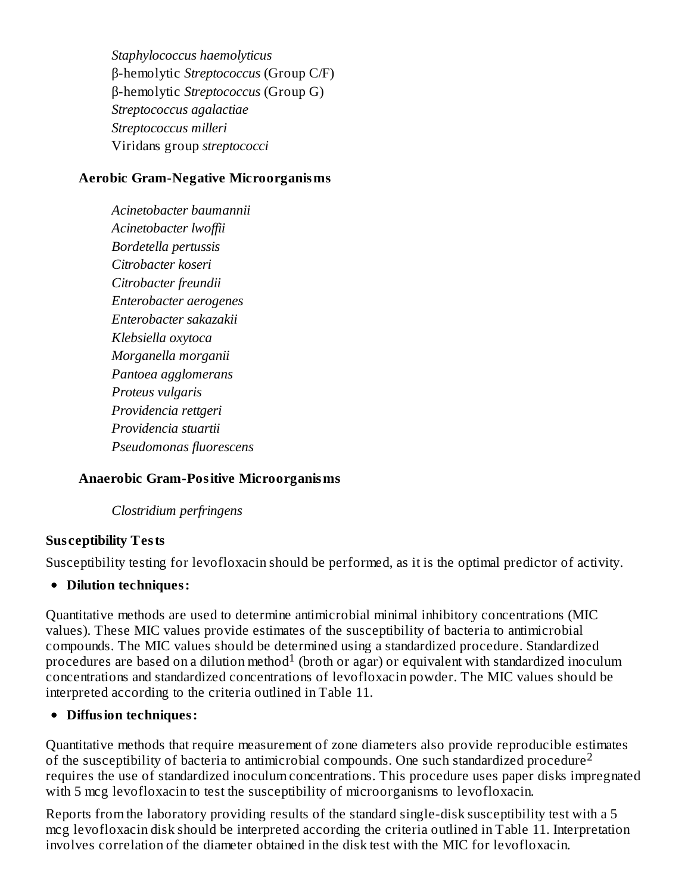*Staphylococcus haemolyticus*
β-hemolytic *Streptococcus* (Group C/F)
β-hemolytic *Streptococcus* (Group G)
*Streptococcus agalactiae*
*Streptococcus milleri*
Viridans group *streptococci*

**Aerobic Gram-Negative Microorganisms**

*Acinetobacter baumannii*
*Acinetobacter lwoffii*
*Bordetella pertussis*
*Citrobacter koseri*
*Citrobacter freundii*
*Enterobacter aerogenes*
*Enterobacter sakazakii*
*Klebsiella oxytoca*
*Morganella morganii*
*Pantoea agglomerans*
*Proteus vulgaris*
*Providencia rettgeri*
*Providencia stuartii*
*Pseudomonas fluorescens*

**Anaerobic Gram-Positive Microorganisms**

*Clostridium perfringens*

**Susceptibility Tests**

Susceptibility testing for levofloxacin should be performed, as it is the optimal predictor of activity.

- **Dilution techniques:**

Quantitative methods are used to determine antimicrobial minimal inhibitory concentrations (MIC values). These MIC values provide estimates of the susceptibility of bacteria to antimicrobial compounds. The MIC values should be determined using a standardized procedure. Standardized procedures are based on a dilution method[1] (broth or agar) or equivalent with standardized inoculum concentrations and standardized concentrations of levofloxacin powder. The MIC values should be interpreted according to the criteria outlined in Table 11.

- **Diffusion techniques:**

Quantitative methods that require measurement of zone diameters also provide reproducible estimates of the susceptibility of bacteria to antimicrobial compounds. One such standardized procedure[2] requires the use of standardized inoculum concentrations. This procedure uses paper disks impregnated with 5 mcg levofloxacin to test the susceptibility of microorganisms to levofloxacin.

Reports from the laboratory providing results of the standard single-disk susceptibility test with a 5 mcg levofloxacin disk should be interpreted according the criteria outlined in Table 11. Interpretation involves correlation of the diameter obtained in the disk test with the MIC for levofloxacin.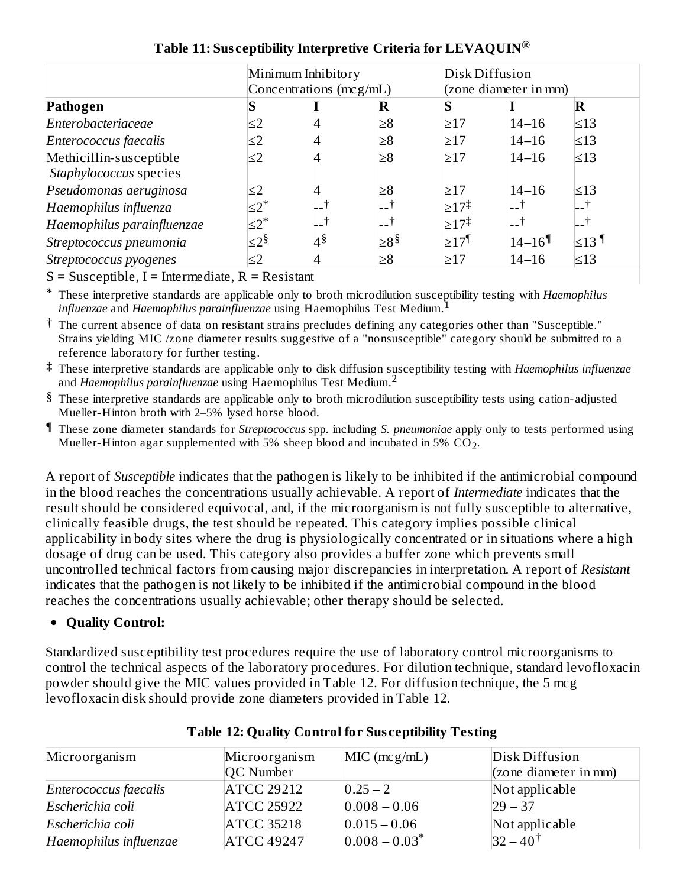**Table 11: Susceptibility Interpretive Criteria for LEVAQUIN®**

| | Minimum Inhibitory Concentrations (mcg/mL) | | | Disk Diffusion (zone diameter in mm) | | |
|---|---|---|---|---|---|---|
| **Pathogen** | **S** | **I** | **R** | **S** | **I** | **R** |
| *Enterobacteriaceae* | ≤2 | 4 | ≥8 | ≥17 | 14–16 | ≤13 |
| *Enterococcus faecalis* | ≤2 | 4 | ≥8 | ≥17 | 14–16 | ≤13 |
| Methicillin-susceptible *Staphylococcus* species | ≤2 | 4 | ≥8 | ≥17 | 14–16 | ≤13 |
| *Pseudomonas aeruginosa* | ≤2 | 4 | ≥8 | ≥17 | 14–16 | ≤13 |
| *Haemophilus influenza* | ≤2* | --† | --† | ≥17‡ | --† | --† |
| *Haemophilus parainfluenzae* | ≤2* | --† | --† | ≥17‡ | --† | --† |
| *Streptococcus pneumonia* | ≤2§ | 4§ | ≥8§ | ≥17¶ | 14–16¶ | ≤13 ¶ |
| *Streptococcus pyogenes* | ≤2 | 4 | ≥8 | ≥17 | 14–16 | ≤13 |

S = Susceptible, I = Intermediate, R = Resistant

\* These interpretive standards are applicable only to broth microdilution susceptibility testing with *Haemophilus influenzae* and *Haemophilus parainfluenzae* using Haemophilus Test Medium.[1]

† The current absence of data on resistant strains precludes defining any categories other than "Susceptible." Strains yielding MIC /zone diameter results suggestive of a "nonsusceptible" category should be submitted to a reference laboratory for further testing.

‡ These interpretive standards are applicable only to disk diffusion susceptibility testing with *Haemophilus influenzae* and *Haemophilus parainfluenzae* using Haemophilus Test Medium.[2]

§ These interpretive standards are applicable only to broth microdilution susceptibility tests using cation-adjusted Mueller-Hinton broth with 2–5% lysed horse blood.

¶ These zone diameter standards for *Streptococcus* spp. including *S. pneumoniae* apply only to tests performed using Mueller-Hinton agar supplemented with 5% sheep blood and incubated in 5% $CO_2$.

A report of *Susceptible* indicates that the pathogen is likely to be inhibited if the antimicrobial compound in the blood reaches the concentrations usually achievable. A report of *Intermediate* indicates that the result should be considered equivocal, and, if the microorganism is not fully susceptible to alternative, clinically feasible drugs, the test should be repeated. This category implies possible clinical applicability in body sites where the drug is physiologically concentrated or in situations where a high dosage of drug can be used. This category also provides a buffer zone which prevents small uncontrolled technical factors from causing major discrepancies in interpretation. A report of *Resistant* indicates that the pathogen is not likely to be inhibited if the antimicrobial compound in the blood reaches the concentrations usually achievable; other therapy should be selected.

- **Quality Control:**

Standardized susceptibility test procedures require the use of laboratory control microorganisms to control the technical aspects of the laboratory procedures. For dilution technique, standard levofloxacin powder should give the MIC values provided in Table 12. For diffusion technique, the 5 mcg levofloxacin disk should provide zone diameters provided in Table 12.

**Table 12: Quality Control for Susceptibility Testing**

| Microorganism | Microorganism QC Number | MIC (mcg/mL) | Disk Diffusion (zone diameter in mm) |
|---|---|---|---|
| *Enterococcus faecalis* | ATCC 29212 | 0.25 – 2 | Not applicable |
| *Escherichia coli* | ATCC 25922 | 0.008 – 0.06 | 29 – 37 |
| *Escherichia coli* | ATCC 35218 | 0.015 – 0.06 | Not applicable |
| *Haemophilus influenzae* | ATCC 49247 | 0.008 – 0.03* | 32 – 40† |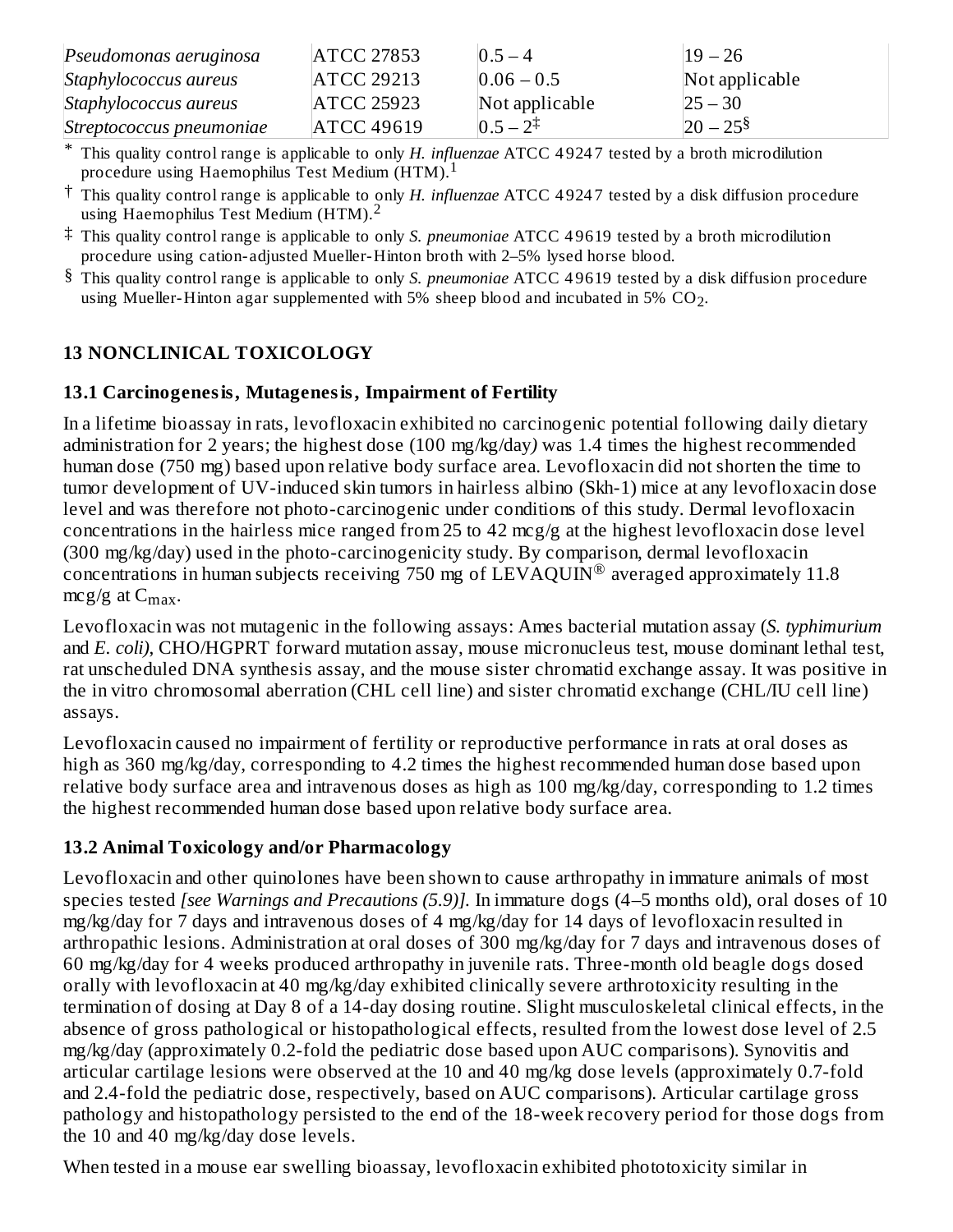| | | | |
|---|---|---|---|
| *Pseudomonas aeruginosa* | ATCC 27853 | 0.5 – 4 | 19 – 26 |
| *Staphylococcus aureus* | ATCC 29213 | 0.06 – 0.5 | Not applicable |
| *Staphylococcus aureus* | ATCC 25923 | Not applicable | 25 – 30 |
| *Streptococcus pneumoniae* | ATCC 49619 | 0.5 – 2[‡] | 20 – 25[§] |

[*] This quality control range is applicable to only *H. influenzae* ATCC 49247 tested by a broth microdilution procedure using Haemophilus Test Medium (HTM).[1]

[†] This quality control range is applicable to only *H. influenzae* ATCC 49247 tested by a disk diffusion procedure using Haemophilus Test Medium (HTM).[2]

[‡] This quality control range is applicable to only *S. pneumoniae* ATCC 49619 tested by a broth microdilution procedure using cation-adjusted Mueller-Hinton broth with 2–5% lysed horse blood.

[§] This quality control range is applicable to only *S. pneumoniae* ATCC 49619 tested by a disk diffusion procedure using Mueller-Hinton agar supplemented with 5% sheep blood and incubated in 5% $CO_2$.

## 13 NONCLINICAL TOXICOLOGY

### 13.1 Carcinogenesis, Mutagenesis, Impairment of Fertility

In a lifetime bioassay in rats, levofloxacin exhibited no carcinogenic potential following daily dietary administration for 2 years; the highest dose (100 mg/kg/day) was 1.4 times the highest recommended human dose (750 mg) based upon relative body surface area. Levofloxacin did not shorten the time to tumor development of UV-induced skin tumors in hairless albino (Skh-1) mice at any levofloxacin dose level and was therefore not photo-carcinogenic under conditions of this study. Dermal levofloxacin concentrations in the hairless mice ranged from 25 to 42 mcg/g at the highest levofloxacin dose level (300 mg/kg/day) used in the photo-carcinogenicity study. By comparison, dermal levofloxacin concentrations in human subjects receiving 750 mg of LEVAQUIN® averaged approximately 11.8 mcg/g at $C_{max}$.

Levofloxacin was not mutagenic in the following assays: Ames bacterial mutation assay (*S. typhimurium* and *E. coli)*, CHO/HGPRT forward mutation assay, mouse micronucleus test, mouse dominant lethal test, rat unscheduled DNA synthesis assay, and the mouse sister chromatid exchange assay. It was positive in the in vitro chromosomal aberration (CHL cell line) and sister chromatid exchange (CHL/IU cell line) assays.

Levofloxacin caused no impairment of fertility or reproductive performance in rats at oral doses as high as 360 mg/kg/day, corresponding to 4.2 times the highest recommended human dose based upon relative body surface area and intravenous doses as high as 100 mg/kg/day, corresponding to 1.2 times the highest recommended human dose based upon relative body surface area.

### 13.2 Animal Toxicology and/or Pharmacology

Levofloxacin and other quinolones have been shown to cause arthropathy in immature animals of most species tested *[see Warnings and Precautions (5.9)]*. In immature dogs (4–5 months old), oral doses of 10 mg/kg/day for 7 days and intravenous doses of 4 mg/kg/day for 14 days of levofloxacin resulted in arthropathic lesions. Administration at oral doses of 300 mg/kg/day for 7 days and intravenous doses of 60 mg/kg/day for 4 weeks produced arthropathy in juvenile rats. Three-month old beagle dogs dosed orally with levofloxacin at 40 mg/kg/day exhibited clinically severe arthrotoxicity resulting in the termination of dosing at Day 8 of a 14-day dosing routine. Slight musculoskeletal clinical effects, in the absence of gross pathological or histopathological effects, resulted from the lowest dose level of 2.5 mg/kg/day (approximately 0.2-fold the pediatric dose based upon AUC comparisons). Synovitis and articular cartilage lesions were observed at the 10 and 40 mg/kg dose levels (approximately 0.7-fold and 2.4-fold the pediatric dose, respectively, based on AUC comparisons). Articular cartilage gross pathology and histopathology persisted to the end of the 18-week recovery period for those dogs from the 10 and 40 mg/kg/day dose levels.

When tested in a mouse ear swelling bioassay, levofloxacin exhibited phototoxicity similar in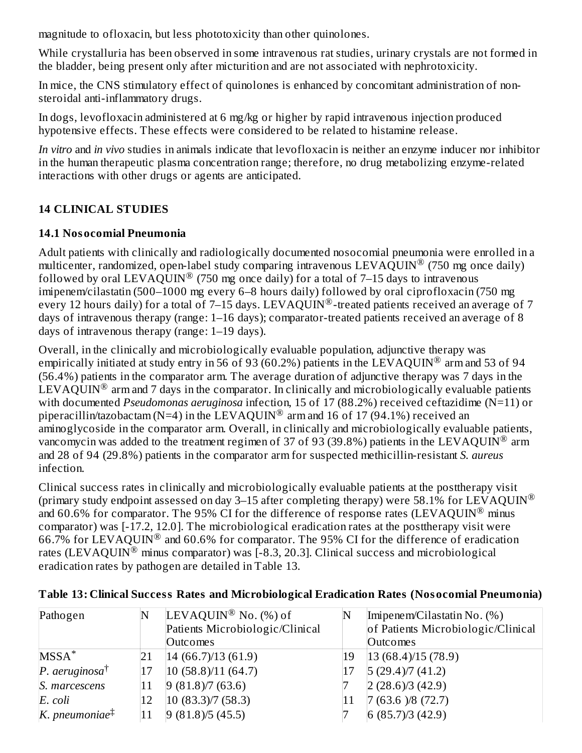magnitude to ofloxacin, but less phototoxicity than other quinolones.

While crystalluria has been observed in some intravenous rat studies, urinary crystals are not formed in the bladder, being present only after micturition and are not associated with nephrotoxicity.

In mice, the CNS stimulatory effect of quinolones is enhanced by concomitant administration of non-steroidal anti-inflammatory drugs.

In dogs, levofloxacin administered at 6 mg/kg or higher by rapid intravenous injection produced hypotensive effects. These effects were considered to be related to histamine release.

*In vitro* and *in vivo* studies in animals indicate that levofloxacin is neither an enzyme inducer nor inhibitor in the human therapeutic plasma concentration range; therefore, no drug metabolizing enzyme-related interactions with other drugs or agents are anticipated.

## 14 CLINICAL STUDIES

### 14.1 Nosocomial Pneumonia

Adult patients with clinically and radiologically documented nosocomial pneumonia were enrolled in a multicenter, randomized, open-label study comparing intravenous LEVAQUIN® (750 mg once daily) followed by oral LEVAQUIN® (750 mg once daily) for a total of 7–15 days to intravenous imipenem/cilastatin (500–1000 mg every 6–8 hours daily) followed by oral ciprofloxacin (750 mg every 12 hours daily) for a total of 7–15 days. LEVAQUIN®-treated patients received an average of 7 days of intravenous therapy (range: 1–16 days); comparator-treated patients received an average of 8 days of intravenous therapy (range: 1–19 days).

Overall, in the clinically and microbiologically evaluable population, adjunctive therapy was empirically initiated at study entry in 56 of 93 (60.2%) patients in the LEVAQUIN® arm and 53 of 94 (56.4%) patients in the comparator arm. The average duration of adjunctive therapy was 7 days in the LEVAQUIN® arm and 7 days in the comparator. In clinically and microbiologically evaluable patients with documented *Pseudomonas aeruginosa* infection, 15 of 17 (88.2%) received ceftazidime (N=11) or piperacillin/tazobactam (N=4) in the LEVAQUIN® arm and 16 of 17 (94.1%) received an aminoglycoside in the comparator arm. Overall, in clinically and microbiologically evaluable patients, vancomycin was added to the treatment regimen of 37 of 93 (39.8%) patients in the LEVAQUIN® arm and 28 of 94 (29.8%) patients in the comparator arm for suspected methicillin-resistant *S. aureus* infection.

Clinical success rates in clinically and microbiologically evaluable patients at the posttherapy visit (primary study endpoint assessed on day 3–15 after completing therapy) were 58.1% for LEVAQUIN® and 60.6% for comparator. The 95% CI for the difference of response rates (LEVAQUIN® minus comparator) was [-17.2, 12.0]. The microbiological eradication rates at the posttherapy visit were 66.7% for LEVAQUIN® and 60.6% for comparator. The 95% CI for the difference of eradication rates (LEVAQUIN® minus comparator) was [-8.3, 20.3]. Clinical success and microbiological eradication rates by pathogen are detailed in Table 13.

**Table 13: Clinical Success Rates and Microbiological Eradication Rates (Nosocomial Pneumonia)**

| Pathogen | N | LEVAQUIN® No. (%) of Patients Microbiologic/Clinical Outcomes | N | Imipenem/Cilastatin No. (%) of Patients Microbiologic/Clinical Outcomes |
|---|---|---|---|---|
| MSSA* | 21 | 14 (66.7)/13 (61.9) | 19 | 13 (68.4)/15 (78.9) |
| *P. aeruginosa*† | 17 | 10 (58.8)/11 (64.7) | 17 | 5 (29.4)/7 (41.2) |
| *S. marcescens* | 11 | 9 (81.8)/7 (63.6) | 7 | 2 (28.6)/3 (42.9) |
| *E. coli* | 12 | 10 (83.3)/7 (58.3) | 11 | 7 (63.6 )/8 (72.7) |
| *K. pneumoniae*‡ | 11 | 9 (81.8)/5 (45.5) | 7 | 6 (85.7)/3 (42.9) |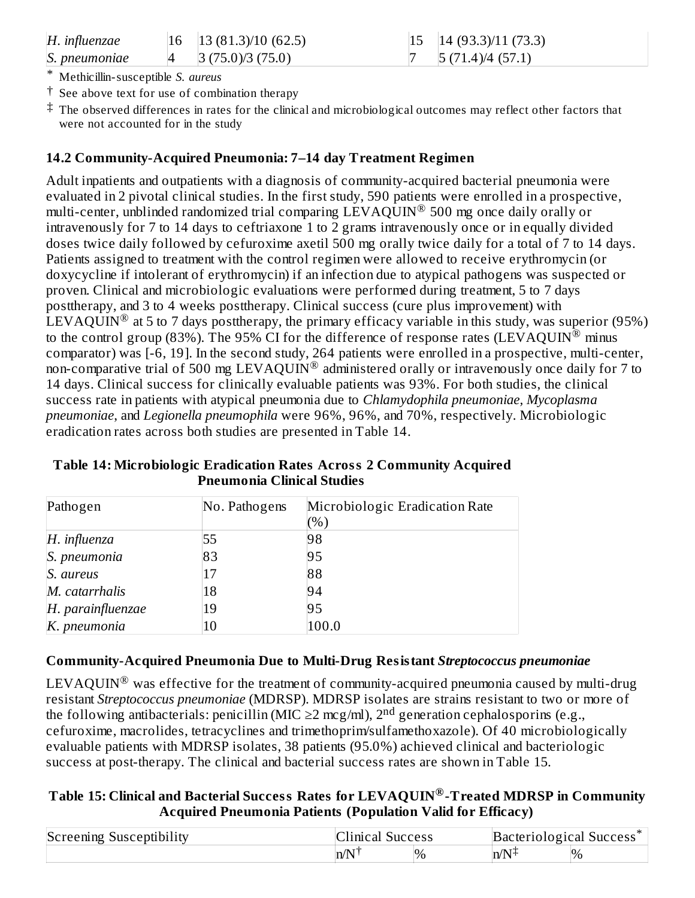| | | | | |
|---|---|---|---|---|
| *H. influenzae* | 16 | 13 (81.3)/10 (62.5) | 15 | 14 (93.3)/11 (73.3) |
| *S. pneumoniae* | 4 | 3 (75.0)/3 (75.0) | 7 | 5 (71.4)/4 (57.1) |

\* Methicillin-susceptible *S. aureus*

† See above text for use of combination therapy

‡ The observed differences in rates for the clinical and microbiological outcomes may reflect other factors that were not accounted for in the study

### 14.2 Community-Acquired Pneumonia: 7–14 day Treatment Regimen

Adult inpatients and outpatients with a diagnosis of community-acquired bacterial pneumonia were evaluated in 2 pivotal clinical studies. In the first study, 590 patients were enrolled in a prospective, multi-center, unblinded randomized trial comparing LEVAQUIN® 500 mg once daily orally or intravenously for 7 to 14 days to ceftriaxone 1 to 2 grams intravenously once or in equally divided doses twice daily followed by cefuroxime axetil 500 mg orally twice daily for a total of 7 to 14 days. Patients assigned to treatment with the control regimen were allowed to receive erythromycin (or doxycycline if intolerant of erythromycin) if an infection due to atypical pathogens was suspected or proven. Clinical and microbiologic evaluations were performed during treatment, 5 to 7 days posttherapy, and 3 to 4 weeks posttherapy. Clinical success (cure plus improvement) with LEVAQUIN® at 5 to 7 days posttherapy, the primary efficacy variable in this study, was superior (95%) to the control group (83%). The 95% CI for the difference of response rates (LEVAQUIN® minus comparator) was [-6, 19]. In the second study, 264 patients were enrolled in a prospective, multi-center, non-comparative trial of 500 mg LEVAQUIN® administered orally or intravenously once daily for 7 to 14 days. Clinical success for clinically evaluable patients was 93%. For both studies, the clinical success rate in patients with atypical pneumonia due to *Chlamydophila pneumoniae*, *Mycoplasma pneumoniae*, and *Legionella pneumophila* were 96%, 96%, and 70%, respectively. Microbiologic eradication rates across both studies are presented in Table 14.

**Table 14: Microbiologic Eradication Rates Across 2 Community Acquired Pneumonia Clinical Studies**

| Pathogen | No. Pathogens | Microbiologic Eradication Rate (%) |
|---|---|---|
| *H. influenza* | 55 | 98 |
| *S. pneumonia* | 83 | 95 |
| *S. aureus* | 17 | 88 |
| *M. catarrhalis* | 18 | 94 |
| *H. parainfluenzae* | 19 | 95 |
| *K. pneumonia* | 10 | 100.0 |

**Community-Acquired Pneumonia Due to Multi-Drug Resistant *Streptococcus pneumoniae***

LEVAQUIN® was effective for the treatment of community-acquired pneumonia caused by multi-drug resistant *Streptococcus pneumoniae* (MDRSP). MDRSP isolates are strains resistant to two or more of the following antibacterials: penicillin (MIC ≥2 mcg/ml), 2nd generation cephalosporins (e.g., cefuroxime, macrolides, tetracyclines and trimethoprim/sulfamethoxazole). Of 40 microbiologically evaluable patients with MDRSP isolates, 38 patients (95.0%) achieved clinical and bacteriologic success at post-therapy. The clinical and bacterial success rates are shown in Table 15.

**Table 15: Clinical and Bacterial Success Rates for LEVAQUIN®-Treated MDRSP in Community Acquired Pneumonia Patients (Population Valid for Efficacy)**

| Screening Susceptibility | Clinical Success | | Bacteriological Success* | |
|---|---|---|---|---|
| | n/N† | % | n/N‡ | % |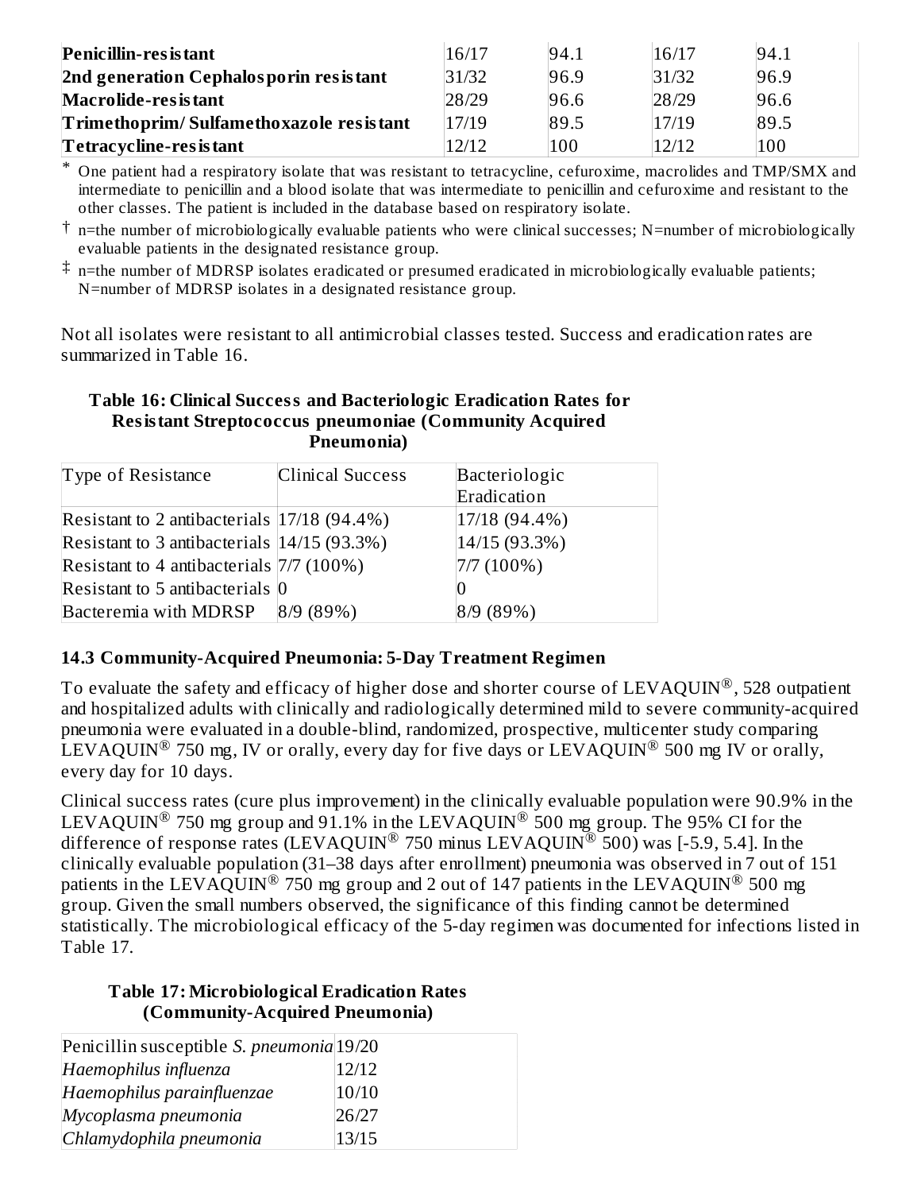| Penicillin-resistant | 16/17 | 94.1 | 16/17 | 94.1 |
|---|---|---|---|---|
| 2nd generation Cephalosporin resistant | 31/32 | 96.9 | 31/32 | 96.9 |
| Macrolide-resistant | 28/29 | 96.6 | 28/29 | 96.6 |
| Trimethoprim/ Sulfamethoxazole resistant | 17/19 | 89.5 | 17/19 | 89.5 |
| Tetracycline-resistant | 12/12 | 100 | 12/12 | 100 |

* One patient had a respiratory isolate that was resistant to tetracycline, cefuroxime, macrolides and TMP/SMX and intermediate to penicillin and a blood isolate that was intermediate to penicillin and cefuroxime and resistant to the other classes. The patient is included in the database based on respiratory isolate.

† n=the number of microbiologically evaluable patients who were clinical successes; N=number of microbiologically evaluable patients in the designated resistance group.

‡ n=the number of MDRSP isolates eradicated or presumed eradicated in microbiologically evaluable patients; N=number of MDRSP isolates in a designated resistance group.

Not all isolates were resistant to all antimicrobial classes tested. Success and eradication rates are summarized in Table 16.

**Table 16: Clinical Success and Bacteriologic Eradication Rates for Resistant Streptococcus pneumoniae (Community Acquired Pneumonia)**

| Type of Resistance | Clinical Success | Bacteriologic Eradication |
|---|---|---|
| Resistant to 2 antibacterials | 17/18 (94.4%) | 17/18 (94.4%) |
| Resistant to 3 antibacterials | 14/15 (93.3%) | 14/15 (93.3%) |
| Resistant to 4 antibacterials | 7/7 (100%) | 7/7 (100%) |
| Resistant to 5 antibacterials | 0 | 0 |
| Bacteremia with MDRSP | 8/9 (89%) | 8/9 (89%) |

### 14.3 Community-Acquired Pneumonia: 5-Day Treatment Regimen

To evaluate the safety and efficacy of higher dose and shorter course of LEVAQUIN®, 528 outpatient and hospitalized adults with clinically and radiologically determined mild to severe community-acquired pneumonia were evaluated in a double-blind, randomized, prospective, multicenter study comparing LEVAQUIN® 750 mg, IV or orally, every day for five days or LEVAQUIN® 500 mg IV or orally, every day for 10 days.

Clinical success rates (cure plus improvement) in the clinically evaluable population were 90.9% in the LEVAQUIN® 750 mg group and 91.1% in the LEVAQUIN® 500 mg group. The 95% CI for the difference of response rates (LEVAQUIN® 750 minus LEVAQUIN® 500) was [-5.9, 5.4]. In the clinically evaluable population (31–38 days after enrollment) pneumonia was observed in 7 out of 151 patients in the LEVAQUIN® 750 mg group and 2 out of 147 patients in the LEVAQUIN® 500 mg group. Given the small numbers observed, the significance of this finding cannot be determined statistically. The microbiological efficacy of the 5-day regimen was documented for infections listed in Table 17.

**Table 17: Microbiological Eradication Rates (Community-Acquired Pneumonia)**

| Penicillin susceptible *S. pneumonia* | 19/20 |
|---|---|
| *Haemophilus influenza* | 12/12 |
| *Haemophilus parainfluenzae* | 10/10 |
| *Mycoplasma pneumonia* | 26/27 |
| *Chlamydophila pneumonia* | 13/15 |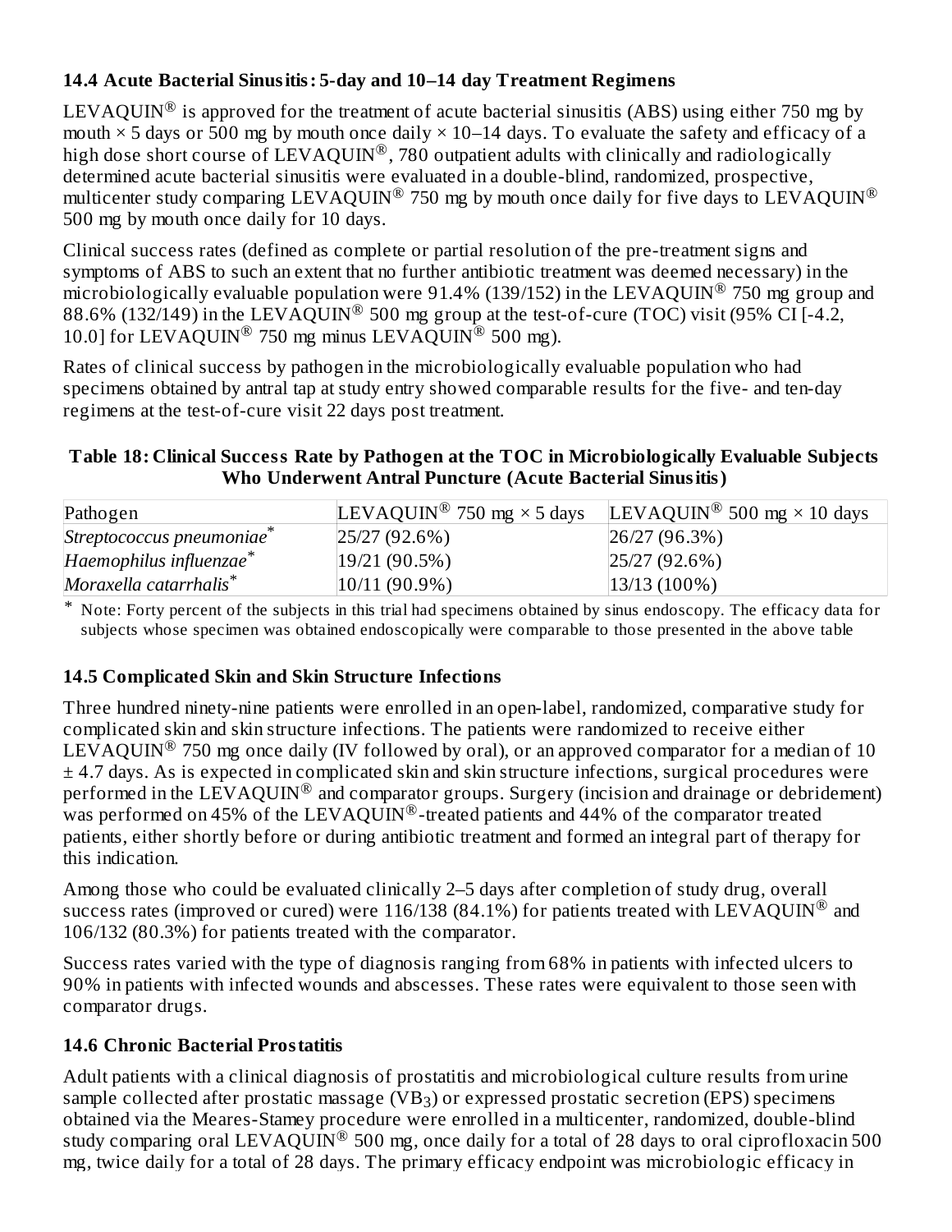### 14.4 Acute Bacterial Sinusitis: 5-day and 10–14 day Treatment Regimens

LEVAQUIN® is approved for the treatment of acute bacterial sinusitis (ABS) using either 750 mg by mouth × 5 days or 500 mg by mouth once daily × 10–14 days. To evaluate the safety and efficacy of a high dose short course of LEVAQUIN®, 780 outpatient adults with clinically and radiologically determined acute bacterial sinusitis were evaluated in a double-blind, randomized, prospective, multicenter study comparing LEVAQUIN® 750 mg by mouth once daily for five days to LEVAQUIN® 500 mg by mouth once daily for 10 days.

Clinical success rates (defined as complete or partial resolution of the pre-treatment signs and symptoms of ABS to such an extent that no further antibiotic treatment was deemed necessary) in the microbiologically evaluable population were 91.4% (139/152) in the LEVAQUIN® 750 mg group and 88.6% (132/149) in the LEVAQUIN® 500 mg group at the test-of-cure (TOC) visit (95% CI [-4.2, 10.0] for LEVAQUIN® 750 mg minus LEVAQUIN® 500 mg).

Rates of clinical success by pathogen in the microbiologically evaluable population who had specimens obtained by antral tap at study entry showed comparable results for the five- and ten-day regimens at the test-of-cure visit 22 days post treatment.

**Table 18: Clinical Success Rate by Pathogen at the TOC in Microbiologically Evaluable Subjects Who Underwent Antral Puncture (Acute Bacterial Sinusitis)**

| Pathogen | LEVAQUIN® 750 mg × 5 days | LEVAQUIN® 500 mg × 10 days |
|---|---|---|
| *Streptococcus pneumoniae*\* | 25/27 (92.6%) | 26/27 (96.3%) |
| *Haemophilus influenzae*\* | 19/21 (90.5%) | 25/27 (92.6%) |
| *Moraxella catarrhalis*\* | 10/11 (90.9%) | 13/13 (100%) |

\* Note: Forty percent of the subjects in this trial had specimens obtained by sinus endoscopy. The efficacy data for subjects whose specimen was obtained endoscopically were comparable to those presented in the above table

### 14.5 Complicated Skin and Skin Structure Infections

Three hundred ninety-nine patients were enrolled in an open-label, randomized, comparative study for complicated skin and skin structure infections. The patients were randomized to receive either LEVAQUIN® 750 mg once daily (IV followed by oral), or an approved comparator for a median of 10 ± 4.7 days. As is expected in complicated skin and skin structure infections, surgical procedures were performed in the LEVAQUIN® and comparator groups. Surgery (incision and drainage or debridement) was performed on 45% of the LEVAQUIN®-treated patients and 44% of the comparator treated patients, either shortly before or during antibiotic treatment and formed an integral part of therapy for this indication.

Among those who could be evaluated clinically 2–5 days after completion of study drug, overall success rates (improved or cured) were 116/138 (84.1%) for patients treated with LEVAQUIN® and 106/132 (80.3%) for patients treated with the comparator.

Success rates varied with the type of diagnosis ranging from 68% in patients with infected ulcers to 90% in patients with infected wounds and abscesses. These rates were equivalent to those seen with comparator drugs.

### 14.6 Chronic Bacterial Prostatitis

Adult patients with a clinical diagnosis of prostatitis and microbiological culture results from urine sample collected after prostatic massage ($VB_3$) or expressed prostatic secretion (EPS) specimens obtained via the Meares-Stamey procedure were enrolled in a multicenter, randomized, double-blind study comparing oral LEVAQUIN® 500 mg, once daily for a total of 28 days to oral ciprofloxacin 500 mg, twice daily for a total of 28 days. The primary efficacy endpoint was microbiologic efficacy in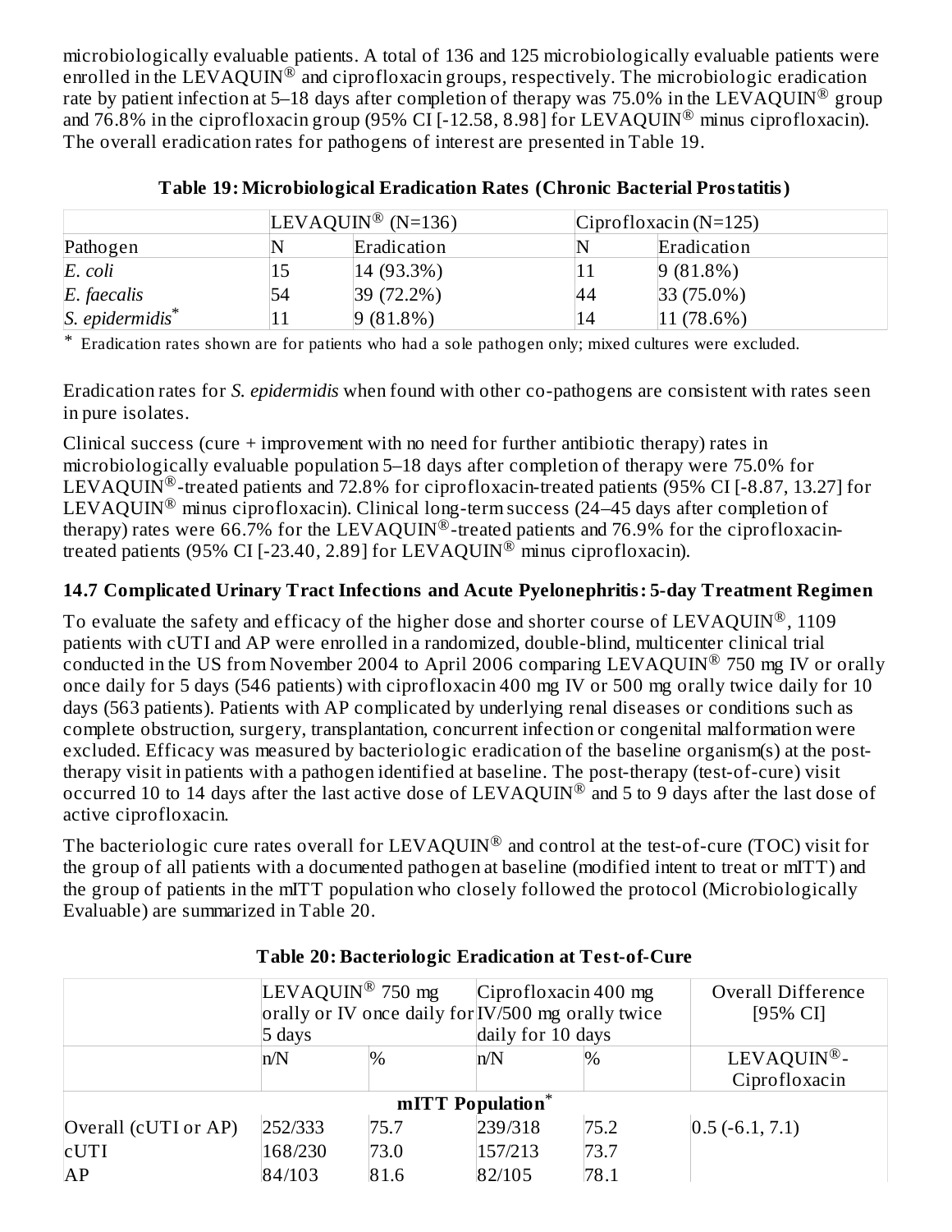microbiologically evaluable patients. A total of 136 and 125 microbiologically evaluable patients were enrolled in the LEVAQUIN® and ciprofloxacin groups, respectively. The microbiologic eradication rate by patient infection at 5–18 days after completion of therapy was 75.0% in the LEVAQUIN® group and 76.8% in the ciprofloxacin group (95% CI [-12.58, 8.98] for LEVAQUIN® minus ciprofloxacin). The overall eradication rates for pathogens of interest are presented in Table 19.

**Table 19: Microbiological Eradication Rates (Chronic Bacterial Prostatitis)**

| | LEVAQUIN® (N=136) | | Ciprofloxacin (N=125) | |
|---|---|---|---|---|
| Pathogen | N | Eradication | N | Eradication |
| *E. coli* | 15 | 14 (93.3%) | 11 | 9 (81.8%) |
| *E. faecalis* | 54 | 39 (72.2%) | 44 | 33 (75.0%) |
| *S. epidermidis** | 11 | 9 (81.8%) | 14 | 11 (78.6%) |

\* Eradication rates shown are for patients who had a sole pathogen only; mixed cultures were excluded.

Eradication rates for *S. epidermidis* when found with other co-pathogens are consistent with rates seen in pure isolates.

Clinical success (cure + improvement with no need for further antibiotic therapy) rates in microbiologically evaluable population 5–18 days after completion of therapy were 75.0% for LEVAQUIN®-treated patients and 72.8% for ciprofloxacin-treated patients (95% CI [-8.87, 13.27] for LEVAQUIN® minus ciprofloxacin). Clinical long-term success (24–45 days after completion of therapy) rates were 66.7% for the LEVAQUIN®-treated patients and 76.9% for the ciprofloxacin-treated patients (95% CI [-23.40, 2.89] for LEVAQUIN® minus ciprofloxacin).

### 14.7 Complicated Urinary Tract Infections and Acute Pyelonephritis: 5-day Treatment Regimen

To evaluate the safety and efficacy of the higher dose and shorter course of LEVAQUIN®, 1109 patients with cUTI and AP were enrolled in a randomized, double-blind, multicenter clinical trial conducted in the US from November 2004 to April 2006 comparing LEVAQUIN® 750 mg IV or orally once daily for 5 days (546 patients) with ciprofloxacin 400 mg IV or 500 mg orally twice daily for 10 days (563 patients). Patients with AP complicated by underlying renal diseases or conditions such as complete obstruction, surgery, transplantation, concurrent infection or congenital malformation were excluded. Efficacy was measured by bacteriologic eradication of the baseline organism(s) at the post-therapy visit in patients with a pathogen identified at baseline. The post-therapy (test-of-cure) visit occurred 10 to 14 days after the last active dose of LEVAQUIN® and 5 to 9 days after the last dose of active ciprofloxacin.

The bacteriologic cure rates overall for LEVAQUIN® and control at the test-of-cure (TOC) visit for the group of all patients with a documented pathogen at baseline (modified intent to treat or mITT) and the group of patients in the mITT population who closely followed the protocol (Microbiologically Evaluable) are summarized in Table 20.

**Table 20: Bacteriologic Eradication at Test-of-Cure**

| | LEVAQUIN® 750 mg orally or IV once daily for 5 days | | Ciprofloxacin 400 mg IV/500 mg orally twice daily for 10 days | | Overall Difference [95% CI] |
|---|---|---|---|---|---|
| | n/N | % | n/N | % | LEVAQUIN®-Ciprofloxacin |
| **mITT Population*** | | | | | |
| Overall (cUTI or AP) | 252/333 | 75.7 | 239/318 | 75.2 | 0.5 (-6.1, 7.1) |
| cUTI | 168/230 | 73.0 | 157/213 | 73.7 | |
| AP | 84/103 | 81.6 | 82/105 | 78.1 | |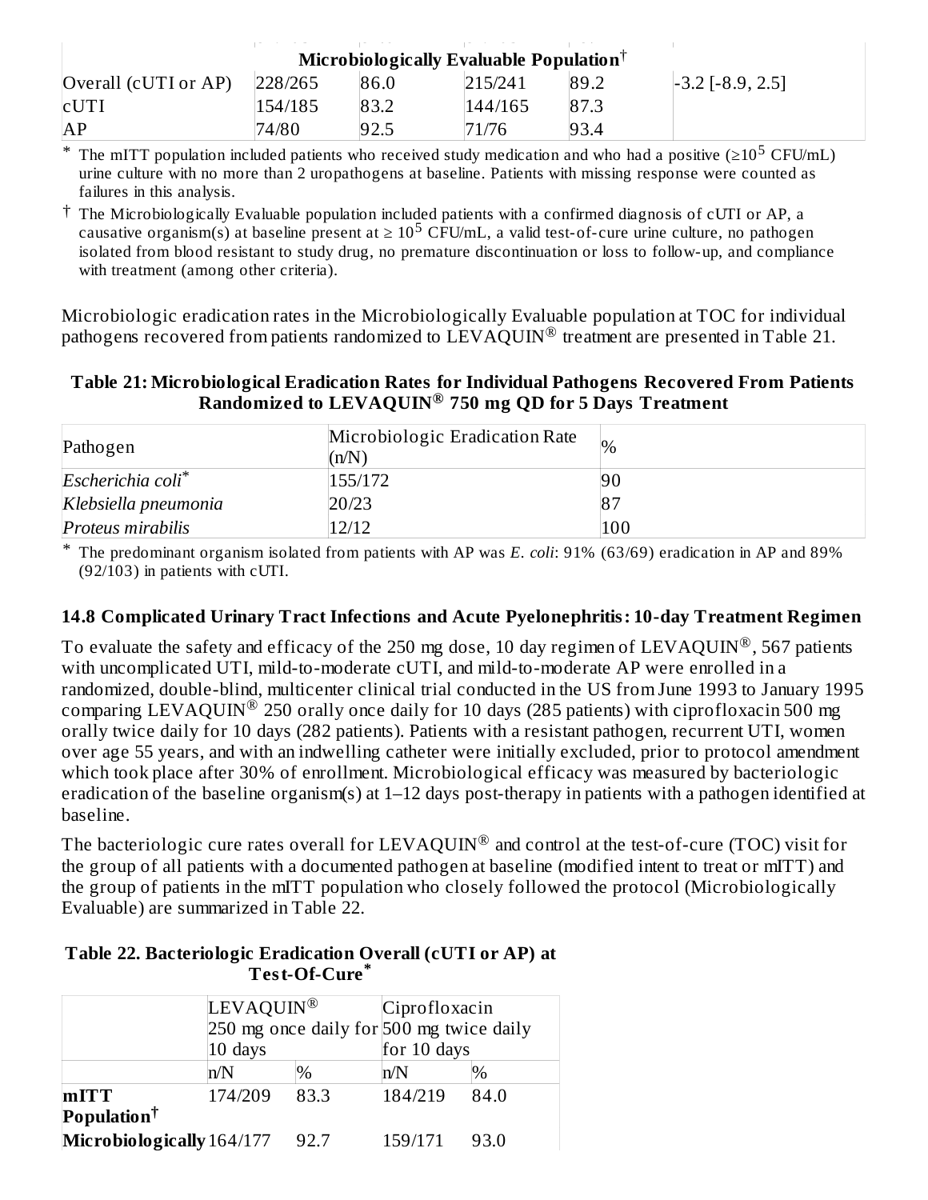| | | | | | |
|---|---|---|---|---|---|
| **Microbiologically Evaluable Population†** | | | | | |
| Overall (cUTI or AP) | 228/265 | 86.0 | 215/241 | 89.2 | -3.2 [-8.9, 2.5] |
| cUTI | 154/185 | 83.2 | 144/165 | 87.3 | |
| AP | 74/80 | 92.5 | 71/76 | 93.4 | |

\* The mITT population included patients who received study medication and who had a positive ($\geq 10^5$ CFU/mL) urine culture with no more than 2 uropathogens at baseline. Patients with missing response were counted as failures in this analysis.

† The Microbiologically Evaluable population included patients with a confirmed diagnosis of cUTI or AP, a causative organism(s) at baseline present at $\geq 10^5$ CFU/mL, a valid test-of-cure urine culture, no pathogen isolated from blood resistant to study drug, no premature discontinuation or loss to follow-up, and compliance with treatment (among other criteria).

Microbiologic eradication rates in the Microbiologically Evaluable population at TOC for individual pathogens recovered from patients randomized to LEVAQUIN® treatment are presented in Table 21.

**Table 21: Microbiological Eradication Rates for Individual Pathogens Recovered From Patients Randomized to LEVAQUIN® 750 mg QD for 5 Days Treatment**

| Pathogen | Microbiologic Eradication Rate (n/N) | % |
|---|---|---|
| *Escherichia coli*\* | 155/172 | 90 |
| *Klebsiella pneumonia* | 20/23 | 87 |
| *Proteus mirabilis* | 12/12 | 100 |

\* The predominant organism isolated from patients with AP was *E. coli*: 91% (63/69) eradication in AP and 89% (92/103) in patients with cUTI.

### 14.8 Complicated Urinary Tract Infections and Acute Pyelonephritis: 10-day Treatment Regimen

To evaluate the safety and efficacy of the 250 mg dose, 10 day regimen of LEVAQUIN®, 567 patients with uncomplicated UTI, mild-to-moderate cUTI, and mild-to-moderate AP were enrolled in a randomized, double-blind, multicenter clinical trial conducted in the US from June 1993 to January 1995 comparing LEVAQUIN® 250 orally once daily for 10 days (285 patients) with ciprofloxacin 500 mg orally twice daily for 10 days (282 patients). Patients with a resistant pathogen, recurrent UTI, women over age 55 years, and with an indwelling catheter were initially excluded, prior to protocol amendment which took place after 30% of enrollment. Microbiological efficacy was measured by bacteriologic eradication of the baseline organism(s) at 1–12 days post-therapy in patients with a pathogen identified at baseline.

The bacteriologic cure rates overall for LEVAQUIN® and control at the test-of-cure (TOC) visit for the group of all patients with a documented pathogen at baseline (modified intent to treat or mITT) and the group of patients in the mITT population who closely followed the protocol (Microbiologically Evaluable) are summarized in Table 22.

**Table 22. Bacteriologic Eradication Overall (cUTI or AP) at Test-Of-Cure\***

| | LEVAQUIN® 250 mg once daily for 10 days | | Ciprofloxacin 500 mg twice daily for 10 days | |
|---|---|---|---|---|
| | n/N | % | n/N | % |
| **mITT Population†** | 174/209 | 83.3 | 184/219 | 84.0 |
| **Microbiologically** | 164/177 | 92.7 | 159/171 | 93.0 |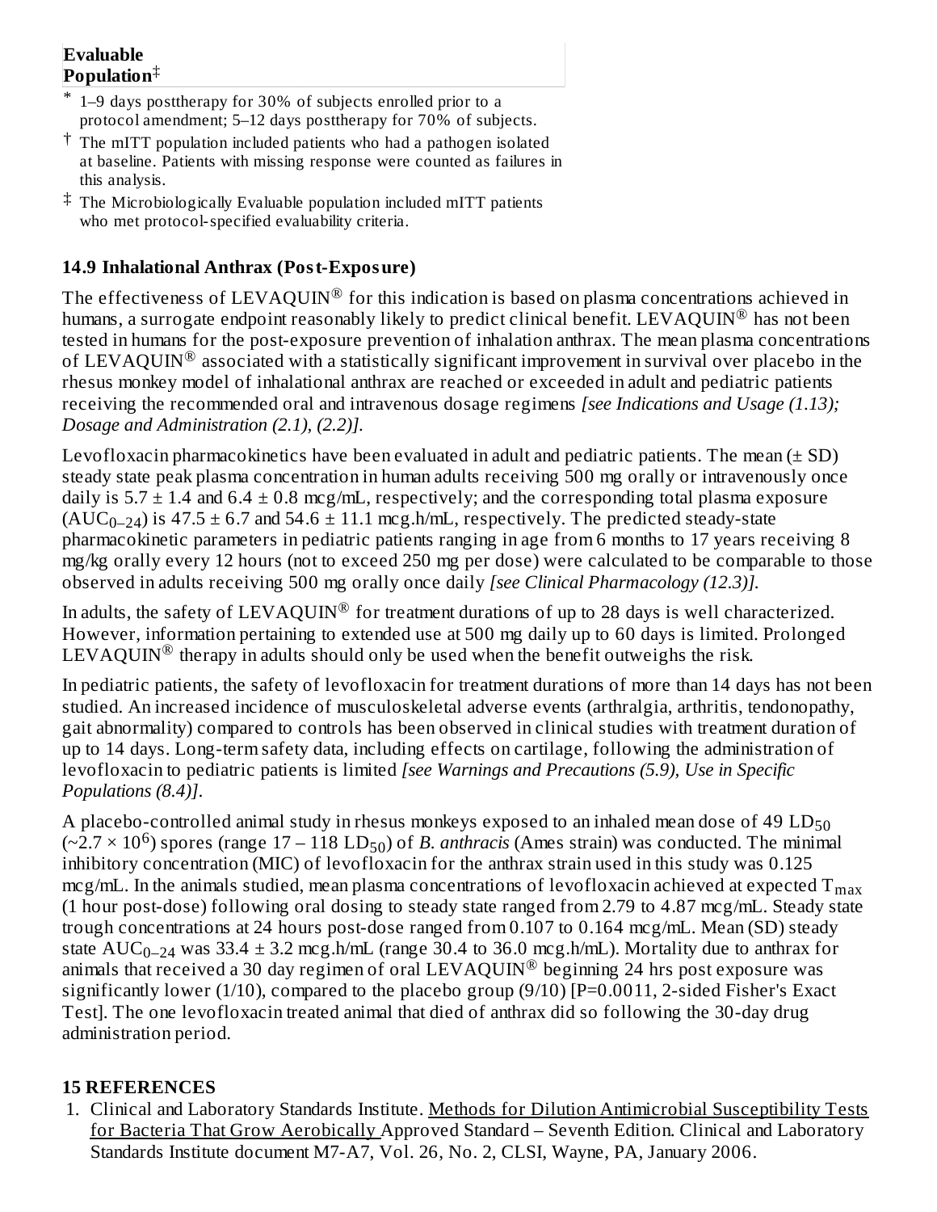| Evaluable Population‡ |
|---|

\* 1–9 days posttherapy for 30% of subjects enrolled prior to a protocol amendment; 5–12 days posttherapy for 70% of subjects.

† The mITT population included patients who had a pathogen isolated at baseline. Patients with missing response were counted as failures in this analysis.

‡ The Microbiologically Evaluable population included mITT patients who met protocol-specified evaluability criteria.

### 14.9 Inhalational Anthrax (Post-Exposure)

The effectiveness of LEVAQUIN® for this indication is based on plasma concentrations achieved in humans, a surrogate endpoint reasonably likely to predict clinical benefit. LEVAQUIN® has not been tested in humans for the post-exposure prevention of inhalation anthrax. The mean plasma concentrations of LEVAQUIN® associated with a statistically significant improvement in survival over placebo in the rhesus monkey model of inhalational anthrax are reached or exceeded in adult and pediatric patients receiving the recommended oral and intravenous dosage regimens *[see Indications and Usage (1.13); Dosage and Administration (2.1), (2.2)].*

Levofloxacin pharmacokinetics have been evaluated in adult and pediatric patients. The mean (± SD) steady state peak plasma concentration in human adults receiving 500 mg orally or intravenously once daily is 5.7 ± 1.4 and 6.4 ± 0.8 mcg/mL, respectively; and the corresponding total plasma exposure ($AUC_{0–24}$) is 47.5 ± 6.7 and 54.6 ± 11.1 mcg.h/mL, respectively. The predicted steady-state pharmacokinetic parameters in pediatric patients ranging in age from 6 months to 17 years receiving 8 mg/kg orally every 12 hours (not to exceed 250 mg per dose) were calculated to be comparable to those observed in adults receiving 500 mg orally once daily *[see Clinical Pharmacology (12.3)].*

In adults, the safety of LEVAQUIN® for treatment durations of up to 28 days is well characterized. However, information pertaining to extended use at 500 mg daily up to 60 days is limited. Prolonged LEVAQUIN® therapy in adults should only be used when the benefit outweighs the risk.

In pediatric patients, the safety of levofloxacin for treatment durations of more than 14 days has not been studied. An increased incidence of musculoskeletal adverse events (arthralgia, arthritis, tendonopathy, gait abnormality) compared to controls has been observed in clinical studies with treatment duration of up to 14 days. Long-term safety data, including effects on cartilage, following the administration of levofloxacin to pediatric patients is limited *[see Warnings and Precautions (5.9), Use in Specific Populations (8.4)].*

A placebo-controlled animal study in rhesus monkeys exposed to an inhaled mean dose of 49 $LD_{50}$ (~$2.7 \times 10^6$) spores (range 17 – 118 $LD_{50}$) of *B. anthracis* (Ames strain) was conducted. The minimal inhibitory concentration (MIC) of levofloxacin for the anthrax strain used in this study was 0.125 mcg/mL. In the animals studied, mean plasma concentrations of levofloxacin achieved at expected $T_{max}$ (1 hour post-dose) following oral dosing to steady state ranged from 2.79 to 4.87 mcg/mL. Steady state trough concentrations at 24 hours post-dose ranged from 0.107 to 0.164 mcg/mL. Mean (SD) steady state $AUC_{0–24}$ was 33.4 ± 3.2 mcg.h/mL (range 30.4 to 36.0 mcg.h/mL). Mortality due to anthrax for animals that received a 30 day regimen of oral LEVAQUIN® beginning 24 hrs post exposure was significantly lower (1/10), compared to the placebo group (9/10) [P=0.0011, 2-sided Fisher's Exact Test]. The one levofloxacin treated animal that died of anthrax did so following the 30-day drug administration period.

## 15 REFERENCES

1. Clinical and Laboratory Standards Institute. Methods for Dilution Antimicrobial Susceptibility Tests for Bacteria That Grow Aerobically Approved Standard – Seventh Edition. Clinical and Laboratory Standards Institute document M7-A7, Vol. 26, No. 2, CLSI, Wayne, PA, January 2006.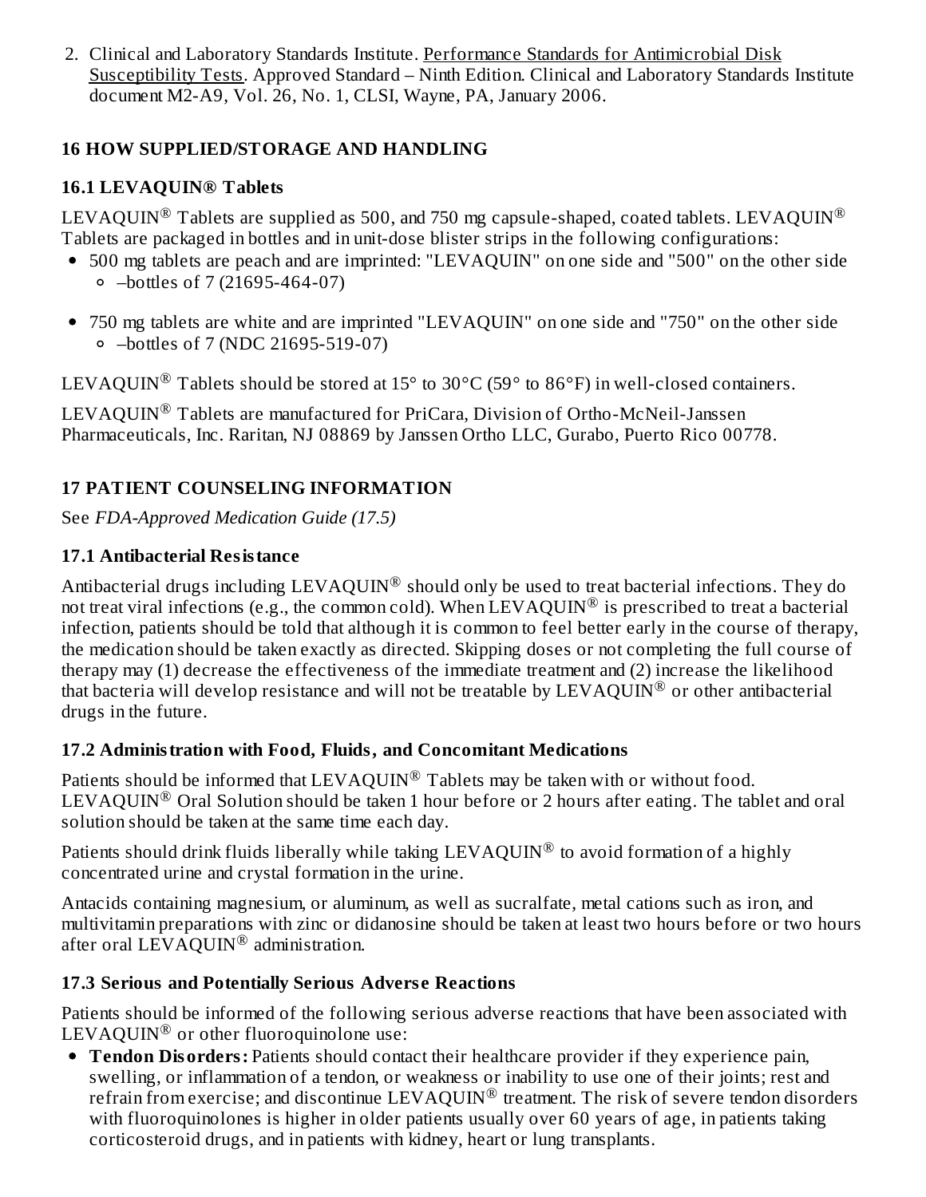2. Clinical and Laboratory Standards Institute. Performance Standards for Antimicrobial Disk Susceptibility Tests. Approved Standard – Ninth Edition. Clinical and Laboratory Standards Institute document M2-A9, Vol. 26, No. 1, CLSI, Wayne, PA, January 2006.

## 16 HOW SUPPLIED/STORAGE AND HANDLING

### 16.1 LEVAQUIN® Tablets

LEVAQUIN® Tablets are supplied as 500, and 750 mg capsule-shaped, coated tablets. LEVAQUIN® Tablets are packaged in bottles and in unit-dose blister strips in the following configurations:

- 500 mg tablets are peach and are imprinted: "LEVAQUIN" on one side and "500" on the other side
  - –bottles of 7 (21695-464-07)
- 750 mg tablets are white and are imprinted "LEVAQUIN" on one side and "750" on the other side
  - –bottles of 7 (NDC 21695-519-07)

LEVAQUIN® Tablets should be stored at 15° to 30°C (59° to 86°F) in well-closed containers.

LEVAQUIN® Tablets are manufactured for PriCara, Division of Ortho-McNeil-Janssen Pharmaceuticals, Inc. Raritan, NJ 08869 by Janssen Ortho LLC, Gurabo, Puerto Rico 00778.

## 17 PATIENT COUNSELING INFORMATION

See *FDA-Approved Medication Guide (17.5)*

### 17.1 Antibacterial Resistance

Antibacterial drugs including LEVAQUIN® should only be used to treat bacterial infections. They do not treat viral infections (e.g., the common cold). When LEVAQUIN® is prescribed to treat a bacterial infection, patients should be told that although it is common to feel better early in the course of therapy, the medication should be taken exactly as directed. Skipping doses or not completing the full course of therapy may (1) decrease the effectiveness of the immediate treatment and (2) increase the likelihood that bacteria will develop resistance and will not be treatable by LEVAQUIN® or other antibacterial drugs in the future.

### 17.2 Administration with Food, Fluids, and Concomitant Medications

Patients should be informed that LEVAQUIN® Tablets may be taken with or without food. LEVAQUIN® Oral Solution should be taken 1 hour before or 2 hours after eating. The tablet and oral solution should be taken at the same time each day.

Patients should drink fluids liberally while taking LEVAQUIN® to avoid formation of a highly concentrated urine and crystal formation in the urine.

Antacids containing magnesium, or aluminum, as well as sucralfate, metal cations such as iron, and multivitamin preparations with zinc or didanosine should be taken at least two hours before or two hours after oral LEVAQUIN® administration.

### 17.3 Serious and Potentially Serious Adverse Reactions

Patients should be informed of the following serious adverse reactions that have been associated with LEVAQUIN® or other fluoroquinolone use:

- **Tendon Disorders:** Patients should contact their healthcare provider if they experience pain, swelling, or inflammation of a tendon, or weakness or inability to use one of their joints; rest and refrain from exercise; and discontinue LEVAQUIN® treatment. The risk of severe tendon disorders with fluoroquinolones is higher in older patients usually over 60 years of age, in patients taking corticosteroid drugs, and in patients with kidney, heart or lung transplants.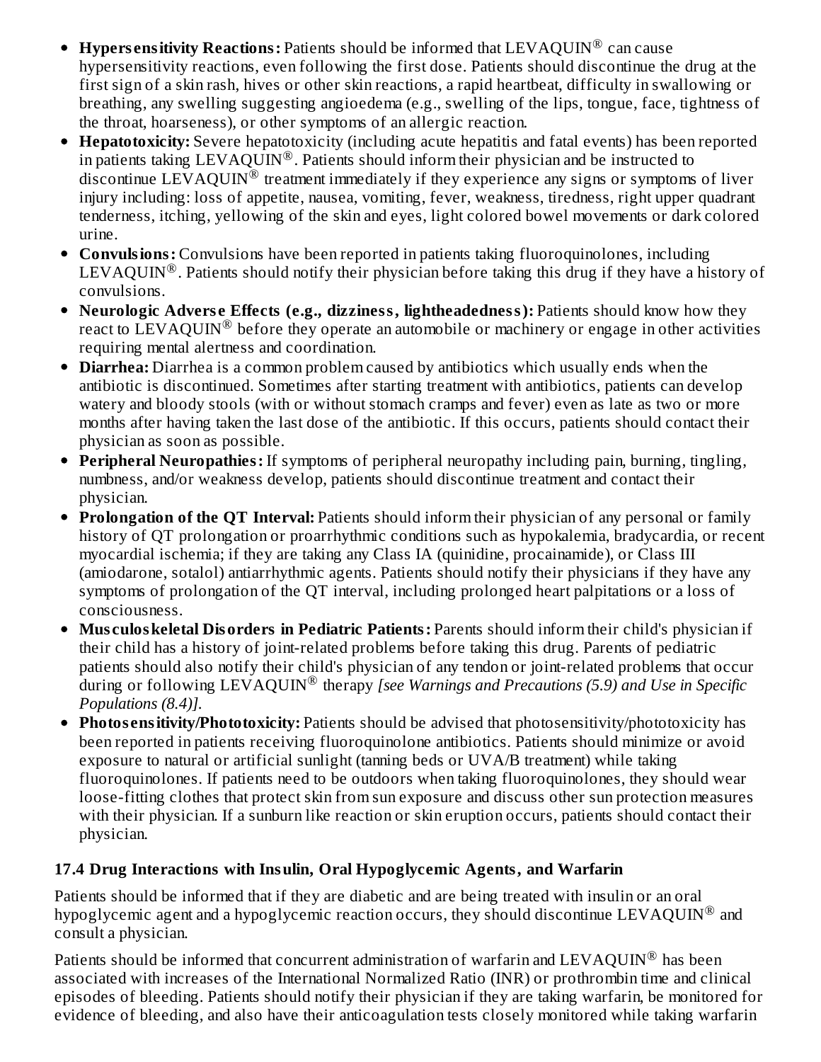- **Hypersensitivity Reactions:** Patients should be informed that LEVAQUIN® can cause hypersensitivity reactions, even following the first dose. Patients should discontinue the drug at the first sign of a skin rash, hives or other skin reactions, a rapid heartbeat, difficulty in swallowing or breathing, any swelling suggesting angioedema (e.g., swelling of the lips, tongue, face, tightness of the throat, hoarseness), or other symptoms of an allergic reaction.
- **Hepatotoxicity:** Severe hepatotoxicity (including acute hepatitis and fatal events) has been reported in patients taking LEVAQUIN®. Patients should inform their physician and be instructed to discontinue LEVAQUIN® treatment immediately if they experience any signs or symptoms of liver injury including: loss of appetite, nausea, vomiting, fever, weakness, tiredness, right upper quadrant tenderness, itching, yellowing of the skin and eyes, light colored bowel movements or dark colored urine.
- **Convulsions:** Convulsions have been reported in patients taking fluoroquinolones, including LEVAQUIN®. Patients should notify their physician before taking this drug if they have a history of convulsions.
- **Neurologic Adverse Effects (e.g., dizziness, lightheadedness):** Patients should know how they react to LEVAQUIN® before they operate an automobile or machinery or engage in other activities requiring mental alertness and coordination.
- **Diarrhea:** Diarrhea is a common problem caused by antibiotics which usually ends when the antibiotic is discontinued. Sometimes after starting treatment with antibiotics, patients can develop watery and bloody stools (with or without stomach cramps and fever) even as late as two or more months after having taken the last dose of the antibiotic. If this occurs, patients should contact their physician as soon as possible.
- **Peripheral Neuropathies:** If symptoms of peripheral neuropathy including pain, burning, tingling, numbness, and/or weakness develop, patients should discontinue treatment and contact their physician.
- **Prolongation of the QT Interval:** Patients should inform their physician of any personal or family history of QT prolongation or proarrhythmic conditions such as hypokalemia, bradycardia, or recent myocardial ischemia; if they are taking any Class IA (quinidine, procainamide), or Class III (amiodarone, sotalol) antiarrhythmic agents. Patients should notify their physicians if they have any symptoms of prolongation of the QT interval, including prolonged heart palpitations or a loss of consciousness.
- **Musculoskeletal Disorders in Pediatric Patients:** Parents should inform their child's physician if their child has a history of joint-related problems before taking this drug. Parents of pediatric patients should also notify their child's physician of any tendon or joint-related problems that occur during or following LEVAQUIN® therapy *[see Warnings and Precautions (5.9) and Use in Specific Populations (8.4)].*
- **Photosensitivity/Phototoxicity:** Patients should be advised that photosensitivity/phototoxicity has been reported in patients receiving fluoroquinolone antibiotics. Patients should minimize or avoid exposure to natural or artificial sunlight (tanning beds or UVA/B treatment) while taking fluoroquinolones. If patients need to be outdoors when taking fluoroquinolones, they should wear loose-fitting clothes that protect skin from sun exposure and discuss other sun protection measures with their physician. If a sunburn like reaction or skin eruption occurs, patients should contact their physician.

### 17.4 Drug Interactions with Insulin, Oral Hypoglycemic Agents, and Warfarin

Patients should be informed that if they are diabetic and are being treated with insulin or an oral hypoglycemic agent and a hypoglycemic reaction occurs, they should discontinue LEVAQUIN® and consult a physician.

Patients should be informed that concurrent administration of warfarin and LEVAQUIN® has been associated with increases of the International Normalized Ratio (INR) or prothrombin time and clinical episodes of bleeding. Patients should notify their physician if they are taking warfarin, be monitored for evidence of bleeding, and also have their anticoagulation tests closely monitored while taking warfarin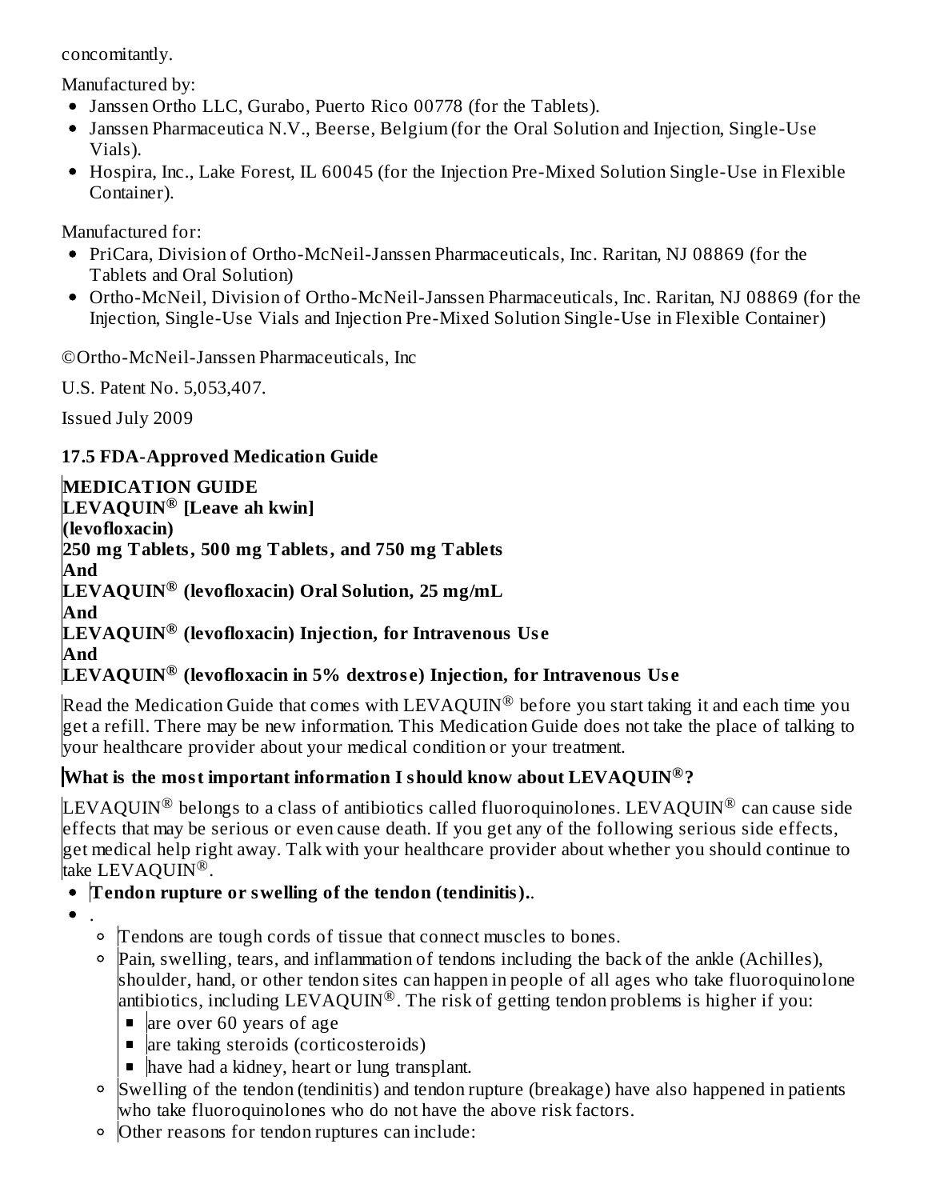concomitantly.

Manufactured by:

- Janssen Ortho LLC, Gurabo, Puerto Rico 00778 (for the Tablets).
- Janssen Pharmaceutica N.V., Beerse, Belgium (for the Oral Solution and Injection, Single-Use Vials).
- Hospira, Inc., Lake Forest, IL 60045 (for the Injection Pre-Mixed Solution Single-Use in Flexible Container).

Manufactured for:

- PriCara, Division of Ortho-McNeil-Janssen Pharmaceuticals, Inc. Raritan, NJ 08869 (for the Tablets and Oral Solution)
- Ortho-McNeil, Division of Ortho-McNeil-Janssen Pharmaceuticals, Inc. Raritan, NJ 08869 (for the Injection, Single-Use Vials and Injection Pre-Mixed Solution Single-Use in Flexible Container)

©Ortho-McNeil-Janssen Pharmaceuticals, Inc

U.S. Patent No. 5,053,407.

Issued July 2009

### 17.5 FDA-Approved Medication Guide

**MEDICATION GUIDE**
**LEVAQUIN® [Leave ah kwin]**
**(levofloxacin)**
**250 mg Tablets, 500 mg Tablets, and 750 mg Tablets**
**And**
**LEVAQUIN® (levofloxacin) Oral Solution, 25 mg/mL**
**And**
**LEVAQUIN® (levofloxacin) Injection, for Intravenous Use**
**And**
**LEVAQUIN® (levofloxacin in 5% dextrose) Injection, for Intravenous Use**

Read the Medication Guide that comes with LEVAQUIN® before you start taking it and each time you get a refill. There may be new information. This Medication Guide does not take the place of talking to your healthcare provider about your medical condition or your treatment.

**What is the most important information I should know about LEVAQUIN®?**

LEVAQUIN® belongs to a class of antibiotics called fluoroquinolones. LEVAQUIN® can cause side effects that may be serious or even cause death. If you get any of the following serious side effects, get medical help right away. Talk with your healthcare provider about whether you should continue to take LEVAQUIN®.

- **Tendon rupture or swelling of the tendon (tendinitis)..**
- .
  - Tendons are tough cords of tissue that connect muscles to bones.
  - Pain, swelling, tears, and inflammation of tendons including the back of the ankle (Achilles), shoulder, hand, or other tendon sites can happen in people of all ages who take fluoroquinolone antibiotics, including LEVAQUIN®. The risk of getting tendon problems is higher if you:
    - are over 60 years of age
    - are taking steroids (corticosteroids)
    - have had a kidney, heart or lung transplant.
  - Swelling of the tendon (tendinitis) and tendon rupture (breakage) have also happened in patients who take fluoroquinolones who do not have the above risk factors.
  - Other reasons for tendon ruptures can include: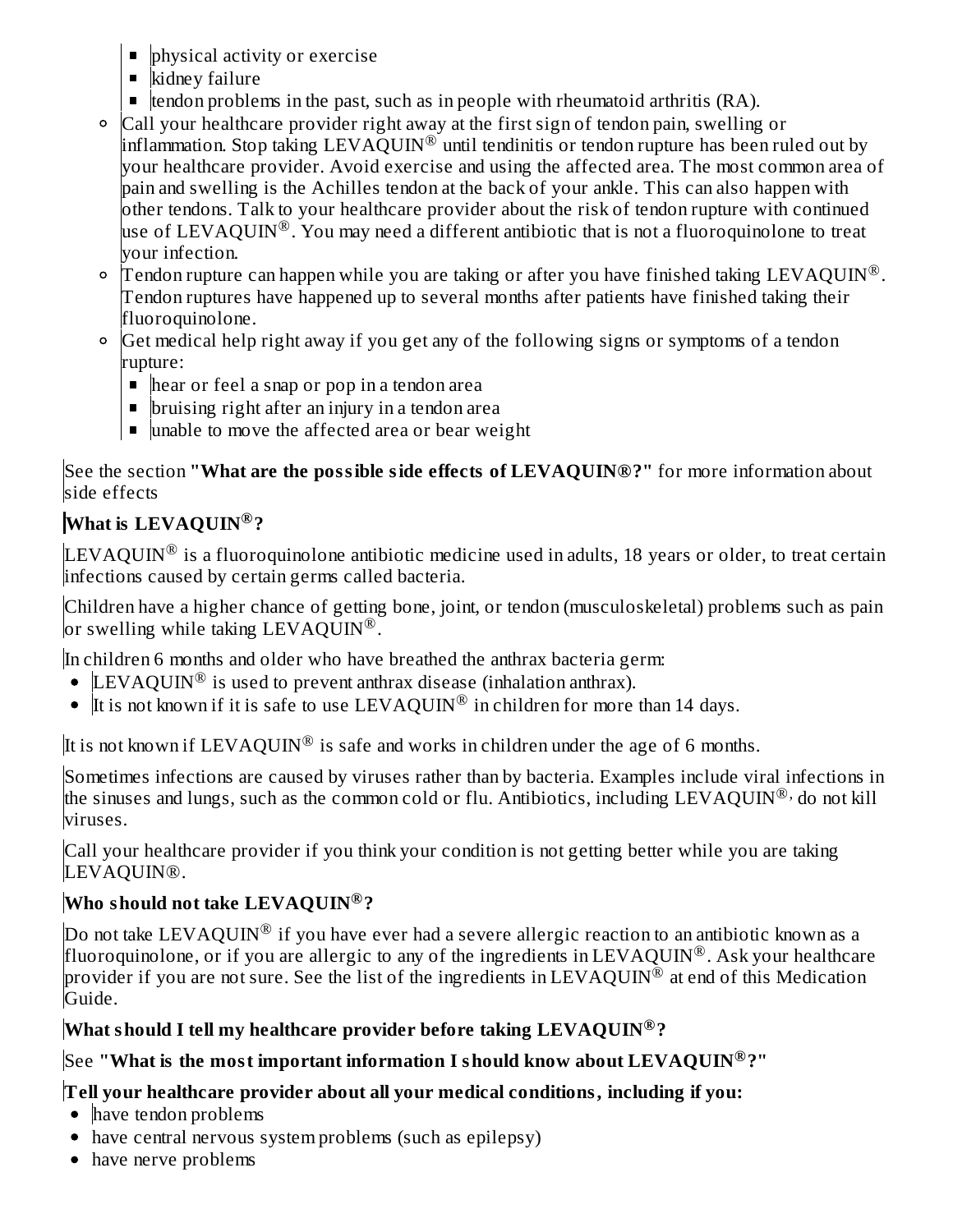- physical activity or exercise
    - kidney failure
    - tendon problems in the past, such as in people with rheumatoid arthritis (RA).
  - Call your healthcare provider right away at the first sign of tendon pain, swelling or inflammation. Stop taking LEVAQUIN® until tendinitis or tendon rupture has been ruled out by your healthcare provider. Avoid exercise and using the affected area. The most common area of pain and swelling is the Achilles tendon at the back of your ankle. This can also happen with other tendons. Talk to your healthcare provider about the risk of tendon rupture with continued use of LEVAQUIN®. You may need a different antibiotic that is not a fluoroquinolone to treat your infection.
  - Tendon rupture can happen while you are taking or after you have finished taking LEVAQUIN®. Tendon ruptures have happened up to several months after patients have finished taking their fluoroquinolone.
  - Get medical help right away if you get any of the following signs or symptoms of a tendon rupture:
    - hear or feel a snap or pop in a tendon area
    - bruising right after an injury in a tendon area
    - unable to move the affected area or bear weight

See the section **"What are the possible side effects of LEVAQUIN®?"** for more information about side effects

**What is LEVAQUIN®?**

LEVAQUIN® is a fluoroquinolone antibiotic medicine used in adults, 18 years or older, to treat certain infections caused by certain germs called bacteria.

Children have a higher chance of getting bone, joint, or tendon (musculoskeletal) problems such as pain or swelling while taking LEVAQUIN®.

In children 6 months and older who have breathed the anthrax bacteria germ:

- LEVAQUIN® is used to prevent anthrax disease (inhalation anthrax).
- It is not known if it is safe to use LEVAQUIN® in children for more than 14 days.

It is not known if LEVAQUIN® is safe and works in children under the age of 6 months.

Sometimes infections are caused by viruses rather than by bacteria. Examples include viral infections in the sinuses and lungs, such as the common cold or flu. Antibiotics, including LEVAQUIN®, do not kill viruses.

Call your healthcare provider if you think your condition is not getting better while you are taking LEVAQUIN®.

**Who should not take LEVAQUIN®?**

Do not take LEVAQUIN® if you have ever had a severe allergic reaction to an antibiotic known as a fluoroquinolone, or if you are allergic to any of the ingredients in LEVAQUIN®. Ask your healthcare provider if you are not sure. See the list of the ingredients in LEVAQUIN® at end of this Medication Guide.

**What should I tell my healthcare provider before taking LEVAQUIN®?**

See **"What is the most important information I should know about LEVAQUIN®?"**

**Tell your healthcare provider about all your medical conditions, including if you:**

- have tendon problems
- have central nervous system problems (such as epilepsy)
- have nerve problems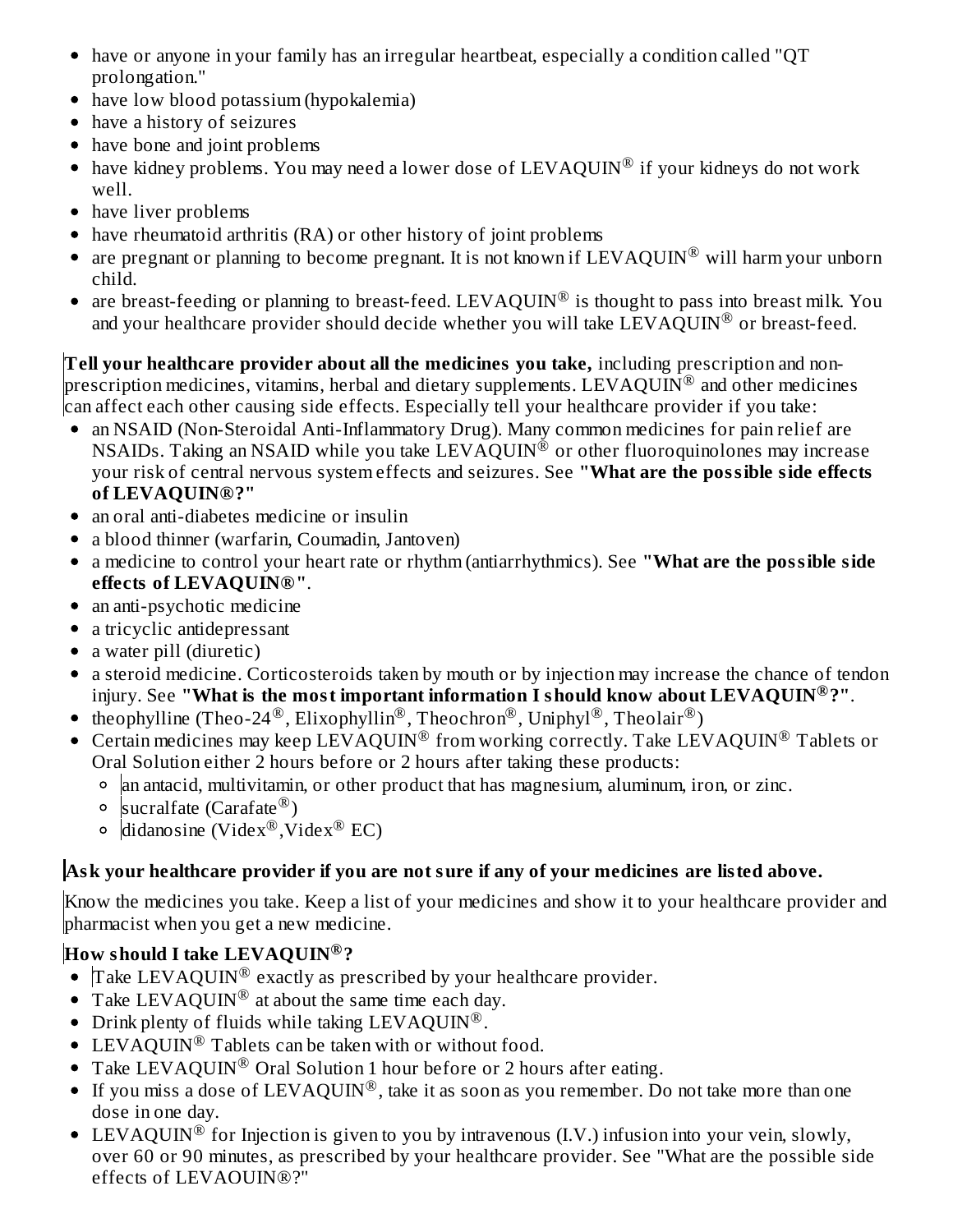- have or anyone in your family has an irregular heartbeat, especially a condition called "QT prolongation."
- have low blood potassium (hypokalemia)
- have a history of seizures
- have bone and joint problems
- have kidney problems. You may need a lower dose of LEVAQUIN® if your kidneys do not work well.
- have liver problems
- have rheumatoid arthritis (RA) or other history of joint problems
- are pregnant or planning to become pregnant. It is not known if LEVAQUIN® will harm your unborn child.
- are breast-feeding or planning to breast-feed. LEVAQUIN® is thought to pass into breast milk. You and your healthcare provider should decide whether you will take LEVAQUIN® or breast-feed.

**Tell your healthcare provider about all the medicines you take,** including prescription and non-prescription medicines, vitamins, herbal and dietary supplements. LEVAQUIN® and other medicines can affect each other causing side effects. Especially tell your healthcare provider if you take:

- an NSAID (Non-Steroidal Anti-Inflammatory Drug). Many common medicines for pain relief are NSAIDs. Taking an NSAID while you take LEVAQUIN® or other fluoroquinolones may increase your risk of central nervous system effects and seizures. See **"What are the possible side effects of LEVAQUIN®?"**
- an oral anti-diabetes medicine or insulin
- a blood thinner (warfarin, Coumadin, Jantoven)
- a medicine to control your heart rate or rhythm (antiarrhythmics). See **"What are the possible side effects of LEVAQUIN®"**.
- an anti-psychotic medicine
- a tricyclic antidepressant
- a water pill (diuretic)
- a steroid medicine. Corticosteroids taken by mouth or by injection may increase the chance of tendon injury. See **"What is the most important information I should know about LEVAQUIN®?"**.
- theophylline (Theo-24®, Elixophyllin®, Theochron®, Uniphyl®, Theolair®)
- Certain medicines may keep LEVAQUIN® from working correctly. Take LEVAQUIN® Tablets or Oral Solution either 2 hours before or 2 hours after taking these products:
  - an antacid, multivitamin, or other product that has magnesium, aluminum, iron, or zinc.
  - sucralfate (Carafate®)
  - didanosine (Videx®,Videx® EC)

**Ask your healthcare provider if you are not sure if any of your medicines are listed above.**

Know the medicines you take. Keep a list of your medicines and show it to your healthcare provider and pharmacist when you get a new medicine.

**How should I take LEVAQUIN®?**

- Take LEVAQUIN® exactly as prescribed by your healthcare provider.
- Take LEVAQUIN® at about the same time each day.
- Drink plenty of fluids while taking LEVAQUIN®.
- LEVAQUIN® Tablets can be taken with or without food.
- Take LEVAQUIN® Oral Solution 1 hour before or 2 hours after eating.
- If you miss a dose of LEVAQUIN®, take it as soon as you remember. Do not take more than one dose in one day.
- LEVAQUIN® for Injection is given to you by intravenous (I.V.) infusion into your vein, slowly, over 60 or 90 minutes, as prescribed by your healthcare provider. See "What are the possible side effects of LEVAOUIN®?"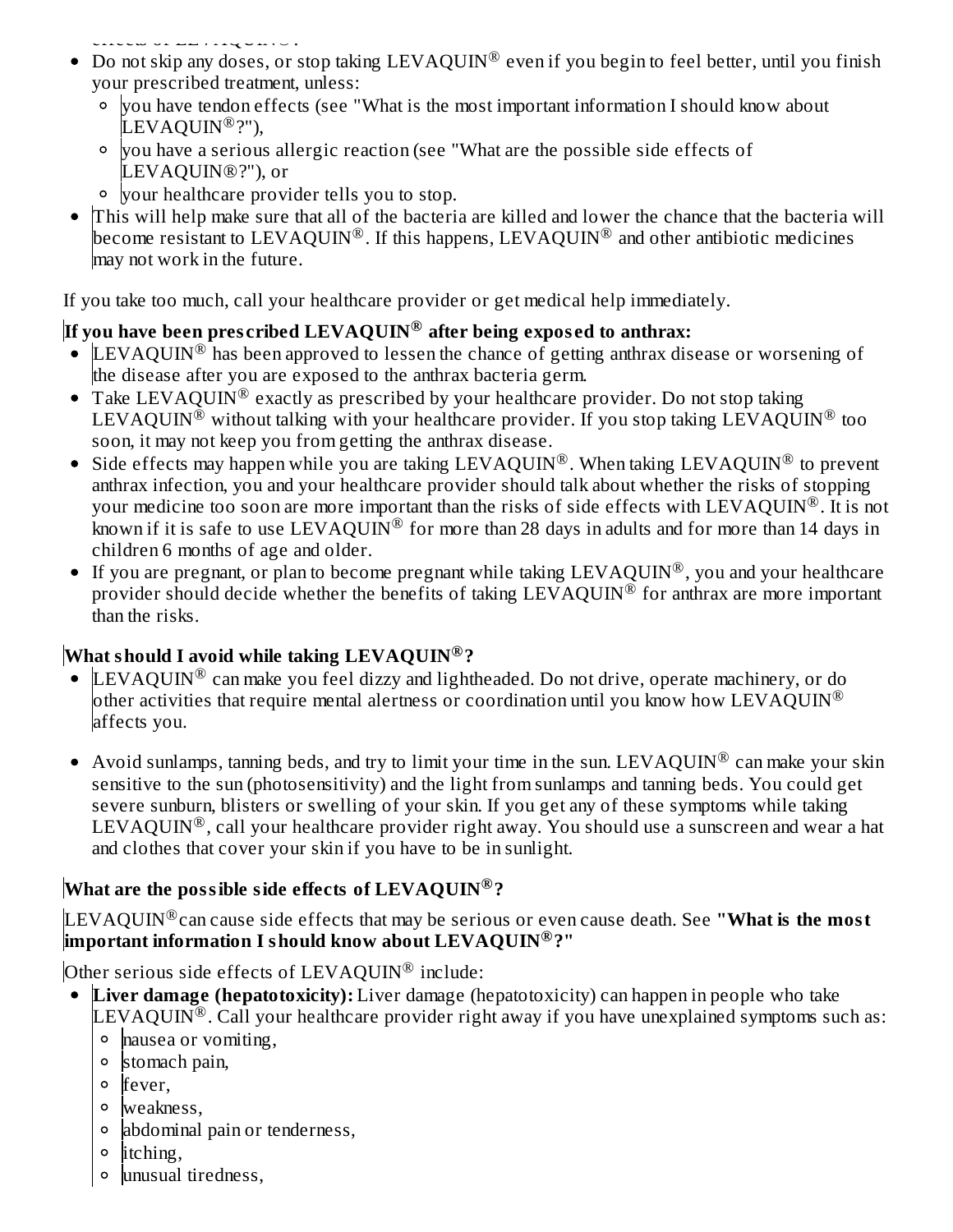effects of LEVAQUIN®?

- Do not skip any doses, or stop taking LEVAQUIN® even if you begin to feel better, until you finish your prescribed treatment, unless:
  - you have tendon effects (see "What is the most important information I should know about LEVAQUIN®?"),
  - you have a serious allergic reaction (see "What are the possible side effects of LEVAQUIN®?"), or
  - your healthcare provider tells you to stop.
- This will help make sure that all of the bacteria are killed and lower the chance that the bacteria will become resistant to LEVAQUIN®. If this happens, LEVAQUIN® and other antibiotic medicines may not work in the future.

If you take too much, call your healthcare provider or get medical help immediately.

**If you have been prescribed LEVAQUIN® after being exposed to anthrax:**

- LEVAQUIN® has been approved to lessen the chance of getting anthrax disease or worsening of the disease after you are exposed to the anthrax bacteria germ.
- Take LEVAQUIN® exactly as prescribed by your healthcare provider. Do not stop taking LEVAQUIN® without talking with your healthcare provider. If you stop taking LEVAQUIN® too soon, it may not keep you from getting the anthrax disease.
- Side effects may happen while you are taking LEVAQUIN®. When taking LEVAQUIN® to prevent anthrax infection, you and your healthcare provider should talk about whether the risks of stopping your medicine too soon are more important than the risks of side effects with LEVAQUIN®. It is not known if it is safe to use LEVAQUIN® for more than 28 days in adults and for more than 14 days in children 6 months of age and older.
- If you are pregnant, or plan to become pregnant while taking LEVAQUIN®, you and your healthcare provider should decide whether the benefits of taking LEVAQUIN® for anthrax are more important than the risks.

## What should I avoid while taking LEVAQUIN®?

- LEVAQUIN® can make you feel dizzy and lightheaded. Do not drive, operate machinery, or do other activities that require mental alertness or coordination until you know how LEVAQUIN® affects you.
- Avoid sunlamps, tanning beds, and try to limit your time in the sun. LEVAQUIN® can make your skin sensitive to the sun (photosensitivity) and the light from sunlamps and tanning beds. You could get severe sunburn, blisters or swelling of your skin. If you get any of these symptoms while taking LEVAQUIN®, call your healthcare provider right away. You should use a sunscreen and wear a hat and clothes that cover your skin if you have to be in sunlight.

## What are the possible side effects of LEVAQUIN®?

LEVAQUIN® can cause side effects that may be serious or even cause death. See **"What is the most important information I should know about LEVAQUIN®?"**

Other serious side effects of LEVAQUIN® include:

- **Liver damage (hepatotoxicity):** Liver damage (hepatotoxicity) can happen in people who take LEVAQUIN®. Call your healthcare provider right away if you have unexplained symptoms such as:
  - nausea or vomiting,
  - stomach pain,
  - fever,
  - weakness,
  - abdominal pain or tenderness,
  - itching,
  - unusual tiredness,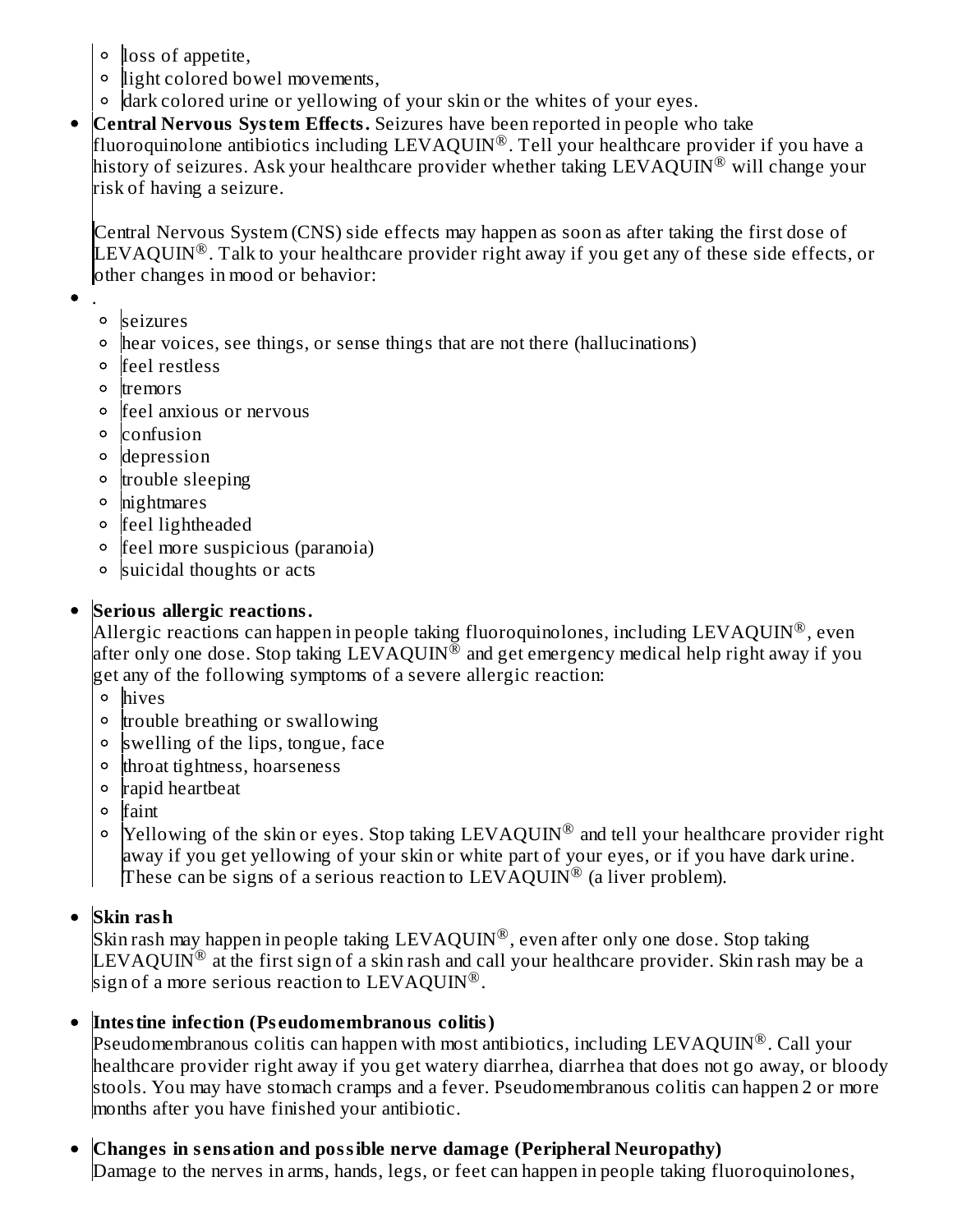- loss of appetite,
  - light colored bowel movements,
  - dark colored urine or yellowing of your skin or the whites of your eyes.
- **Central Nervous System Effects.** Seizures have been reported in people who take fluoroquinolone antibiotics including LEVAQUIN®. Tell your healthcare provider if you have a history of seizures. Ask your healthcare provider whether taking LEVAQUIN® will change your risk of having a seizure.

  Central Nervous System (CNS) side effects may happen as soon as after taking the first dose of LEVAQUIN®. Talk to your healthcare provider right away if you get any of these side effects, or other changes in mood or behavior:
- .
  - seizures
  - hear voices, see things, or sense things that are not there (hallucinations)
  - feel restless
  - tremors
  - feel anxious or nervous
  - confusion
  - depression
  - trouble sleeping
  - nightmares
  - feel lightheaded
  - feel more suspicious (paranoia)
  - suicidal thoughts or acts
- **Serious allergic reactions.**
  Allergic reactions can happen in people taking fluoroquinolones, including LEVAQUIN®, even after only one dose. Stop taking LEVAQUIN® and get emergency medical help right away if you get any of the following symptoms of a severe allergic reaction:
  - hives
  - trouble breathing or swallowing
  - swelling of the lips, tongue, face
  - throat tightness, hoarseness
  - rapid heartbeat
  - faint
  - Yellowing of the skin or eyes. Stop taking LEVAQUIN® and tell your healthcare provider right away if you get yellowing of your skin or white part of your eyes, or if you have dark urine. These can be signs of a serious reaction to LEVAQUIN® (a liver problem).
- **Skin rash**
  Skin rash may happen in people taking LEVAQUIN®, even after only one dose. Stop taking LEVAQUIN® at the first sign of a skin rash and call your healthcare provider. Skin rash may be a sign of a more serious reaction to LEVAQUIN®.
- **Intestine infection (Pseudomembranous colitis)**
  Pseudomembranous colitis can happen with most antibiotics, including LEVAQUIN®. Call your healthcare provider right away if you get watery diarrhea, diarrhea that does not go away, or bloody stools. You may have stomach cramps and a fever. Pseudomembranous colitis can happen 2 or more months after you have finished your antibiotic.
- **Changes in sensation and possible nerve damage (Peripheral Neuropathy)**
  Damage to the nerves in arms, hands, legs, or feet can happen in people taking fluoroquinolones,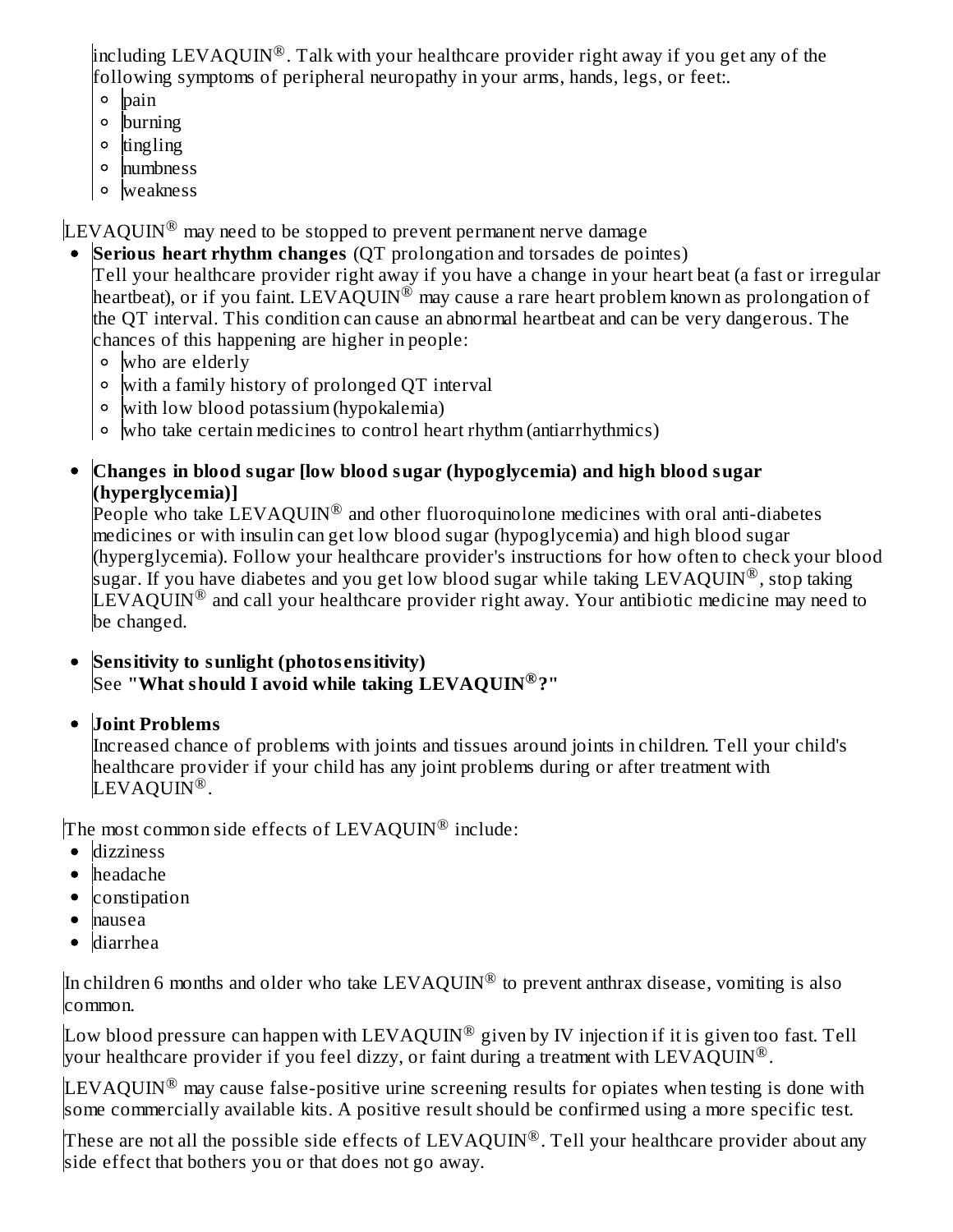including LEVAQUIN®. Talk with your healthcare provider right away if you get any of the following symptoms of peripheral neuropathy in your arms, hands, legs, or feet:.

- pain
- burning
- tingling
- numbness
- weakness

LEVAQUIN® may need to be stopped to prevent permanent nerve damage

- **Serious heart rhythm changes** (QT prolongation and torsades de pointes)
  Tell your healthcare provider right away if you have a change in your heart beat (a fast or irregular heartbeat), or if you faint. LEVAQUIN® may cause a rare heart problem known as prolongation of the QT interval. This condition can cause an abnormal heartbeat and can be very dangerous. The chances of this happening are higher in people:
  - who are elderly
  - with a family history of prolonged QT interval
  - with low blood potassium (hypokalemia)
  - who take certain medicines to control heart rhythm (antiarrhythmics)
- **Changes in blood sugar [low blood sugar (hypoglycemia) and high blood sugar (hyperglycemia)]**
  People who take LEVAQUIN® and other fluoroquinolone medicines with oral anti-diabetes medicines or with insulin can get low blood sugar (hypoglycemia) and high blood sugar (hyperglycemia). Follow your healthcare provider's instructions for how often to check your blood sugar. If you have diabetes and you get low blood sugar while taking LEVAQUIN®, stop taking LEVAQUIN® and call your healthcare provider right away. Your antibiotic medicine may need to be changed.
- **Sensitivity to sunlight (photosensitivity)**
  See **"What should I avoid while taking LEVAQUIN®?"**
- **Joint Problems**
  Increased chance of problems with joints and tissues around joints in children. Tell your child's healthcare provider if your child has any joint problems during or after treatment with LEVAQUIN®.

The most common side effects of LEVAQUIN® include:

- dizziness
- headache
- constipation
- nausea
- diarrhea

In children 6 months and older who take LEVAQUIN® to prevent anthrax disease, vomiting is also common.

Low blood pressure can happen with LEVAQUIN® given by IV injection if it is given too fast. Tell your healthcare provider if you feel dizzy, or faint during a treatment with LEVAQUIN®.

LEVAQUIN® may cause false-positive urine screening results for opiates when testing is done with some commercially available kits. A positive result should be confirmed using a more specific test.

These are not all the possible side effects of LEVAQUIN®. Tell your healthcare provider about any side effect that bothers you or that does not go away.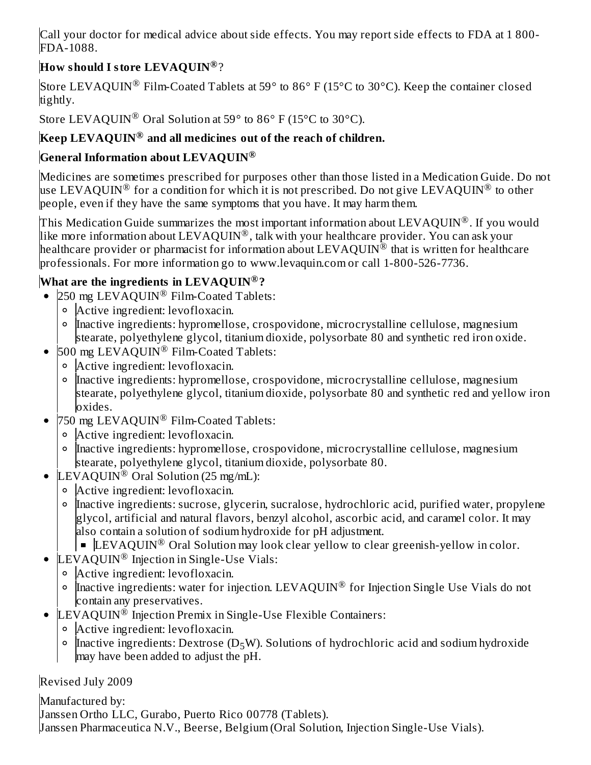Call your doctor for medical advice about side effects. You may report side effects to FDA at 1 800-FDA-1088.

## How should I store LEVAQUIN®?

Store LEVAQUIN® Film-Coated Tablets at 59° to 86° F (15°C to 30°C). Keep the container closed tightly.

Store LEVAQUIN® Oral Solution at 59° to 86° F (15°C to 30°C).

**Keep LEVAQUIN® and all medicines out of the reach of children.**

## General Information about LEVAQUIN®

Medicines are sometimes prescribed for purposes other than those listed in a Medication Guide. Do not use LEVAQUIN® for a condition for which it is not prescribed. Do not give LEVAQUIN® to other people, even if they have the same symptoms that you have. It may harm them.

This Medication Guide summarizes the most important information about LEVAQUIN®. If you would like more information about LEVAQUIN®, talk with your healthcare provider. You can ask your healthcare provider or pharmacist for information about LEVAQUIN® that is written for healthcare professionals. For more information go to www.levaquin.com or call 1-800-526-7736.

## What are the ingredients in LEVAQUIN®?

- 250 mg LEVAQUIN® Film-Coated Tablets:
  - Active ingredient: levofloxacin.
  - Inactive ingredients: hypromellose, crospovidone, microcrystalline cellulose, magnesium stearate, polyethylene glycol, titanium dioxide, polysorbate 80 and synthetic red iron oxide.
- 500 mg LEVAQUIN® Film-Coated Tablets:
  - Active ingredient: levofloxacin.
  - Inactive ingredients: hypromellose, crospovidone, microcrystalline cellulose, magnesium stearate, polyethylene glycol, titanium dioxide, polysorbate 80 and synthetic red and yellow iron oxides.
- 750 mg LEVAQUIN® Film-Coated Tablets:
  - Active ingredient: levofloxacin.
  - Inactive ingredients: hypromellose, crospovidone, microcrystalline cellulose, magnesium stearate, polyethylene glycol, titanium dioxide, polysorbate 80.
- LEVAQUIN® Oral Solution (25 mg/mL):
  - Active ingredient: levofloxacin.
  - Inactive ingredients: sucrose, glycerin, sucralose, hydrochloric acid, purified water, propylene glycol, artificial and natural flavors, benzyl alcohol, ascorbic acid, and caramel color. It may also contain a solution of sodium hydroxide for pH adjustment.
    - LEVAQUIN® Oral Solution may look clear yellow to clear greenish-yellow in color.
- LEVAQUIN® Injection in Single-Use Vials:
  - Active ingredient: levofloxacin.
  - Inactive ingredients: water for injection. LEVAQUIN® for Injection Single Use Vials do not contain any preservatives.
- LEVAQUIN® Injection Premix in Single-Use Flexible Containers:
  - Active ingredient: levofloxacin.
  - Inactive ingredients: Dextrose ($D_5W$). Solutions of hydrochloric acid and sodium hydroxide may have been added to adjust the pH.

Revised July 2009

Manufactured by:
Janssen Ortho LLC, Gurabo, Puerto Rico 00778 (Tablets).
Janssen Pharmaceutica N.V., Beerse, Belgium (Oral Solution, Injection Single-Use Vials).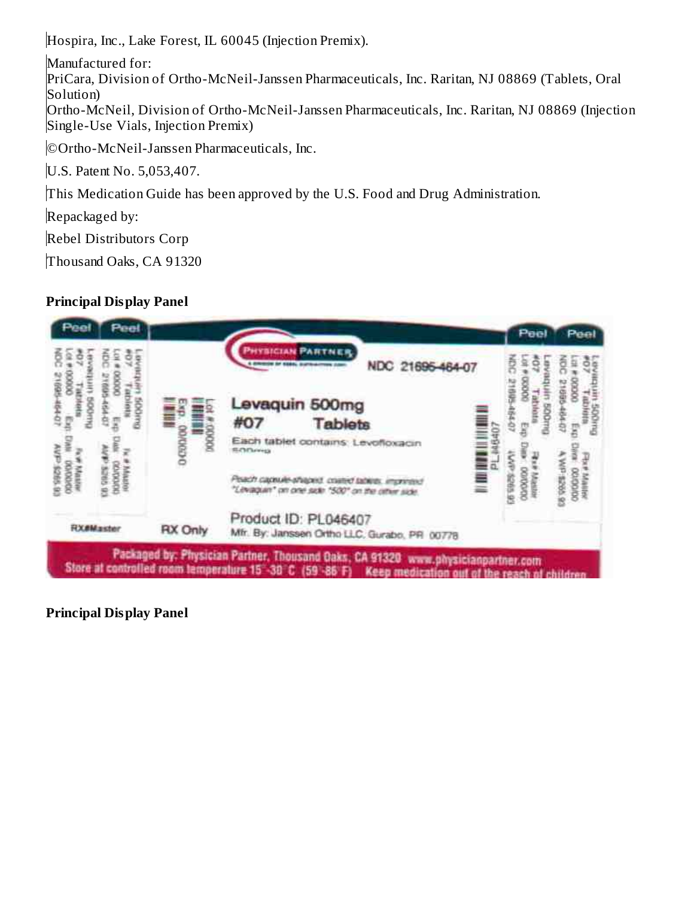Hospira, Inc., Lake Forest, IL 60045 (Injection Premix).

Manufactured for:
PriCara, Division of Ortho-McNeil-Janssen Pharmaceuticals, Inc. Raritan, NJ 08869 (Tablets, Oral Solution)
Ortho-McNeil, Division of Ortho-McNeil-Janssen Pharmaceuticals, Inc. Raritan, NJ 08869 (Injection Single-Use Vials, Injection Premix)

©Ortho-McNeil-Janssen Pharmaceuticals, Inc.

U.S. Patent No. 5,053,407.

This Medication Guide has been approved by the U.S. Food and Drug Administration.

Repackaged by:

Rebel Distributors Corp

Thousand Oaks, CA 91320

**Principal Display Panel**

Peel Peel

Levaquin 500mg
#07 Tablets
Lot # 00000 Exp. Date 00/0000
NDC 21695-464-07 AWP $265.93
Rx# Master

RX#Master

Lot # 00000
Exp. 00/0000

RX Only

PHYSICIAN PARTNER
A DIVISION OF REBEL DISTRIBUTORS CORP.

NDC 21695-464-07

Levaquin 500mg
#07 Tablets

Each tablet contains: Levofloxacin 500mg

Peach capsule-shaped, coated tablets, imprinted "Levaquin" on one side "500" on the other side.

Product ID: PL046407
Mfr. By: Janssen Ortho LLC, Gurabo, PR 00778

PL046407

Peel Peel

Packaged by: Physician Partner, Thousand Oaks, CA 91320 www.physicianpartner.com
Store at controlled room temperature 15°-30°C (59°-86°F) Keep medication out of the reach of children

**Principal Display Panel**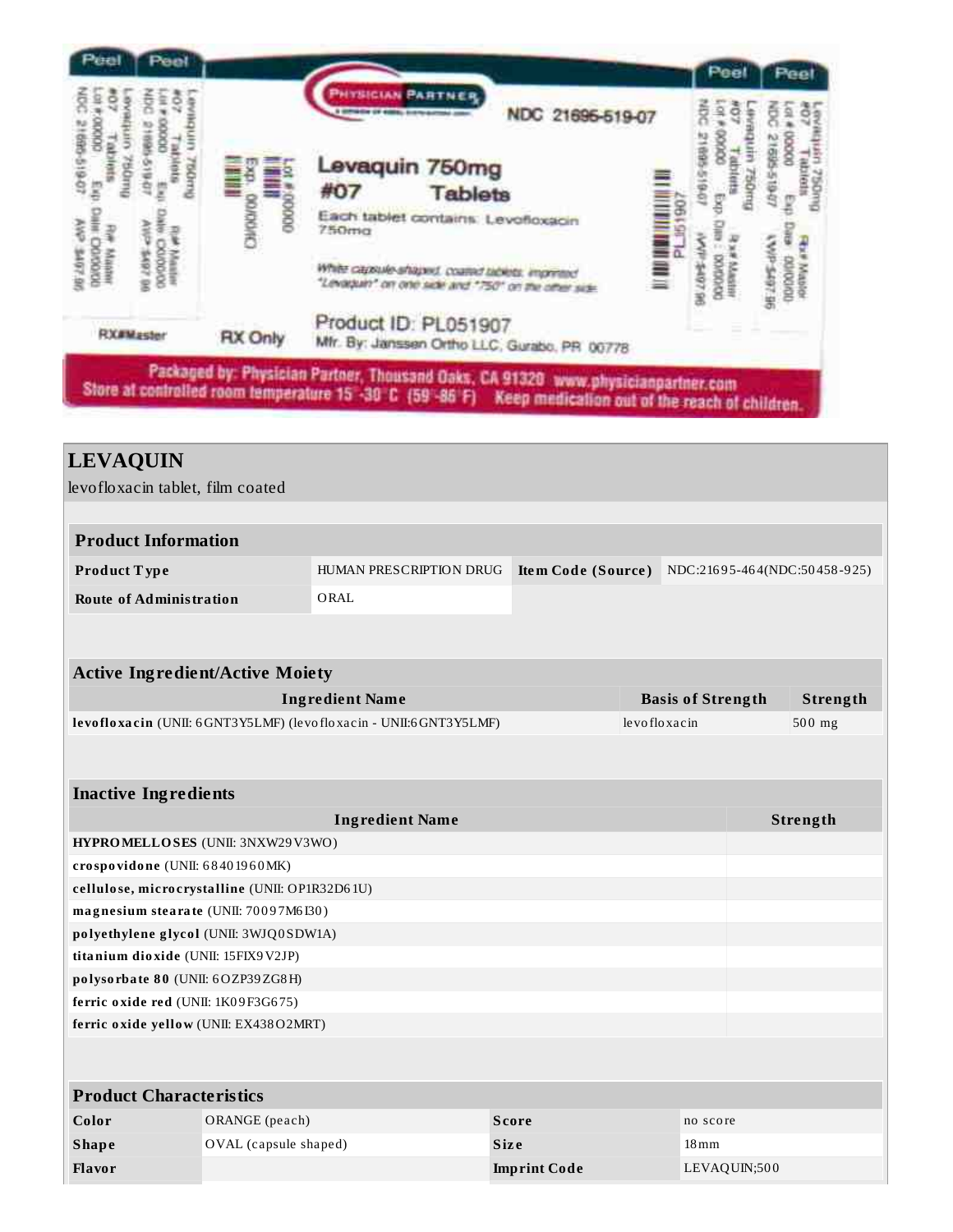Peel Peel

Levaquin 750mg
#07 Tablets
Lot # 00000
NDC 21695-519-07
Exp Date 00/00/00
Rx# Master
AWP $497.96

Lot # 00000
Exp. 00/00/00

PHYSICIAN PARTNER

NDC 21695-519-07

**Levaquin 750mg**
**#07 Tablets**

Each tablet contains: Levofloxacin 750mg

*White capsule-shaped, coated tablets, imprinted "Levaquin" on one side and "750" on the other side.*

PL051907

Product ID: PL051907
Mfr. By: Janssen Ortho LLC, Gurabo, PR 00778

RX#Master

RX Only

Peel Peel

Levaquin 750mg
#07 Tablets
Lot # 00000
NDC 21695-519-07
Exp Date 00/00/00
Rx# Master
AWP $497.96

**Packaged by: Physician Partner, Thousand Oaks, CA 91320 www.physicianpartner.com**
**Store at controlled room temperature 15°-30°C (59°-86°F) Keep medication out of the reach of children.**

## LEVAQUIN

levofloxacin tablet, film coated

| Product Information | | | |
|---|---|---|---|
| **Product Type** | HUMAN PRESCRIPTION DRUG | **Item Code (Source)** | NDC:21695-464(NDC:50458-925) |
| **Route of Administration** | ORAL | | |

| Active Ingredient/Active Moiety | | |
|---|---|---|
| **Ingredient Name** | **Basis of Strength** | **Strength** |
| **levofloxacin** (UNII: 6GNT3Y5LMF) (levofloxacin - UNII:6GNT3Y5LMF) | levofloxacin | 500 mg |

| Inactive Ingredients | |
|---|---|
| **Ingredient Name** | **Strength** |
| **HYPROMELLOSES** (UNII: 3NXW29V3WO) | |
| **crospovidone** (UNII: 68401960MK) | |
| **cellulose, microcrystalline** (UNII: OP1R32D61U) | |
| **magnesium stearate** (UNII: 70097M6I30) | |
| **polyethylene glycol** (UNII: 3WJQ0SDW1A) | |
| **titanium dioxide** (UNII: 15FIX9V2JP) | |
| **polysorbate 80** (UNII: 6OZP39ZG8H) | |
| **ferric oxide red** (UNII: 1K09F3G675) | |
| **ferric oxide yellow** (UNII: EX438O2MRT) | |

| Product Characteristics | | | |
|---|---|---|---|
| **Color** | ORANGE (peach) | **Score** | no score |
| **Shape** | OVAL (capsule shaped) | **Size** | 18mm |
| **Flavor** | | **Imprint Code** | LEVAQUIN;500 |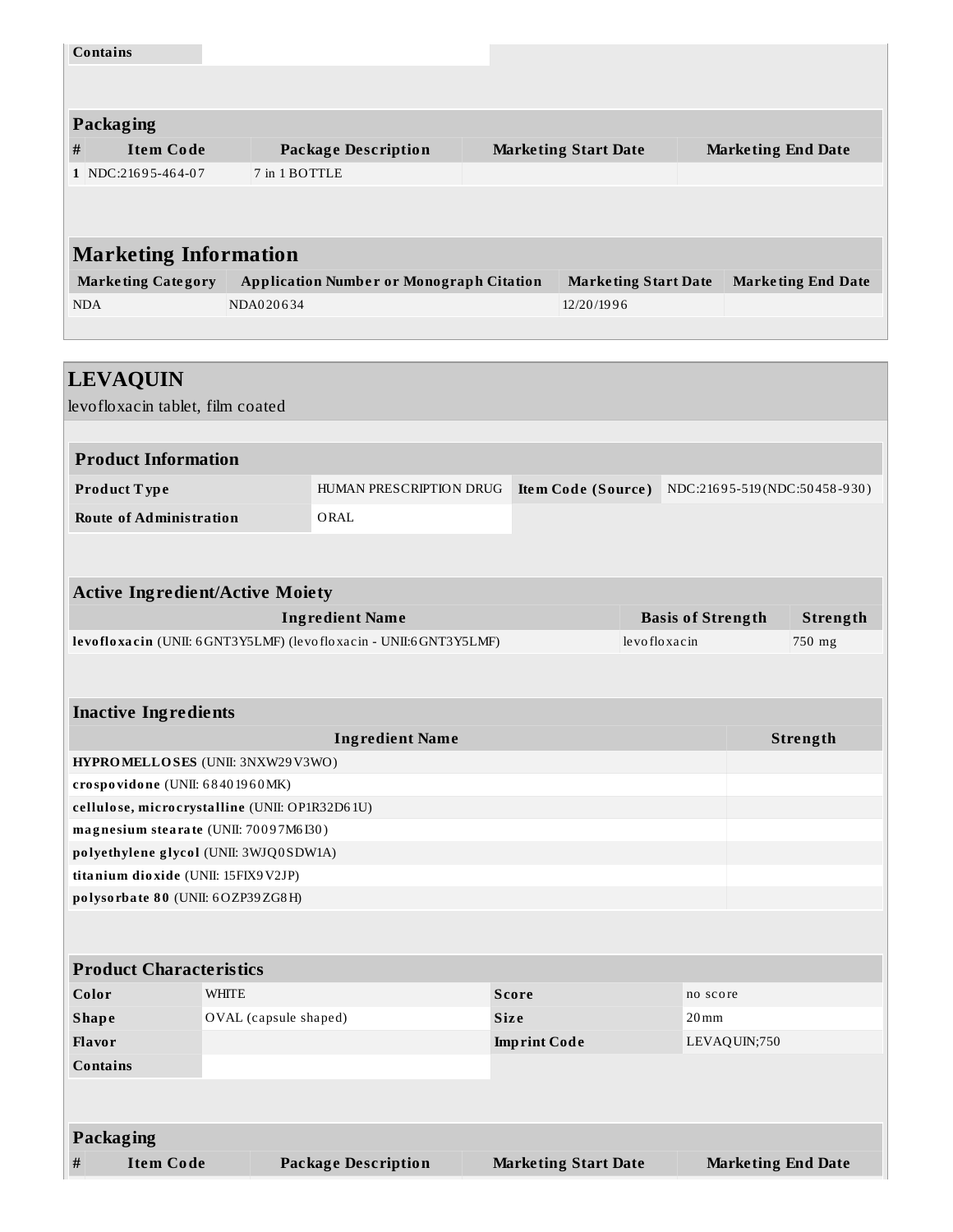| Contains | |
|---|---|

**Packaging**

| # | Item Code | Package Description | Marketing Start Date | Marketing End Date |
|---|---|---|---|---|
| 1 | NDC:21695-464-07 | 7 in 1 BOTTLE | | |

## Marketing Information

| Marketing Category | Application Number or Monograph Citation | Marketing Start Date | Marketing End Date |
|---|---|---|---|
| NDA | NDA020634 | 12/20/1996 | |

## LEVAQUIN

levofloxacin tablet, film coated

**Product Information**

| Product Type | HUMAN PRESCRIPTION DRUG | Item Code (Source) | NDC:21695-519(NDC:50458-930) |
|---|---|---|---|
| Route of Administration | ORAL | | |

**Active Ingredient/Active Moiety**

| Ingredient Name | Basis of Strength | Strength |
|---|---|---|
| **levofloxacin** (UNII: 6GNT3Y5LMF) (levofloxacin - UNII:6GNT3Y5LMF) | levofloxacin | 750 mg |

**Inactive Ingredients**

| Ingredient Name | Strength |
|---|---|
| **HYPROMELLOSES** (UNII: 3NXW29V3WO) | |
| **crospovidone** (UNII: 68401960MK) | |
| **cellulose, microcrystalline** (UNII: OP1R32D61U) | |
| **magnesium stearate** (UNII: 70097M6I30) | |
| **polyethylene glycol** (UNII: 3WJQ0SDW1A) | |
| **titanium dioxide** (UNII: 15FIX9V2JP) | |
| **polysorbate 80** (UNII: 6OZP39ZG8H) | |

**Product Characteristics**

| Color | WHITE | Score | no score |
|---|---|---|---|
| Shape | OVAL (capsule shaped) | Size | 20mm |
| Flavor | | Imprint Code | LEVAQUIN;750 |
| Contains | | | |

**Packaging**

| # | Item Code | Package Description | Marketing Start Date | Marketing End Date |
|---|---|---|---|---|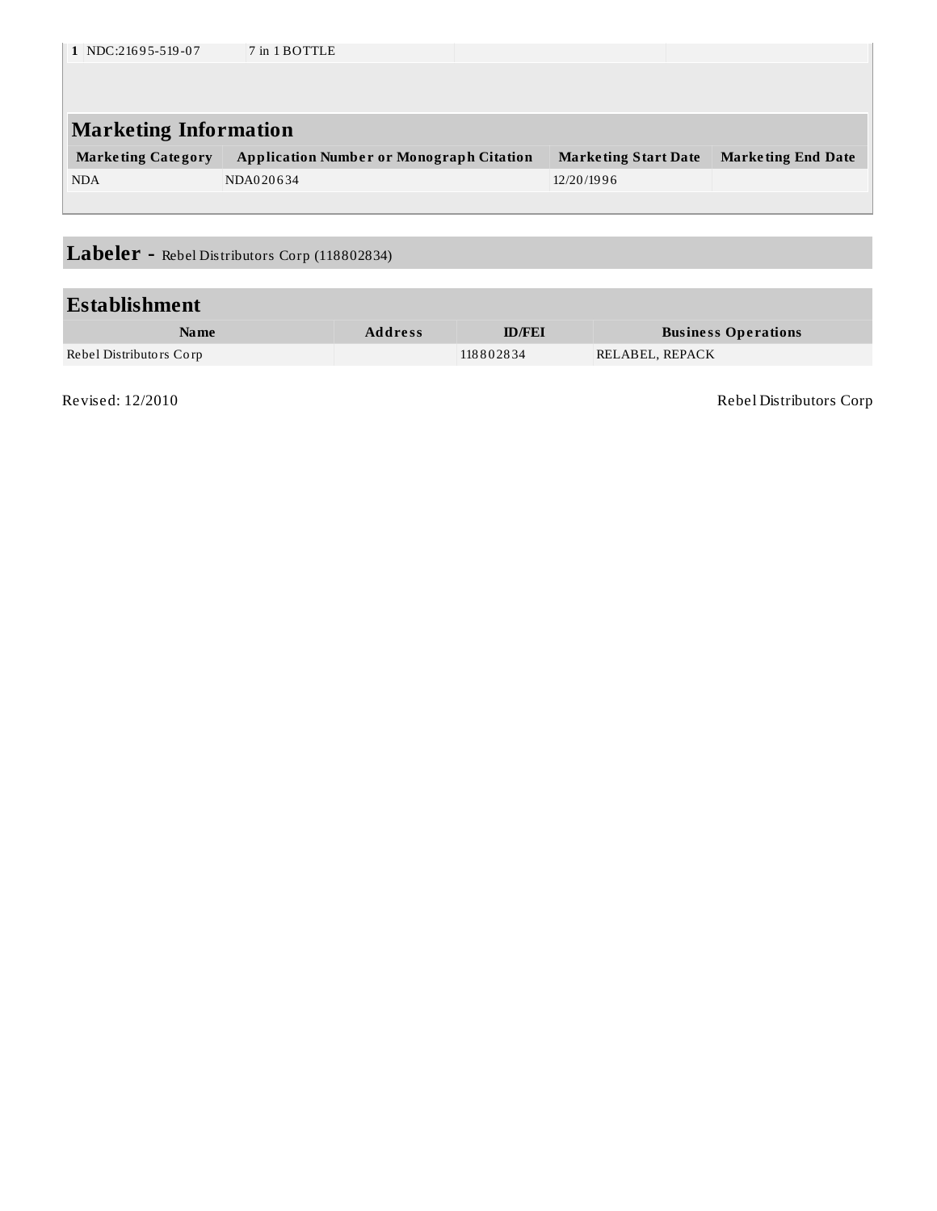| | | | | |
|---|---|---|---|---|
| 1 | NDC:21695-519-07 | 7 in 1 BOTTLE | | |

## Marketing Information

| Marketing Category | Application Number or Monograph Citation | Marketing Start Date | Marketing End Date |
|---|---|---|---|
| NDA | NDA020634 | 12/20/1996 | |

## Labeler - Rebel Distributors Corp (118802834)

## Establishment

| Name | Address | ID/FEI | Business Operations |
|---|---|---|---|
| Rebel Distributors Corp | | 118802834 | RELABEL, REPACK |

Revised: 12/2010

Rebel Distributors Corp